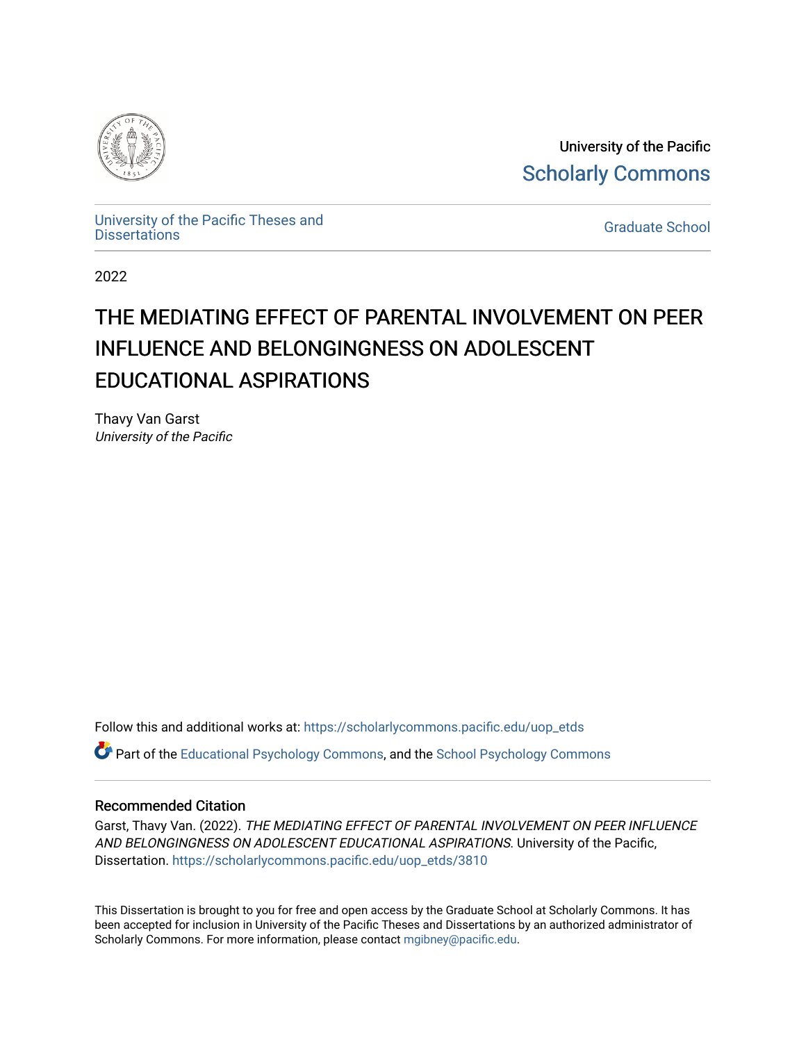University of the Pacific

Scholarly Commons

University of the Pacific Theses and Dissertations

Graduate School

2022

# THE MEDIATING EFFECT OF PARENTAL INVOLVEMENT ON PEER INFLUENCE AND BELONGINGNESS ON ADOLESCENT EDUCATIONAL ASPIRATIONS

Thavy Van Garst
*University of the Pacific*

Follow this and additional works at: https://scholarlycommons.pacific.edu/uop_etds

Part of the Educational Psychology Commons, and the School Psychology Commons

## Recommended Citation

Garst, Thavy Van. (2022). *THE MEDIATING EFFECT OF PARENTAL INVOLVEMENT ON PEER INFLUENCE AND BELONGINGNESS ON ADOLESCENT EDUCATIONAL ASPIRATIONS*. University of the Pacific, Dissertation. https://scholarlycommons.pacific.edu/uop_etds/3810

This Dissertation is brought to you for free and open access by the Graduate School at Scholarly Commons. It has been accepted for inclusion in University of the Pacific Theses and Dissertations by an authorized administrator of Scholarly Commons. For more information, please contact mgibney@pacific.edu.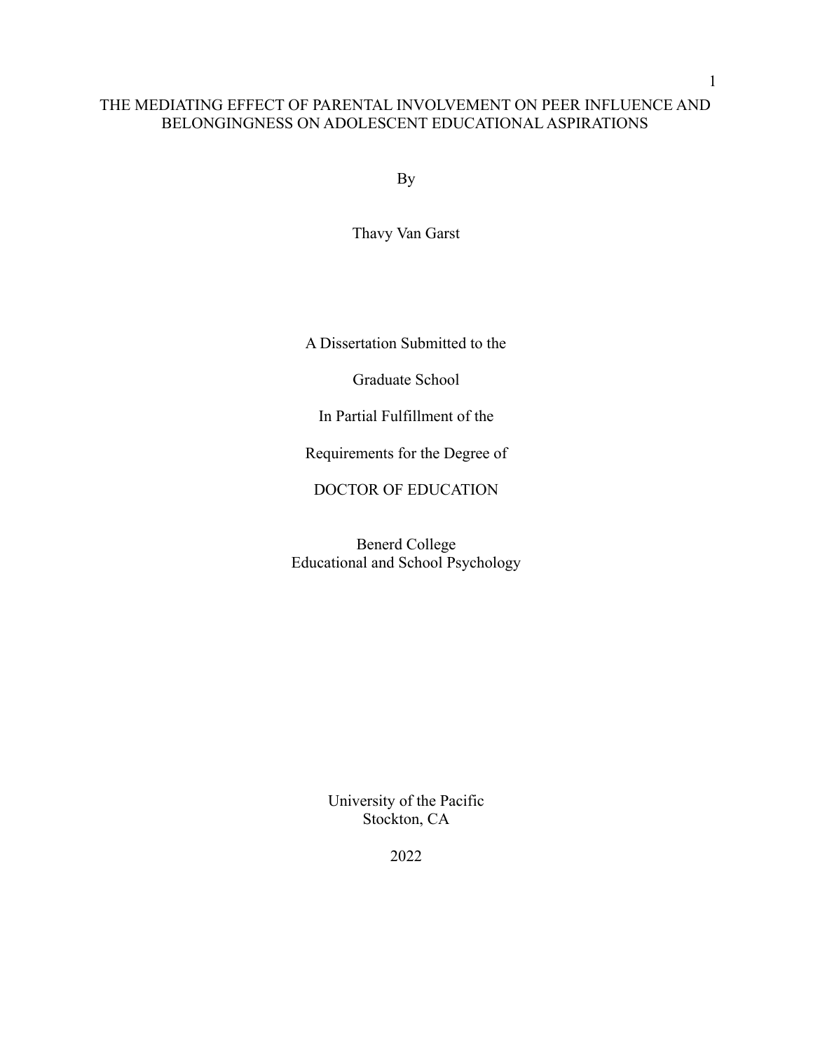# THE MEDIATING EFFECT OF PARENTAL INVOLVEMENT ON PEER INFLUENCE AND BELONGINGNESS ON ADOLESCENT EDUCATIONAL ASPIRATIONS

By

Thavy Van Garst

A Dissertation Submitted to the

Graduate School

In Partial Fulfillment of the

Requirements for the Degree of

DOCTOR OF EDUCATION

Benerd College
Educational and School Psychology

University of the Pacific
Stockton, CA

2022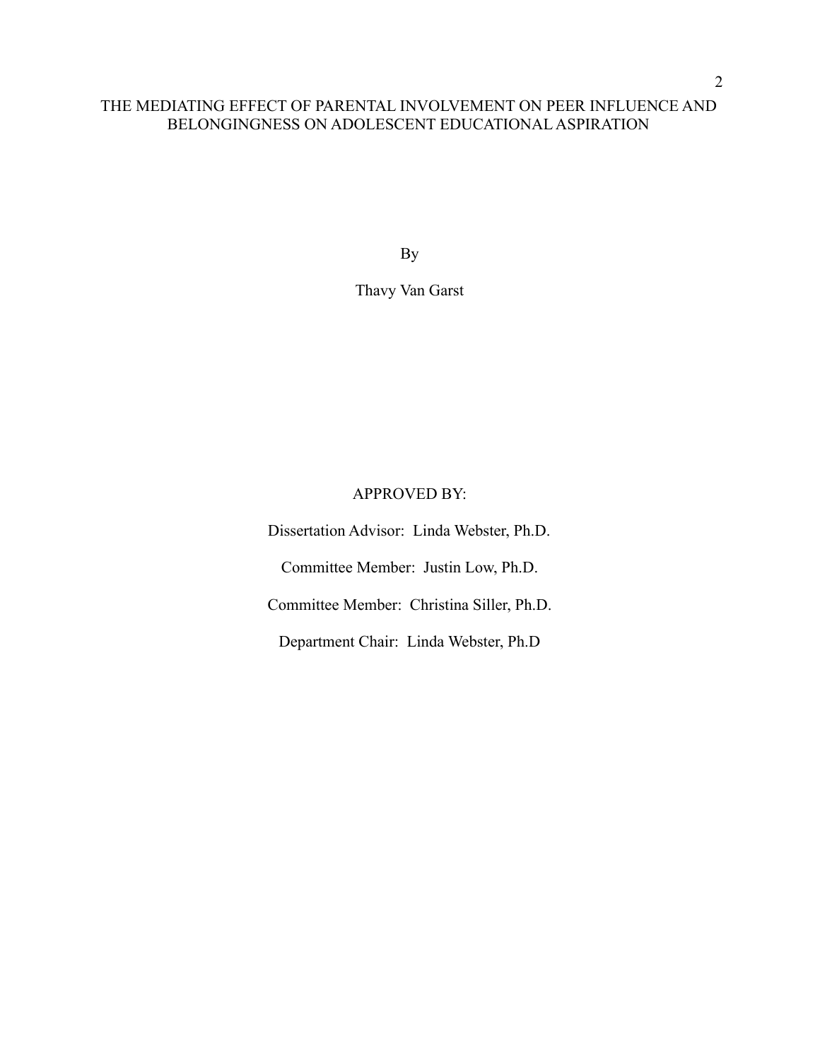# THE MEDIATING EFFECT OF PARENTAL INVOLVEMENT ON PEER INFLUENCE AND BELONGINGNESS ON ADOLESCENT EDUCATIONAL ASPIRATION

By

Thavy Van Garst

APPROVED BY:

Dissertation Advisor: Linda Webster, Ph.D.

Committee Member: Justin Low, Ph.D.

Committee Member: Christina Siller, Ph.D.

Department Chair: Linda Webster, Ph.D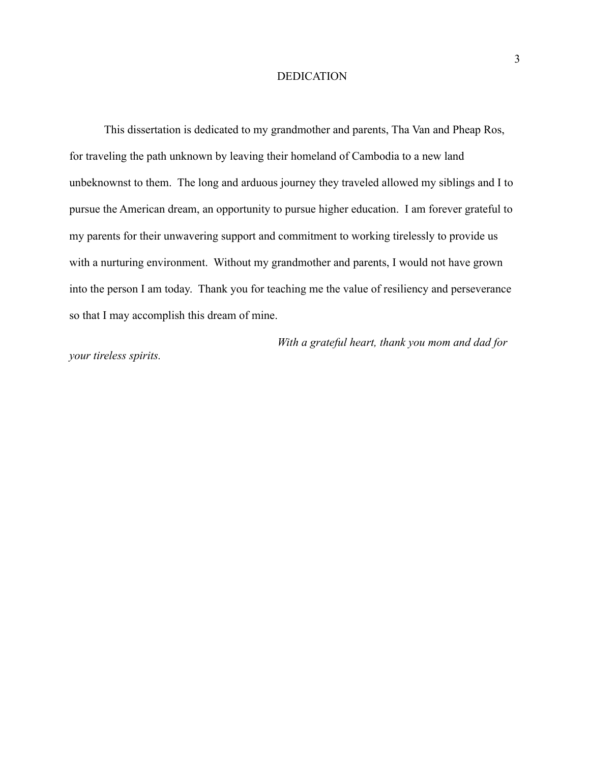# DEDICATION

This dissertation is dedicated to my grandmother and parents, Tha Van and Pheap Ros, for traveling the path unknown by leaving their homeland of Cambodia to a new land unbeknownst to them. The long and arduous journey they traveled allowed my siblings and I to pursue the American dream, an opportunity to pursue higher education. I am forever grateful to my parents for their unwavering support and commitment to working tirelessly to provide us with a nurturing environment. Without my grandmother and parents, I would not have grown into the person I am today. Thank you for teaching me the value of resiliency and perseverance so that I may accomplish this dream of mine.

*With a grateful heart, thank you mom and dad for your tireless spirits.*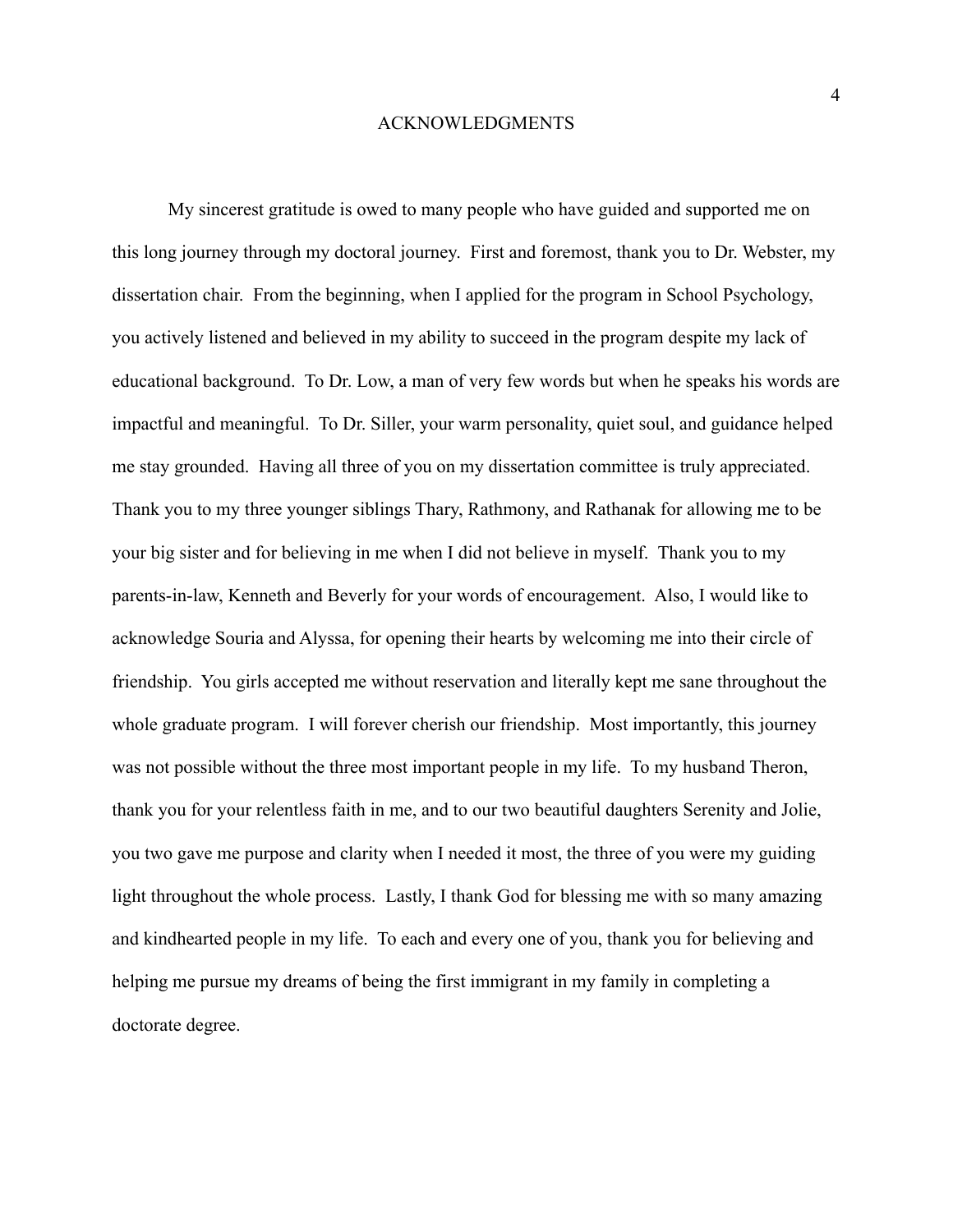# ACKNOWLEDGMENTS

My sincerest gratitude is owed to many people who have guided and supported me on this long journey through my doctoral journey. First and foremost, thank you to Dr. Webster, my dissertation chair. From the beginning, when I applied for the program in School Psychology, you actively listened and believed in my ability to succeed in the program despite my lack of educational background. To Dr. Low, a man of very few words but when he speaks his words are impactful and meaningful. To Dr. Siller, your warm personality, quiet soul, and guidance helped me stay grounded. Having all three of you on my dissertation committee is truly appreciated. Thank you to my three younger siblings Thary, Rathmony, and Rathanak for allowing me to be your big sister and for believing in me when I did not believe in myself. Thank you to my parents-in-law, Kenneth and Beverly for your words of encouragement. Also, I would like to acknowledge Souria and Alyssa, for opening their hearts by welcoming me into their circle of friendship. You girls accepted me without reservation and literally kept me sane throughout the whole graduate program. I will forever cherish our friendship. Most importantly, this journey was not possible without the three most important people in my life. To my husband Theron, thank you for your relentless faith in me, and to our two beautiful daughters Serenity and Jolie, you two gave me purpose and clarity when I needed it most, the three of you were my guiding light throughout the whole process. Lastly, I thank God for blessing me with so many amazing and kindhearted people in my life. To each and every one of you, thank you for believing and helping me pursue my dreams of being the first immigrant in my family in completing a doctorate degree.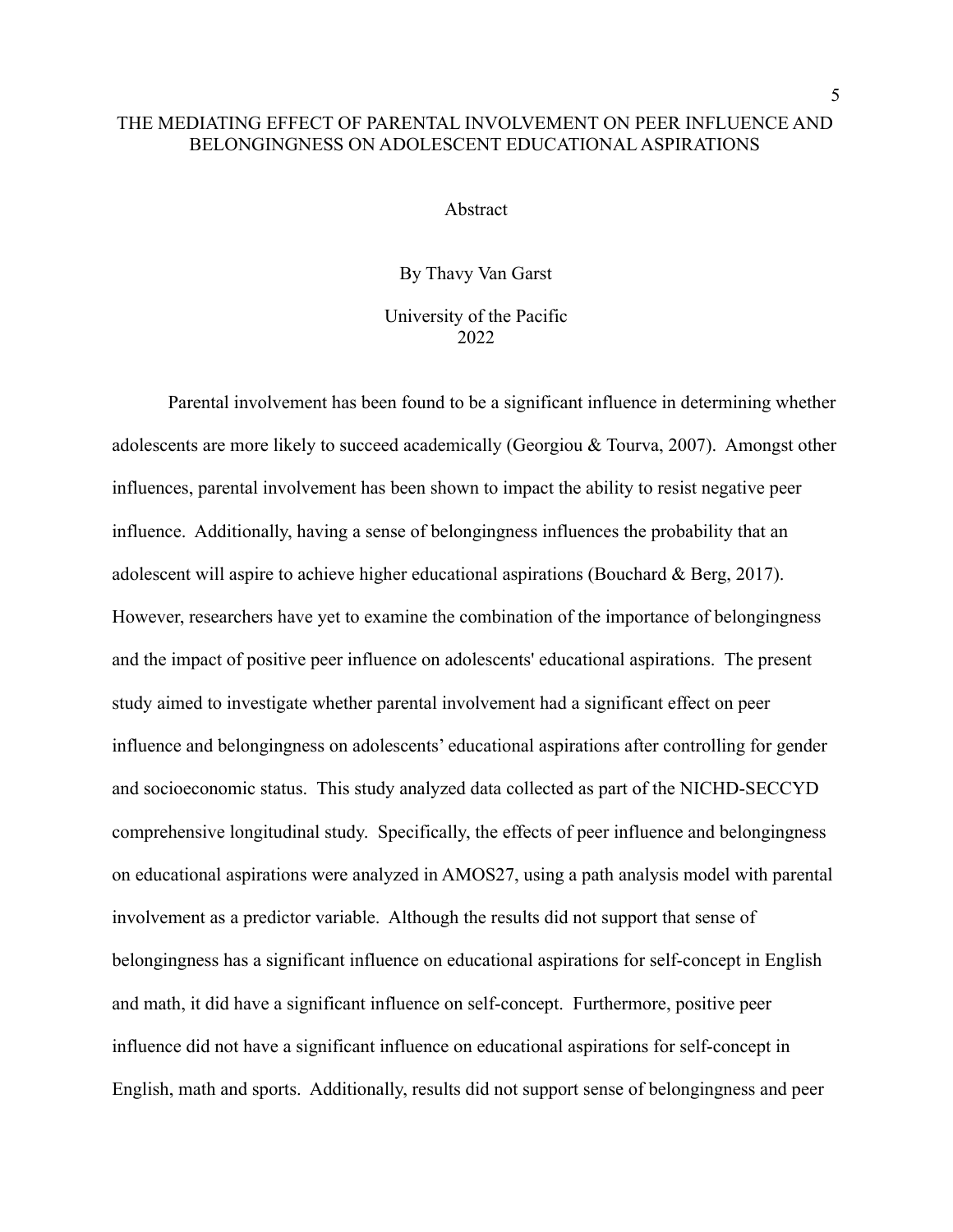# THE MEDIATING EFFECT OF PARENTAL INVOLVEMENT ON PEER INFLUENCE AND BELONGINGNESS ON ADOLESCENT EDUCATIONAL ASPIRATIONS

## Abstract

By Thavy Van Garst

University of the Pacific
2022

Parental involvement has been found to be a significant influence in determining whether adolescents are more likely to succeed academically (Georgiou & Tourva, 2007). Amongst other influences, parental involvement has been shown to impact the ability to resist negative peer influence. Additionally, having a sense of belongingness influences the probability that an adolescent will aspire to achieve higher educational aspirations (Bouchard & Berg, 2017). However, researchers have yet to examine the combination of the importance of belongingness and the impact of positive peer influence on adolescents' educational aspirations. The present study aimed to investigate whether parental involvement had a significant effect on peer influence and belongingness on adolescents' educational aspirations after controlling for gender and socioeconomic status. This study analyzed data collected as part of the NICHD-SECCYD comprehensive longitudinal study. Specifically, the effects of peer influence and belongingness on educational aspirations were analyzed in AMOS27, using a path analysis model with parental involvement as a predictor variable. Although the results did not support that sense of belongingness has a significant influence on educational aspirations for self-concept in English and math, it did have a significant influence on self-concept. Furthermore, positive peer influence did not have a significant influence on educational aspirations for self-concept in English, math and sports. Additionally, results did not support sense of belongingness and peer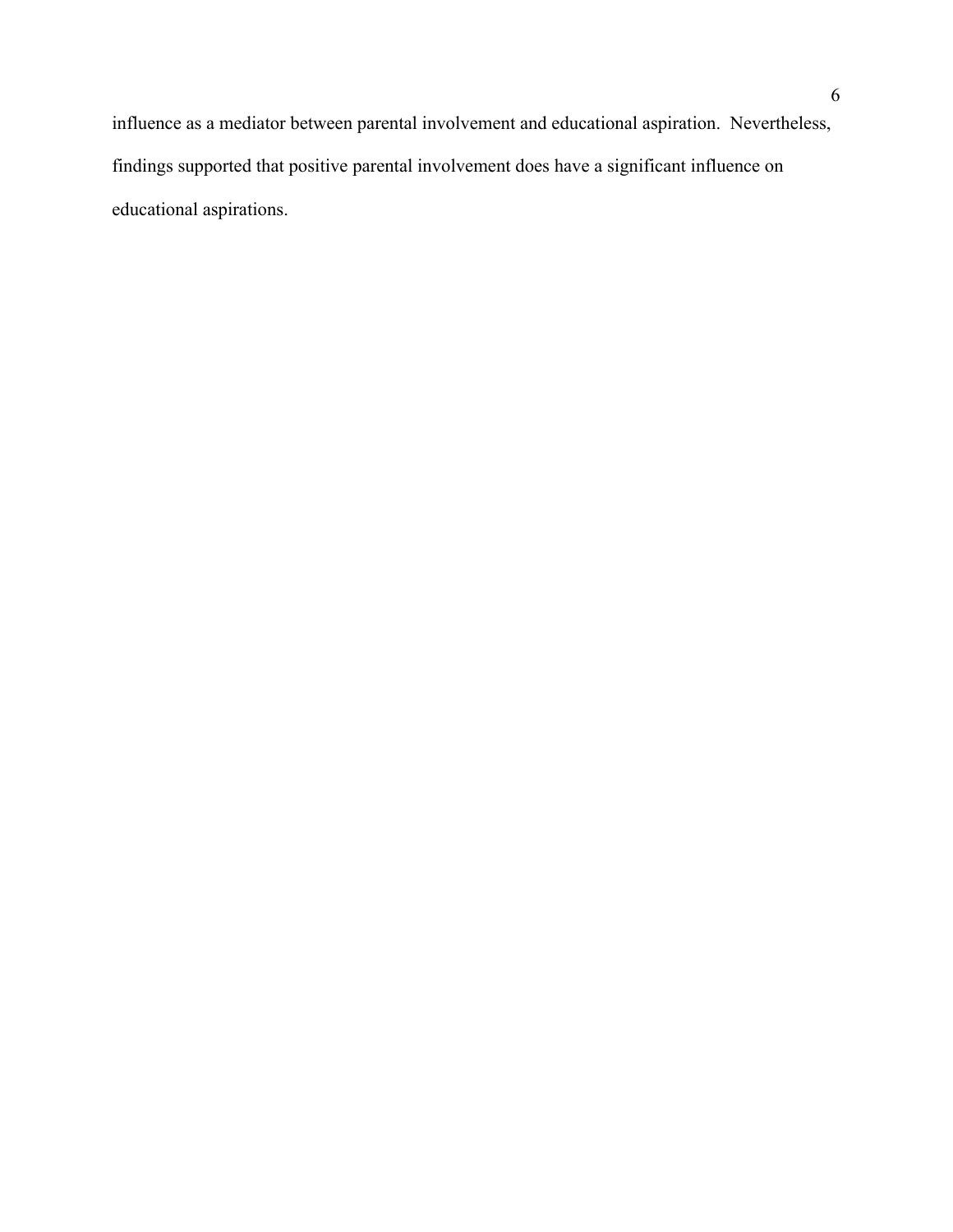influence as a mediator between parental involvement and educational aspiration.  Nevertheless, findings supported that positive parental involvement does have a significant influence on educational aspirations.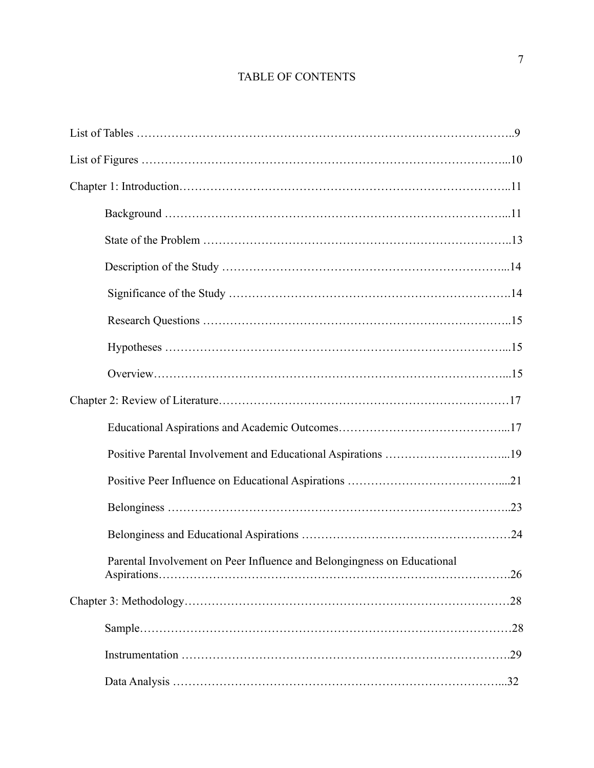# TABLE OF CONTENTS

List of Tables ……………………………………………………………………………………..9

List of Figures …………………………………………………………………………………...10

Chapter 1: Introduction………………………………………………………………………..11

- Background ……………………………………………………………………………...11
- State of the Problem ……………………………………………………………………..13
- Description of the Study ………………………………………………………………...14
- Significance of the Study ……………………………………………………………….14
- Research Questions ……………………………………………………………………..15
- Hypotheses ……………………………………………………………………………...15
- Overview………………………………………………………………………………...15

Chapter 2: Review of Literature………………………………………………………………17

- Educational Aspirations and Academic Outcomes……………………………………...17
- Positive Parental Involvement and Educational Aspirations ………………………...19
- Positive Peer Influence on Educational Aspirations ……………………………….....21
- Belonginess ……………………………………………………………………………..23
- Belonginess and Educational Aspirations ………………………………………………24
- Parental Involvement on Peer Influence and Belongingness on Educational Aspirations……………………………………………………………………………….26

Chapter 3: Methodology………………………………………………………………………28

- Sample……………………………………………………………………………………28
- Instrumentation ………………………………………………………………………….29
- Data Analysis …………………………………………………………………………...32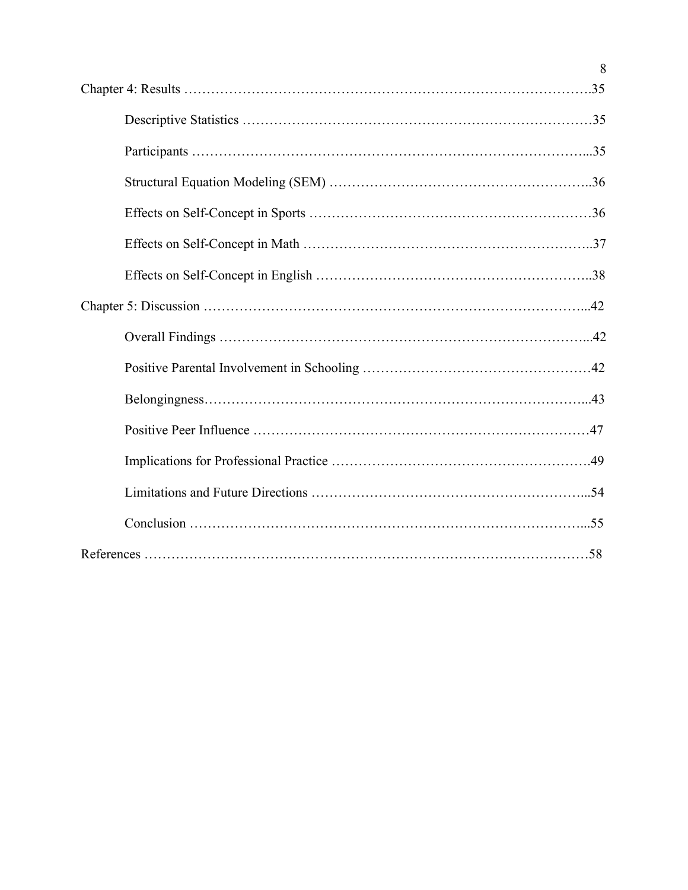Chapter 4: Results ……………………………………………………………………………….35

Descriptive Statistics …………………………………………………………………35

Participants ……………………………………………………………………………...35

Structural Equation Modeling (SEM) ………………………………………………..36

Effects on Self-Concept in Sports ……………………………………………………36

Effects on Self-Concept in Math ……………………………………………………..37

Effects on Self-Concept in English …………………………………………………..38

Chapter 5: Discussion ………………………………………………………………………...42

Overall Findings ……………………………………………………………………...42

Positive Parental Involvement in Schooling …………………………………………42

Belongingness………………………………………………………………………...43

Positive Peer Influence ………………………………………………………………47

Implications for Professional Practice ……………………………………………….49

Limitations and Future Directions …………………………………………………...54

Conclusion …………………………………………………………………………...55

References ……………………………………………………………………………………58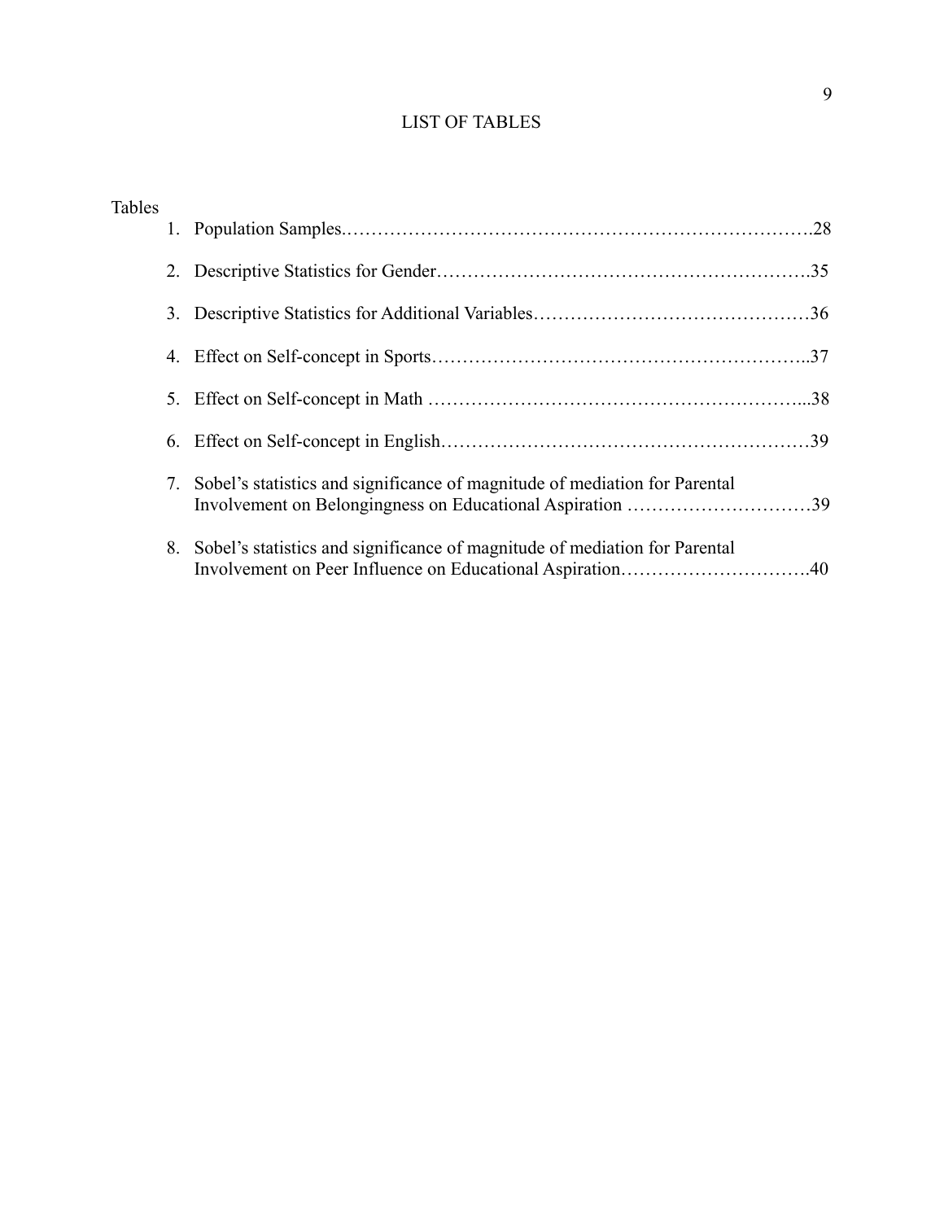# LIST OF TABLES

Tables

1. Population Samples……………………………………………………………….28
2. Descriptive Statistics for Gender…………………………………………………..35
3. Descriptive Statistics for Additional Variables………………………………………36
4. Effect on Self-concept in Sports…………………………………………………..37
5. Effect on Self-concept in Math …………………………………………………...38
6. Effect on Self-concept in English…………………………………………………39
7. Sobel's statistics and significance of magnitude of mediation for Parental Involvement on Belongingness on Educational Aspiration …………………………39
8. Sobel's statistics and significance of magnitude of mediation for Parental Involvement on Peer Influence on Educational Aspiration………………………….40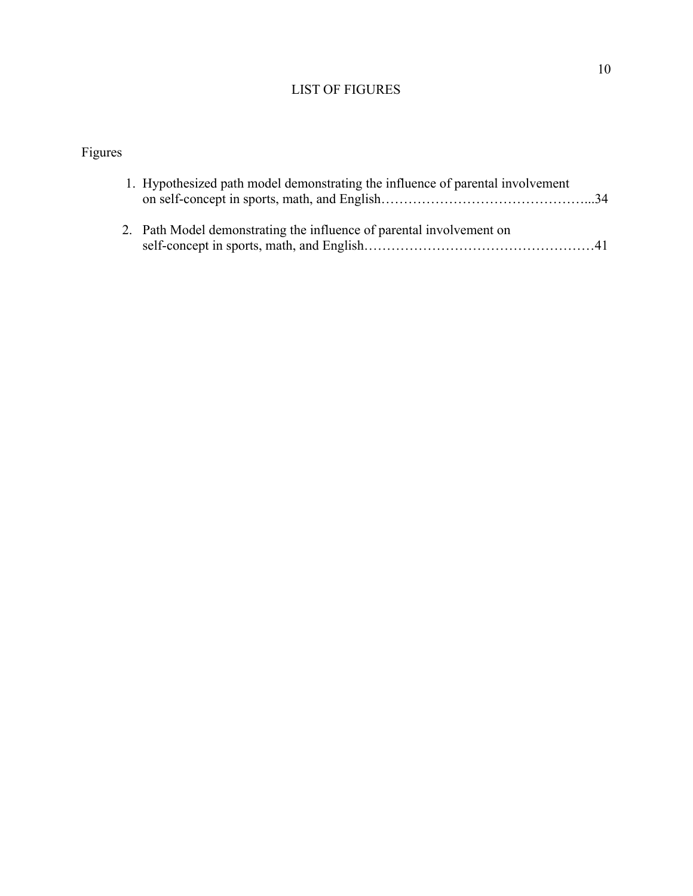# LIST OF FIGURES

Figures

1. Hypothesized path model demonstrating the influence of parental involvement on self-concept in sports, math, and English……………………………………...34

2. Path Model demonstrating the influence of parental involvement on self-concept in sports, math, and English……………………………………………41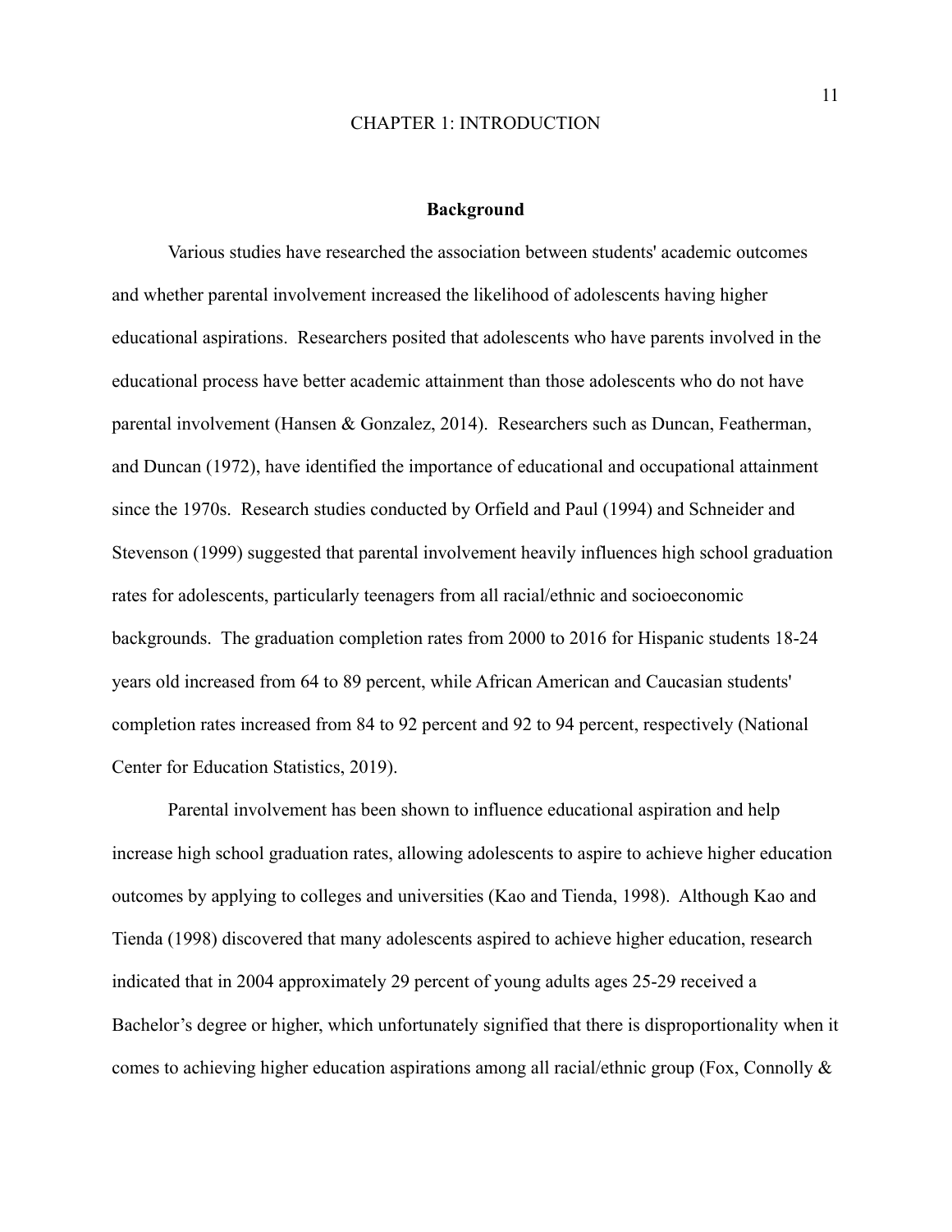# CHAPTER 1: INTRODUCTION

## Background

Various studies have researched the association between students' academic outcomes and whether parental involvement increased the likelihood of adolescents having higher educational aspirations. Researchers posited that adolescents who have parents involved in the educational process have better academic attainment than those adolescents who do not have parental involvement (Hansen & Gonzalez, 2014). Researchers such as Duncan, Featherman, and Duncan (1972), have identified the importance of educational and occupational attainment since the 1970s. Research studies conducted by Orfield and Paul (1994) and Schneider and Stevenson (1999) suggested that parental involvement heavily influences high school graduation rates for adolescents, particularly teenagers from all racial/ethnic and socioeconomic backgrounds. The graduation completion rates from 2000 to 2016 for Hispanic students 18-24 years old increased from 64 to 89 percent, while African American and Caucasian students' completion rates increased from 84 to 92 percent and 92 to 94 percent, respectively (National Center for Education Statistics, 2019).

Parental involvement has been shown to influence educational aspiration and help increase high school graduation rates, allowing adolescents to aspire to achieve higher education outcomes by applying to colleges and universities (Kao and Tienda, 1998). Although Kao and Tienda (1998) discovered that many adolescents aspired to achieve higher education, research indicated that in 2004 approximately 29 percent of young adults ages 25-29 received a Bachelor's degree or higher, which unfortunately signified that there is disproportionality when it comes to achieving higher education aspirations among all racial/ethnic group (Fox, Connolly &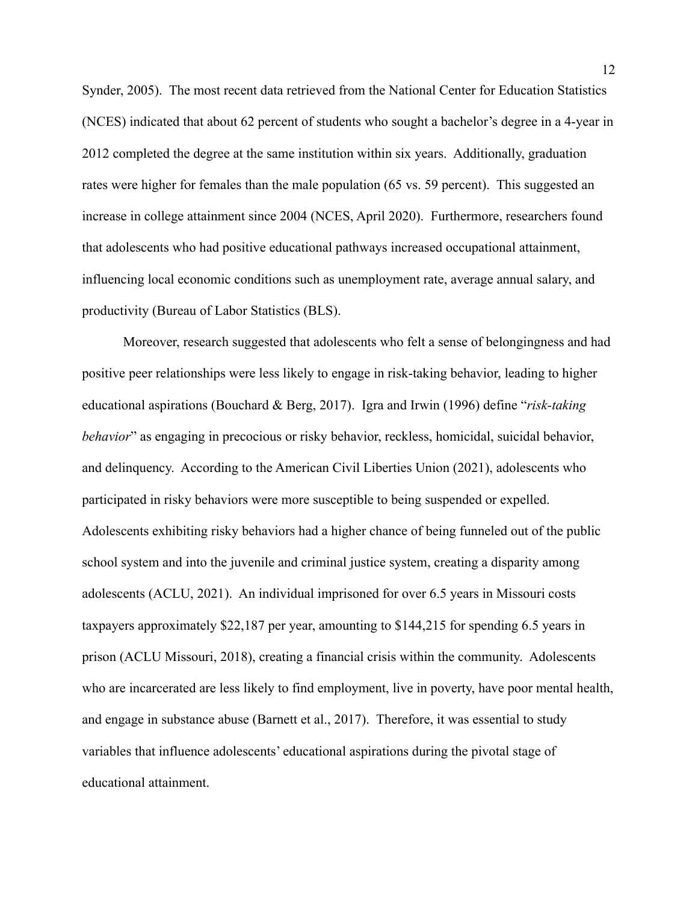Synder, 2005). The most recent data retrieved from the National Center for Education Statistics (NCES) indicated that about 62 percent of students who sought a bachelor's degree in a 4-year in 2012 completed the degree at the same institution within six years. Additionally, graduation rates were higher for females than the male population (65 vs. 59 percent). This suggested an increase in college attainment since 2004 (NCES, April 2020). Furthermore, researchers found that adolescents who had positive educational pathways increased occupational attainment, influencing local economic conditions such as unemployment rate, average annual salary, and productivity (Bureau of Labor Statistics (BLS).

Moreover, research suggested that adolescents who felt a sense of belongingness and had positive peer relationships were less likely to engage in risk-taking behavior, leading to higher educational aspirations (Bouchard & Berg, 2017). Igra and Irwin (1996) define "*risk-taking behavior*" as engaging in precocious or risky behavior, reckless, homicidal, suicidal behavior, and delinquency. According to the American Civil Liberties Union (2021), adolescents who participated in risky behaviors were more susceptible to being suspended or expelled. Adolescents exhibiting risky behaviors had a higher chance of being funneled out of the public school system and into the juvenile and criminal justice system, creating a disparity among adolescents (ACLU, 2021). An individual imprisoned for over 6.5 years in Missouri costs taxpayers approximately $22,187 per year, amounting to $144,215 for spending 6.5 years in prison (ACLU Missouri, 2018), creating a financial crisis within the community. Adolescents who are incarcerated are less likely to find employment, live in poverty, have poor mental health, and engage in substance abuse (Barnett et al., 2017). Therefore, it was essential to study variables that influence adolescents' educational aspirations during the pivotal stage of educational attainment.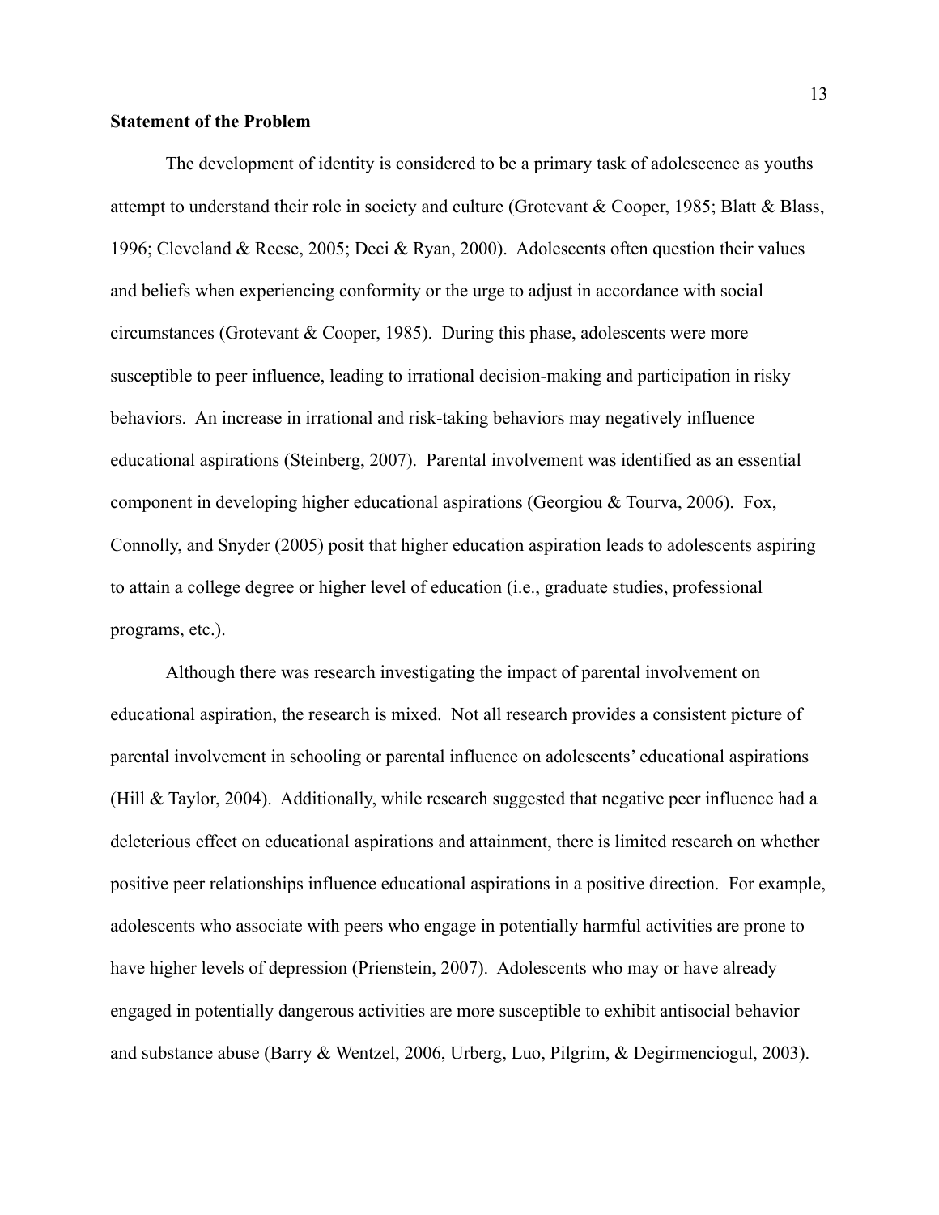**Statement of the Problem**

The development of identity is considered to be a primary task of adolescence as youths attempt to understand their role in society and culture (Grotevant & Cooper, 1985; Blatt & Blass, 1996; Cleveland & Reese, 2005; Deci & Ryan, 2000). Adolescents often question their values and beliefs when experiencing conformity or the urge to adjust in accordance with social circumstances (Grotevant & Cooper, 1985). During this phase, adolescents were more susceptible to peer influence, leading to irrational decision-making and participation in risky behaviors. An increase in irrational and risk-taking behaviors may negatively influence educational aspirations (Steinberg, 2007). Parental involvement was identified as an essential component in developing higher educational aspirations (Georgiou & Tourva, 2006). Fox, Connolly, and Snyder (2005) posit that higher education aspiration leads to adolescents aspiring to attain a college degree or higher level of education (i.e., graduate studies, professional programs, etc.).

Although there was research investigating the impact of parental involvement on educational aspiration, the research is mixed. Not all research provides a consistent picture of parental involvement in schooling or parental influence on adolescents' educational aspirations (Hill & Taylor, 2004). Additionally, while research suggested that negative peer influence had a deleterious effect on educational aspirations and attainment, there is limited research on whether positive peer relationships influence educational aspirations in a positive direction. For example, adolescents who associate with peers who engage in potentially harmful activities are prone to have higher levels of depression (Prienstein, 2007). Adolescents who may or have already engaged in potentially dangerous activities are more susceptible to exhibit antisocial behavior and substance abuse (Barry & Wentzel, 2006, Urberg, Luo, Pilgrim, & Degirmenciogul, 2003).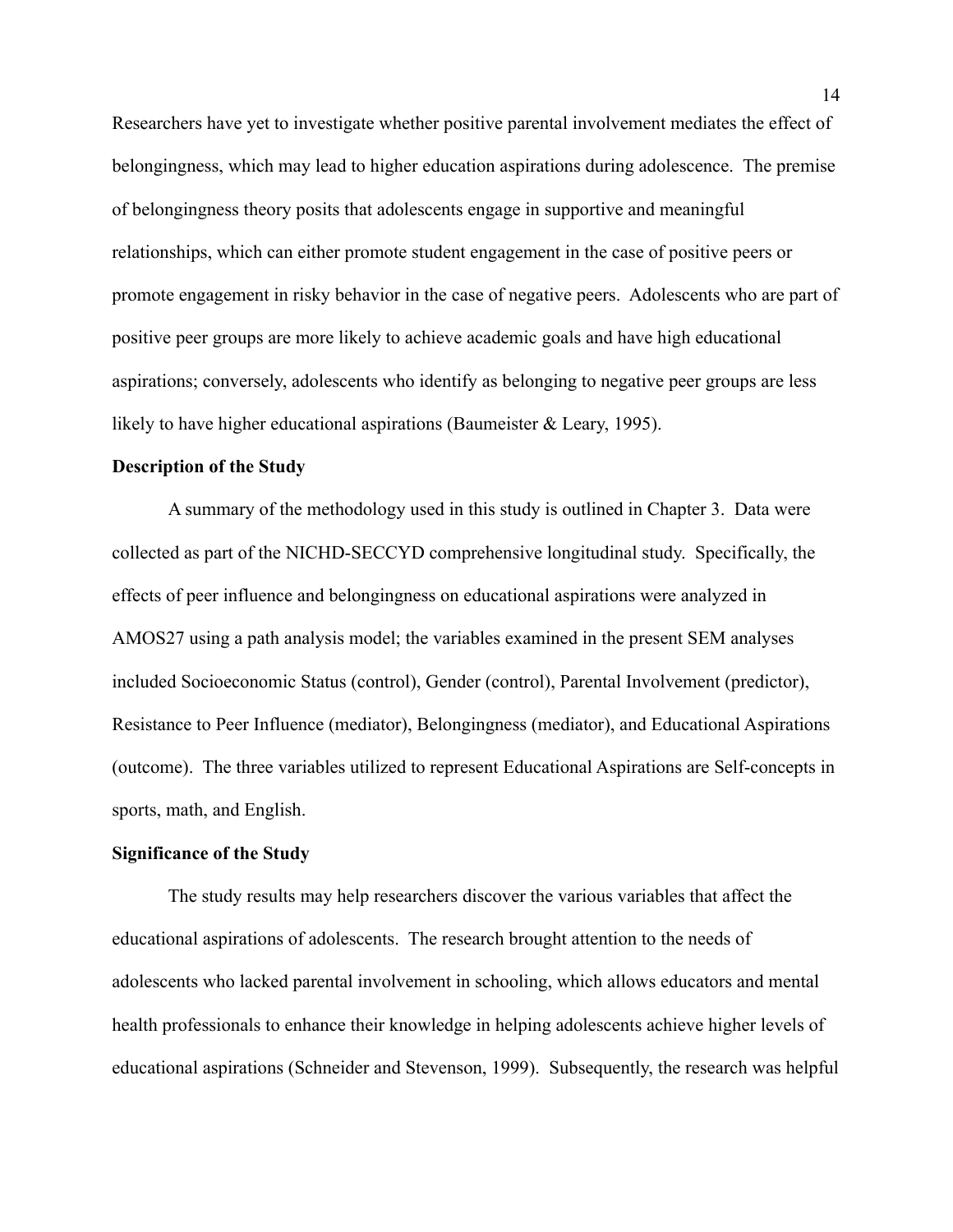Researchers have yet to investigate whether positive parental involvement mediates the effect of belongingness, which may lead to higher education aspirations during adolescence. The premise of belongingness theory posits that adolescents engage in supportive and meaningful relationships, which can either promote student engagement in the case of positive peers or promote engagement in risky behavior in the case of negative peers. Adolescents who are part of positive peer groups are more likely to achieve academic goals and have high educational aspirations; conversely, adolescents who identify as belonging to negative peer groups are less likely to have higher educational aspirations (Baumeister & Leary, 1995).

**Description of the Study**

A summary of the methodology used in this study is outlined in Chapter 3. Data were collected as part of the NICHD-SECCYD comprehensive longitudinal study. Specifically, the effects of peer influence and belongingness on educational aspirations were analyzed in AMOS27 using a path analysis model; the variables examined in the present SEM analyses included Socioeconomic Status (control), Gender (control), Parental Involvement (predictor), Resistance to Peer Influence (mediator), Belongingness (mediator), and Educational Aspirations (outcome). The three variables utilized to represent Educational Aspirations are Self-concepts in sports, math, and English.

**Significance of the Study**

The study results may help researchers discover the various variables that affect the educational aspirations of adolescents. The research brought attention to the needs of adolescents who lacked parental involvement in schooling, which allows educators and mental health professionals to enhance their knowledge in helping adolescents achieve higher levels of educational aspirations (Schneider and Stevenson, 1999). Subsequently, the research was helpful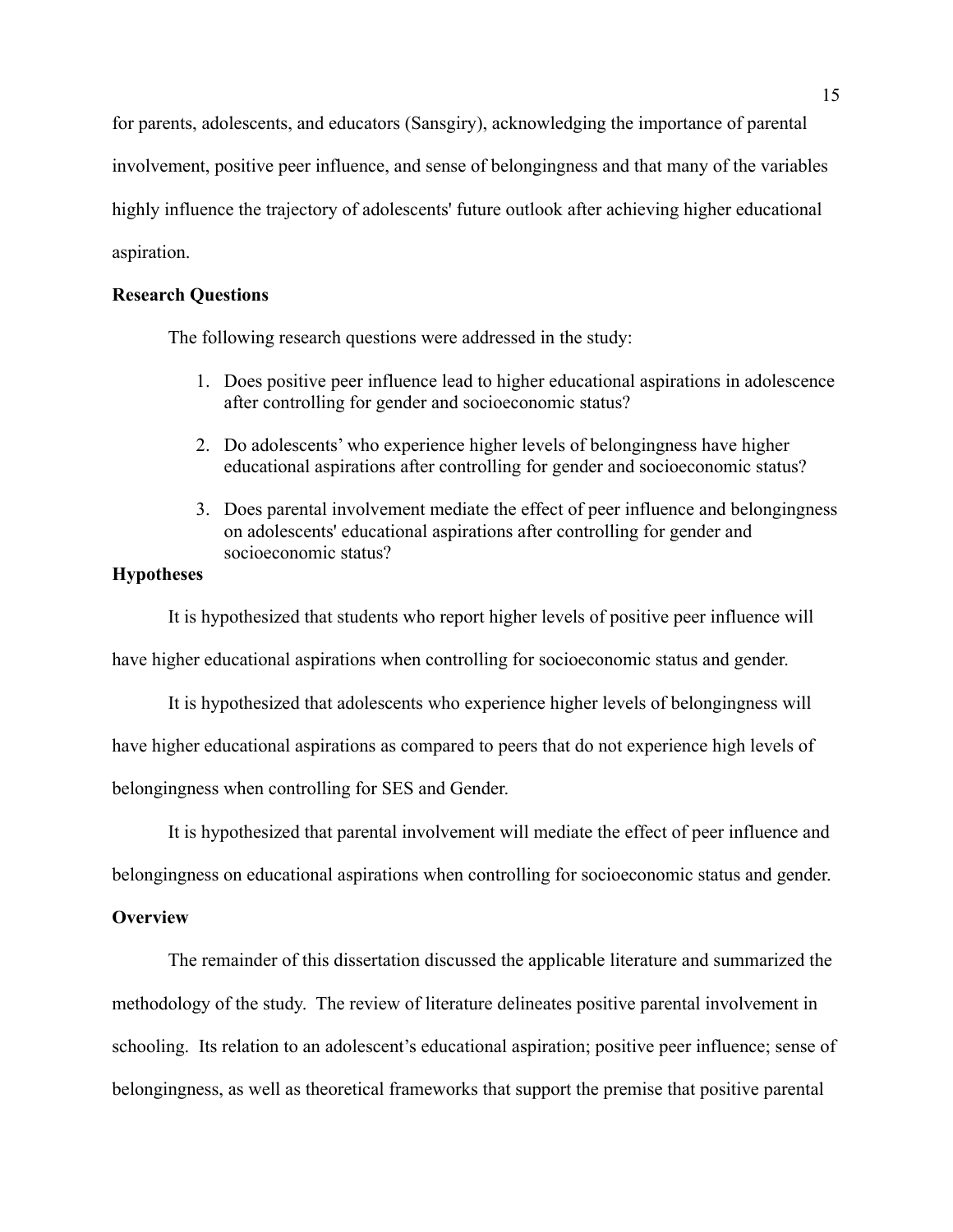for parents, adolescents, and educators (Sansgiry), acknowledging the importance of parental involvement, positive peer influence, and sense of belongingness and that many of the variables highly influence the trajectory of adolescents' future outlook after achieving higher educational aspiration.

**Research Questions**

The following research questions were addressed in the study:

1. Does positive peer influence lead to higher educational aspirations in adolescence after controlling for gender and socioeconomic status?
2. Do adolescents' who experience higher levels of belongingness have higher educational aspirations after controlling for gender and socioeconomic status?
3. Does parental involvement mediate the effect of peer influence and belongingness on adolescents' educational aspirations after controlling for gender and socioeconomic status?

**Hypotheses**

It is hypothesized that students who report higher levels of positive peer influence will have higher educational aspirations when controlling for socioeconomic status and gender.

It is hypothesized that adolescents who experience higher levels of belongingness will have higher educational aspirations as compared to peers that do not experience high levels of belongingness when controlling for SES and Gender.

It is hypothesized that parental involvement will mediate the effect of peer influence and belongingness on educational aspirations when controlling for socioeconomic status and gender.

**Overview**

The remainder of this dissertation discussed the applicable literature and summarized the methodology of the study. The review of literature delineates positive parental involvement in schooling. Its relation to an adolescent's educational aspiration; positive peer influence; sense of belongingness, as well as theoretical frameworks that support the premise that positive parental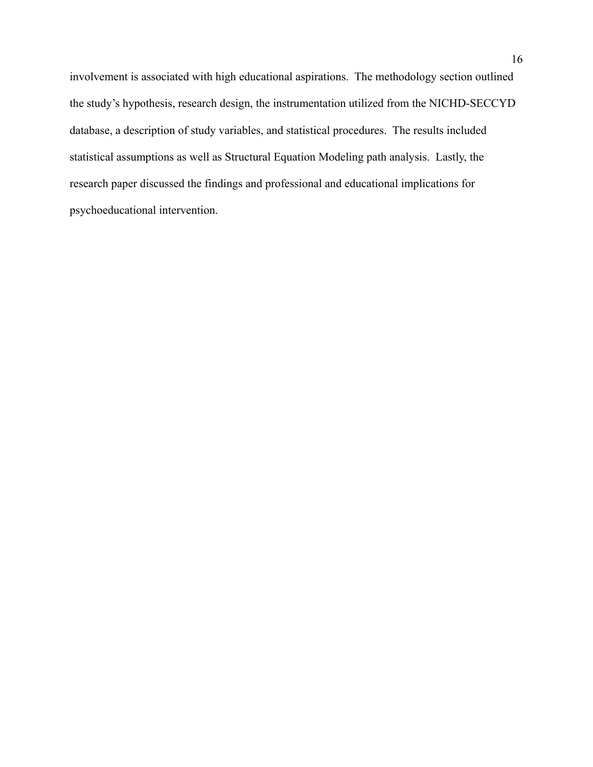involvement is associated with high educational aspirations. The methodology section outlined the study's hypothesis, research design, the instrumentation utilized from the NICHD-SECCYD database, a description of study variables, and statistical procedures. The results included statistical assumptions as well as Structural Equation Modeling path analysis. Lastly, the research paper discussed the findings and professional and educational implications for psychoeducational intervention.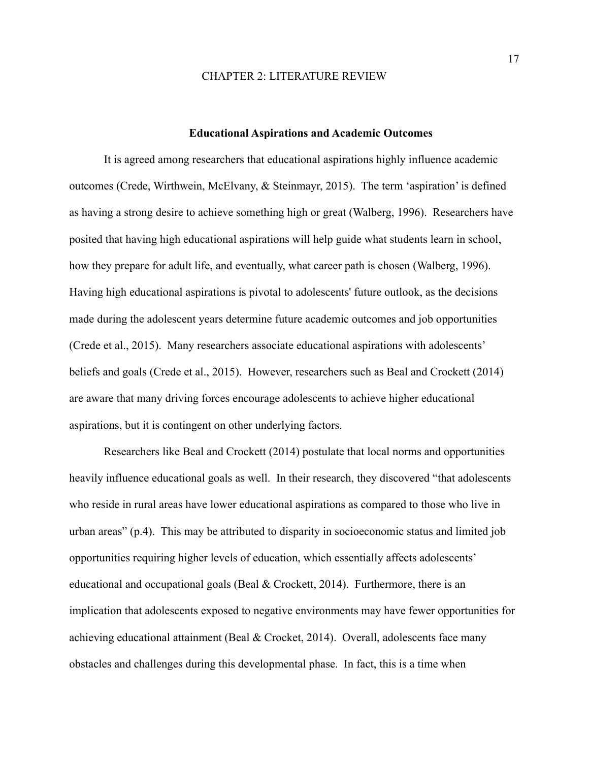# CHAPTER 2: LITERATURE REVIEW

## Educational Aspirations and Academic Outcomes

It is agreed among researchers that educational aspirations highly influence academic outcomes (Crede, Wirthwein, McElvany, & Steinmayr, 2015). The term 'aspiration' is defined as having a strong desire to achieve something high or great (Walberg, 1996). Researchers have posited that having high educational aspirations will help guide what students learn in school, how they prepare for adult life, and eventually, what career path is chosen (Walberg, 1996). Having high educational aspirations is pivotal to adolescents' future outlook, as the decisions made during the adolescent years determine future academic outcomes and job opportunities (Crede et al., 2015). Many researchers associate educational aspirations with adolescents' beliefs and goals (Crede et al., 2015). However, researchers such as Beal and Crockett (2014) are aware that many driving forces encourage adolescents to achieve higher educational aspirations, but it is contingent on other underlying factors.

Researchers like Beal and Crockett (2014) postulate that local norms and opportunities heavily influence educational goals as well. In their research, they discovered "that adolescents who reside in rural areas have lower educational aspirations as compared to those who live in urban areas" (p.4). This may be attributed to disparity in socioeconomic status and limited job opportunities requiring higher levels of education, which essentially affects adolescents' educational and occupational goals (Beal & Crockett, 2014). Furthermore, there is an implication that adolescents exposed to negative environments may have fewer opportunities for achieving educational attainment (Beal & Crocket, 2014). Overall, adolescents face many obstacles and challenges during this developmental phase. In fact, this is a time when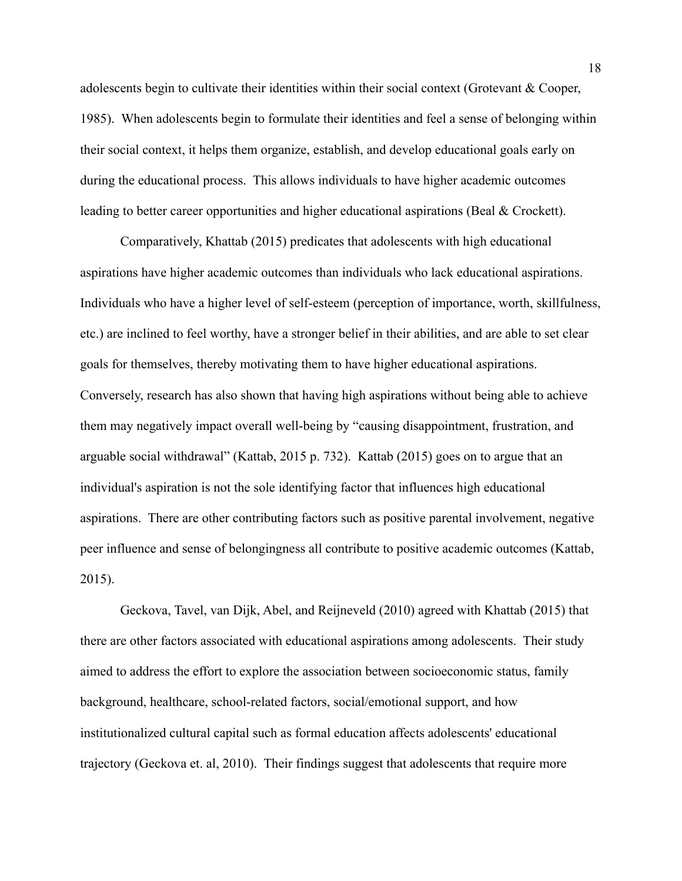adolescents begin to cultivate their identities within their social context (Grotevant & Cooper, 1985). When adolescents begin to formulate their identities and feel a sense of belonging within their social context, it helps them organize, establish, and develop educational goals early on during the educational process. This allows individuals to have higher academic outcomes leading to better career opportunities and higher educational aspirations (Beal & Crockett).

Comparatively, Khattab (2015) predicates that adolescents with high educational aspirations have higher academic outcomes than individuals who lack educational aspirations. Individuals who have a higher level of self-esteem (perception of importance, worth, skillfulness, etc.) are inclined to feel worthy, have a stronger belief in their abilities, and are able to set clear goals for themselves, thereby motivating them to have higher educational aspirations. Conversely, research has also shown that having high aspirations without being able to achieve them may negatively impact overall well-being by "causing disappointment, frustration, and arguable social withdrawal" (Kattab, 2015 p. 732). Kattab (2015) goes on to argue that an individual's aspiration is not the sole identifying factor that influences high educational aspirations. There are other contributing factors such as positive parental involvement, negative peer influence and sense of belongingness all contribute to positive academic outcomes (Kattab, 2015).

Geckova, Tavel, van Dijk, Abel, and Reijneveld (2010) agreed with Khattab (2015) that there are other factors associated with educational aspirations among adolescents. Their study aimed to address the effort to explore the association between socioeconomic status, family background, healthcare, school-related factors, social/emotional support, and how institutionalized cultural capital such as formal education affects adolescents' educational trajectory (Geckova et. al, 2010). Their findings suggest that adolescents that require more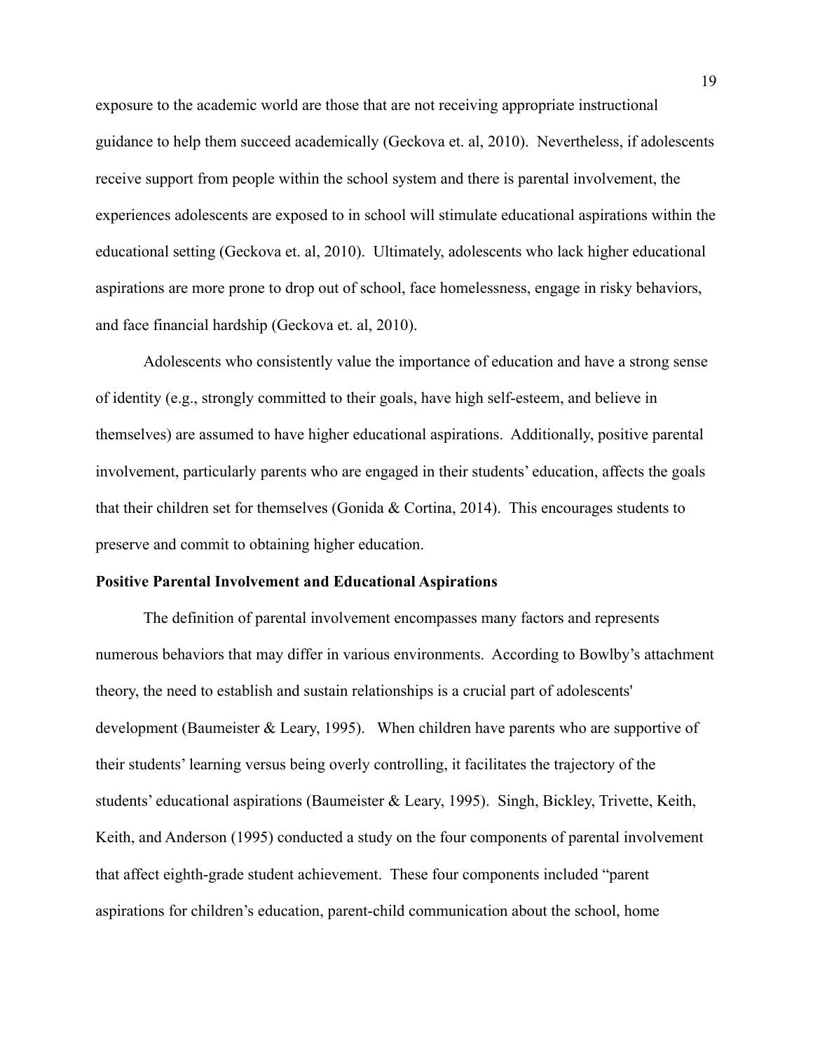exposure to the academic world are those that are not receiving appropriate instructional guidance to help them succeed academically (Geckova et. al, 2010). Nevertheless, if adolescents receive support from people within the school system and there is parental involvement, the experiences adolescents are exposed to in school will stimulate educational aspirations within the educational setting (Geckova et. al, 2010). Ultimately, adolescents who lack higher educational aspirations are more prone to drop out of school, face homelessness, engage in risky behaviors, and face financial hardship (Geckova et. al, 2010).

Adolescents who consistently value the importance of education and have a strong sense of identity (e.g., strongly committed to their goals, have high self-esteem, and believe in themselves) are assumed to have higher educational aspirations. Additionally, positive parental involvement, particularly parents who are engaged in their students' education, affects the goals that their children set for themselves (Gonida & Cortina, 2014). This encourages students to preserve and commit to obtaining higher education.

**Positive Parental Involvement and Educational Aspirations**

The definition of parental involvement encompasses many factors and represents numerous behaviors that may differ in various environments. According to Bowlby's attachment theory, the need to establish and sustain relationships is a crucial part of adolescents' development (Baumeister & Leary, 1995). When children have parents who are supportive of their students' learning versus being overly controlling, it facilitates the trajectory of the students' educational aspirations (Baumeister & Leary, 1995). Singh, Bickley, Trivette, Keith, Keith, and Anderson (1995) conducted a study on the four components of parental involvement that affect eighth-grade student achievement. These four components included "parent aspirations for children's education, parent-child communication about the school, home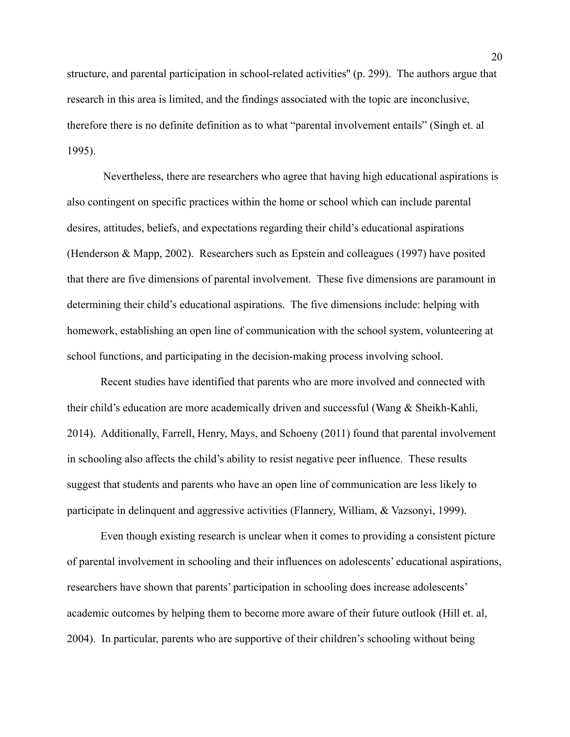structure, and parental participation in school-related activities" (p. 299). The authors argue that research in this area is limited, and the findings associated with the topic are inconclusive, therefore there is no definite definition as to what "parental involvement entails" (Singh et. al 1995).

Nevertheless, there are researchers who agree that having high educational aspirations is also contingent on specific practices within the home or school which can include parental desires, attitudes, beliefs, and expectations regarding their child's educational aspirations (Henderson & Mapp, 2002). Researchers such as Epstein and colleagues (1997) have posited that there are five dimensions of parental involvement. These five dimensions are paramount in determining their child's educational aspirations. The five dimensions include: helping with homework, establishing an open line of communication with the school system, volunteering at school functions, and participating in the decision-making process involving school.

Recent studies have identified that parents who are more involved and connected with their child's education are more academically driven and successful (Wang & Sheikh-Kahli, 2014). Additionally, Farrell, Henry, Mays, and Schoeny (2011) found that parental involvement in schooling also affects the child's ability to resist negative peer influence. These results suggest that students and parents who have an open line of communication are less likely to participate in delinquent and aggressive activities (Flannery, William, & Vazsonyi, 1999).

Even though existing research is unclear when it comes to providing a consistent picture of parental involvement in schooling and their influences on adolescents' educational aspirations, researchers have shown that parents' participation in schooling does increase adolescents' academic outcomes by helping them to become more aware of their future outlook (Hill et. al, 2004). In particular, parents who are supportive of their children's schooling without being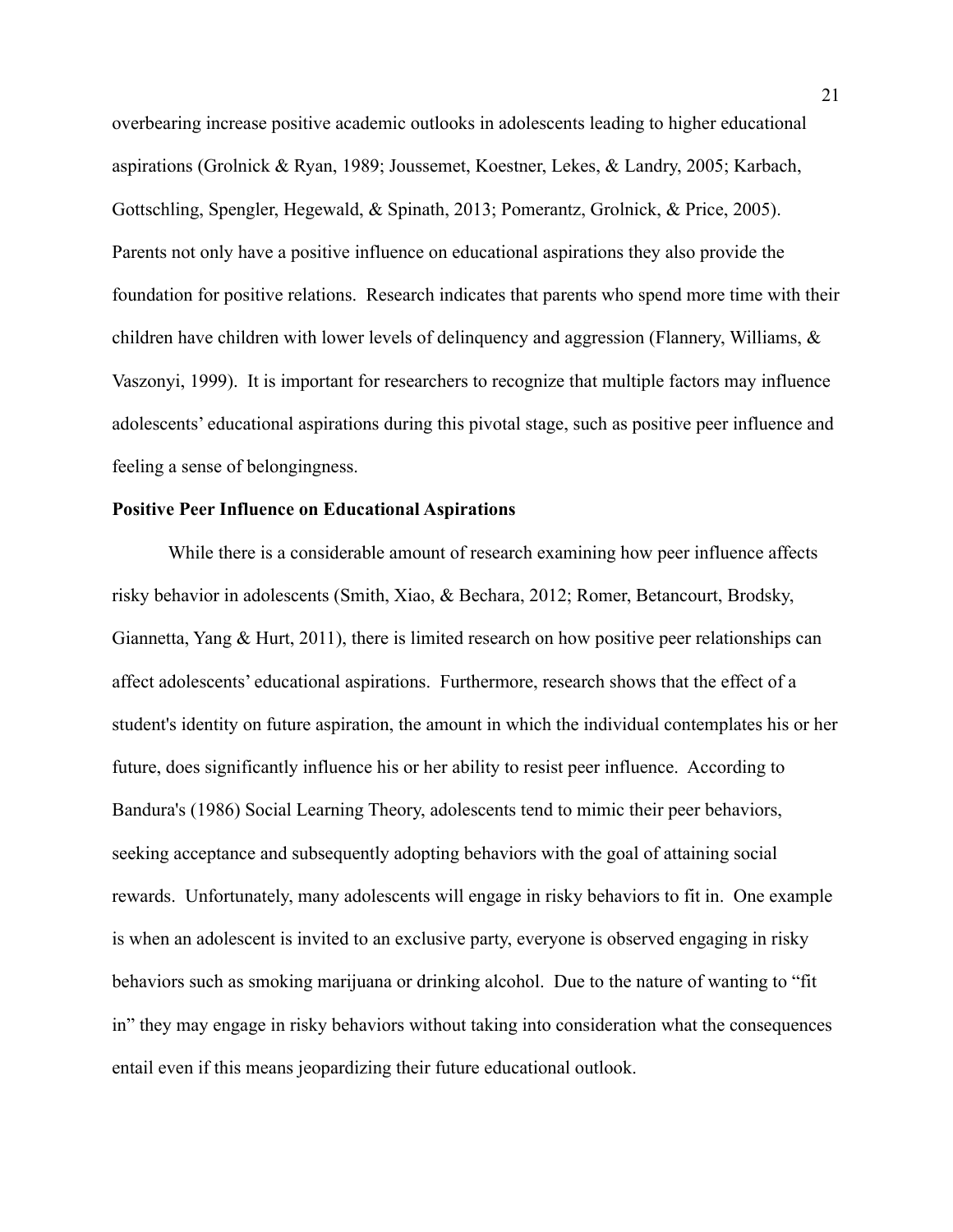overbearing increase positive academic outlooks in adolescents leading to higher educational aspirations (Grolnick & Ryan, 1989; Joussemet, Koestner, Lekes, & Landry, 2005; Karbach, Gottschling, Spengler, Hegewald, & Spinath, 2013; Pomerantz, Grolnick, & Price, 2005). Parents not only have a positive influence on educational aspirations they also provide the foundation for positive relations. Research indicates that parents who spend more time with their children have children with lower levels of delinquency and aggression (Flannery, Williams, & Vaszonyi, 1999). It is important for researchers to recognize that multiple factors may influence adolescents' educational aspirations during this pivotal stage, such as positive peer influence and feeling a sense of belongingness.

**Positive Peer Influence on Educational Aspirations**

While there is a considerable amount of research examining how peer influence affects risky behavior in adolescents (Smith, Xiao, & Bechara, 2012; Romer, Betancourt, Brodsky, Giannetta, Yang & Hurt, 2011), there is limited research on how positive peer relationships can affect adolescents' educational aspirations. Furthermore, research shows that the effect of a student's identity on future aspiration, the amount in which the individual contemplates his or her future, does significantly influence his or her ability to resist peer influence. According to Bandura's (1986) Social Learning Theory, adolescents tend to mimic their peer behaviors, seeking acceptance and subsequently adopting behaviors with the goal of attaining social rewards. Unfortunately, many adolescents will engage in risky behaviors to fit in. One example is when an adolescent is invited to an exclusive party, everyone is observed engaging in risky behaviors such as smoking marijuana or drinking alcohol. Due to the nature of wanting to "fit in" they may engage in risky behaviors without taking into consideration what the consequences entail even if this means jeopardizing their future educational outlook.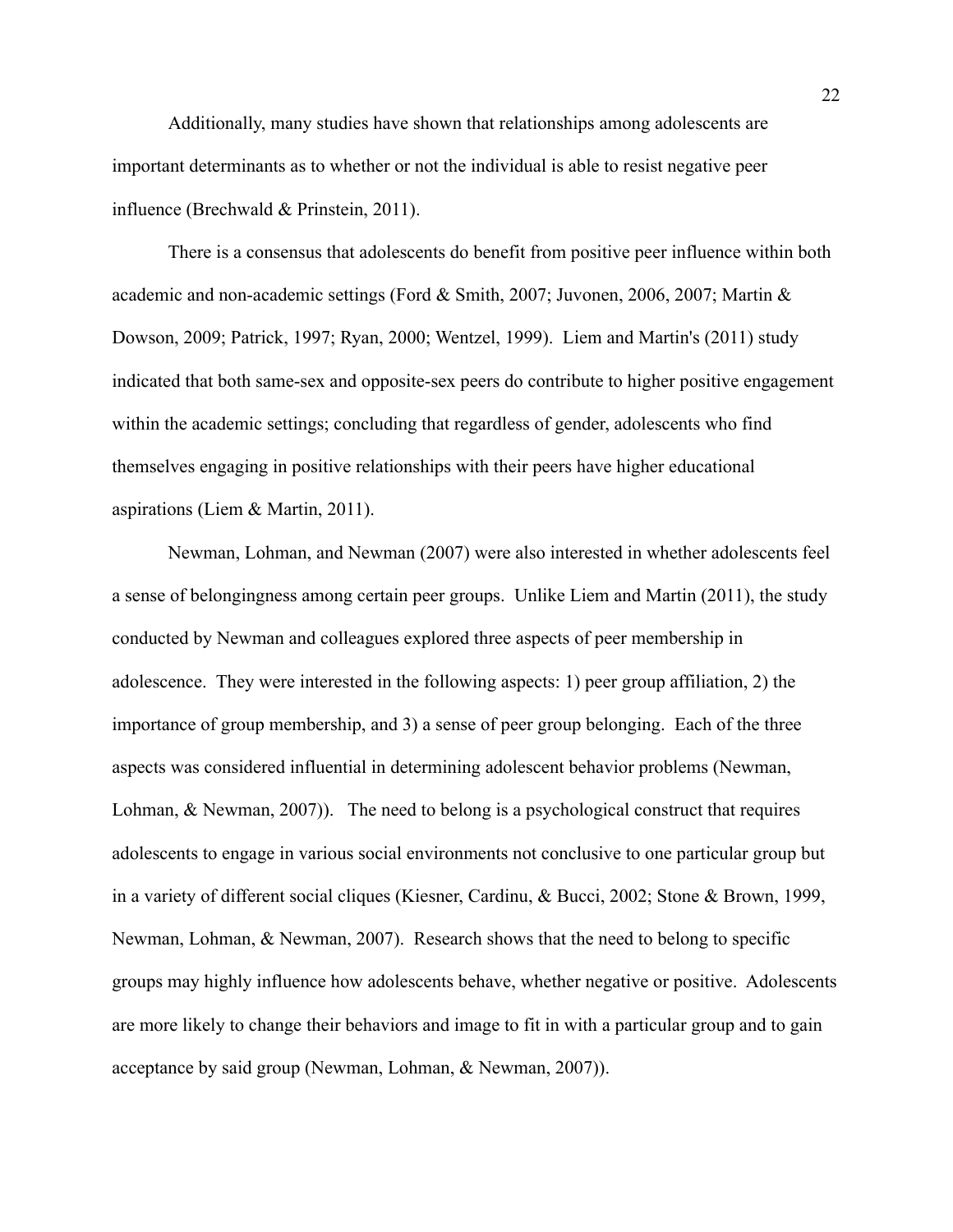Additionally, many studies have shown that relationships among adolescents are important determinants as to whether or not the individual is able to resist negative peer influence (Brechwald & Prinstein, 2011).

There is a consensus that adolescents do benefit from positive peer influence within both academic and non-academic settings (Ford & Smith, 2007; Juvonen, 2006, 2007; Martin & Dowson, 2009; Patrick, 1997; Ryan, 2000; Wentzel, 1999). Liem and Martin's (2011) study indicated that both same-sex and opposite-sex peers do contribute to higher positive engagement within the academic settings; concluding that regardless of gender, adolescents who find themselves engaging in positive relationships with their peers have higher educational aspirations (Liem & Martin, 2011).

Newman, Lohman, and Newman (2007) were also interested in whether adolescents feel a sense of belongingness among certain peer groups. Unlike Liem and Martin (2011), the study conducted by Newman and colleagues explored three aspects of peer membership in adolescence. They were interested in the following aspects: 1) peer group affiliation, 2) the importance of group membership, and 3) a sense of peer group belonging. Each of the three aspects was considered influential in determining adolescent behavior problems (Newman, Lohman, & Newman, 2007)). The need to belong is a psychological construct that requires adolescents to engage in various social environments not conclusive to one particular group but in a variety of different social cliques (Kiesner, Cardinu, & Bucci, 2002; Stone & Brown, 1999, Newman, Lohman, & Newman, 2007). Research shows that the need to belong to specific groups may highly influence how adolescents behave, whether negative or positive. Adolescents are more likely to change their behaviors and image to fit in with a particular group and to gain acceptance by said group (Newman, Lohman, & Newman, 2007)).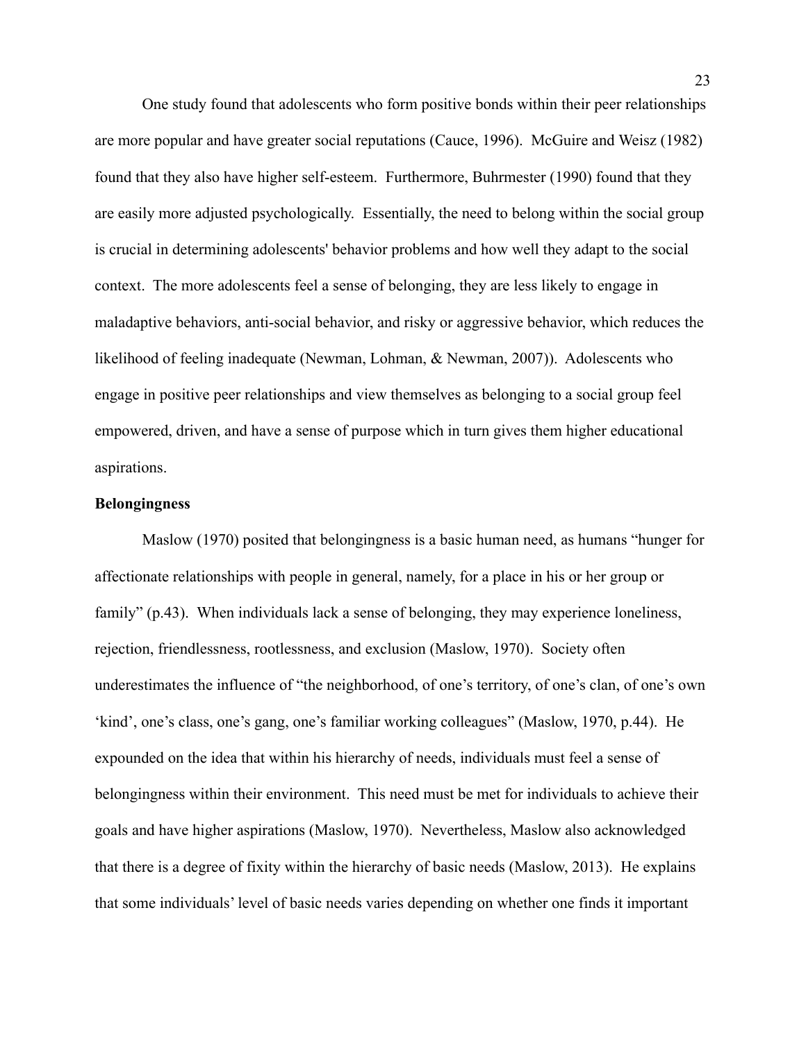One study found that adolescents who form positive bonds within their peer relationships are more popular and have greater social reputations (Cauce, 1996). McGuire and Weisz (1982) found that they also have higher self-esteem. Furthermore, Buhrmester (1990) found that they are easily more adjusted psychologically. Essentially, the need to belong within the social group is crucial in determining adolescents' behavior problems and how well they adapt to the social context. The more adolescents feel a sense of belonging, they are less likely to engage in maladaptive behaviors, anti-social behavior, and risky or aggressive behavior, which reduces the likelihood of feeling inadequate (Newman, Lohman, & Newman, 2007)). Adolescents who engage in positive peer relationships and view themselves as belonging to a social group feel empowered, driven, and have a sense of purpose which in turn gives them higher educational aspirations.

**Belongingness**

Maslow (1970) posited that belongingness is a basic human need, as humans "hunger for affectionate relationships with people in general, namely, for a place in his or her group or family" (p.43). When individuals lack a sense of belonging, they may experience loneliness, rejection, friendlessness, rootlessness, and exclusion (Maslow, 1970). Society often underestimates the influence of "the neighborhood, of one's territory, of one's clan, of one's own 'kind', one's class, one's gang, one's familiar working colleagues" (Maslow, 1970, p.44). He expounded on the idea that within his hierarchy of needs, individuals must feel a sense of belongingness within their environment. This need must be met for individuals to achieve their goals and have higher aspirations (Maslow, 1970). Nevertheless, Maslow also acknowledged that there is a degree of fixity within the hierarchy of basic needs (Maslow, 2013). He explains that some individuals' level of basic needs varies depending on whether one finds it important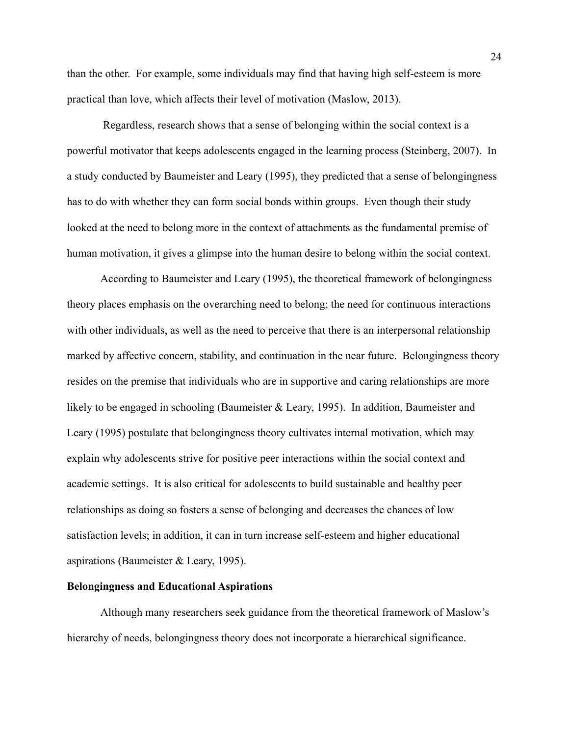than the other. For example, some individuals may find that having high self-esteem is more practical than love, which affects their level of motivation (Maslow, 2013).

Regardless, research shows that a sense of belonging within the social context is a powerful motivator that keeps adolescents engaged in the learning process (Steinberg, 2007). In a study conducted by Baumeister and Leary (1995), they predicted that a sense of belongingness has to do with whether they can form social bonds within groups. Even though their study looked at the need to belong more in the context of attachments as the fundamental premise of human motivation, it gives a glimpse into the human desire to belong within the social context.

According to Baumeister and Leary (1995), the theoretical framework of belongingness theory places emphasis on the overarching need to belong; the need for continuous interactions with other individuals, as well as the need to perceive that there is an interpersonal relationship marked by affective concern, stability, and continuation in the near future. Belongingness theory resides on the premise that individuals who are in supportive and caring relationships are more likely to be engaged in schooling (Baumeister & Leary, 1995). In addition, Baumeister and Leary (1995) postulate that belongingness theory cultivates internal motivation, which may explain why adolescents strive for positive peer interactions within the social context and academic settings. It is also critical for adolescents to build sustainable and healthy peer relationships as doing so fosters a sense of belonging and decreases the chances of low satisfaction levels; in addition, it can in turn increase self-esteem and higher educational aspirations (Baumeister & Leary, 1995).

**Belongingness and Educational Aspirations**

Although many researchers seek guidance from the theoretical framework of Maslow's hierarchy of needs, belongingness theory does not incorporate a hierarchical significance.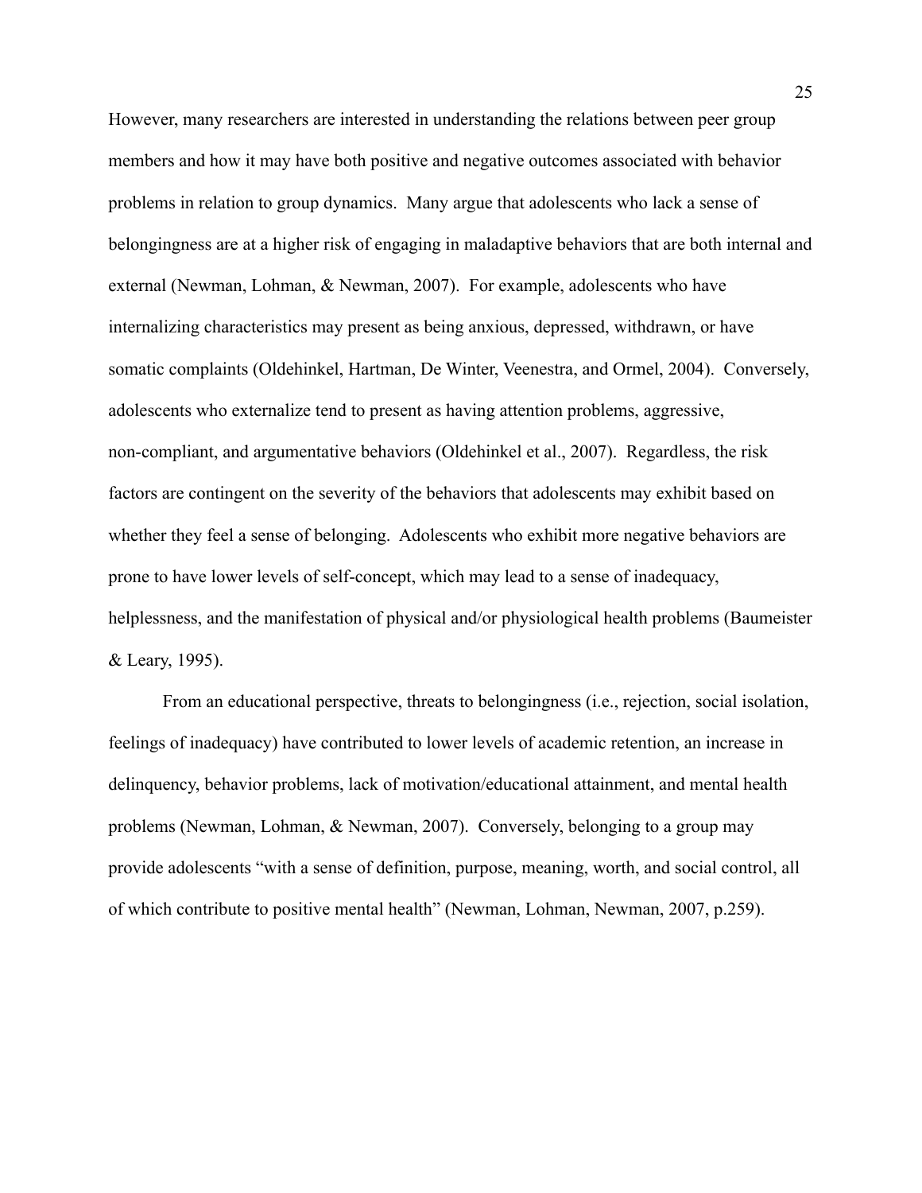However, many researchers are interested in understanding the relations between peer group members and how it may have both positive and negative outcomes associated with behavior problems in relation to group dynamics. Many argue that adolescents who lack a sense of belongingness are at a higher risk of engaging in maladaptive behaviors that are both internal and external (Newman, Lohman, & Newman, 2007). For example, adolescents who have internalizing characteristics may present as being anxious, depressed, withdrawn, or have somatic complaints (Oldehinkel, Hartman, De Winter, Veenestra, and Ormel, 2004). Conversely, adolescents who externalize tend to present as having attention problems, aggressive, non-compliant, and argumentative behaviors (Oldehinkel et al., 2007). Regardless, the risk factors are contingent on the severity of the behaviors that adolescents may exhibit based on whether they feel a sense of belonging. Adolescents who exhibit more negative behaviors are prone to have lower levels of self-concept, which may lead to a sense of inadequacy, helplessness, and the manifestation of physical and/or physiological health problems (Baumeister & Leary, 1995).

From an educational perspective, threats to belongingness (i.e., rejection, social isolation, feelings of inadequacy) have contributed to lower levels of academic retention, an increase in delinquency, behavior problems, lack of motivation/educational attainment, and mental health problems (Newman, Lohman, & Newman, 2007). Conversely, belonging to a group may provide adolescents "with a sense of definition, purpose, meaning, worth, and social control, all of which contribute to positive mental health" (Newman, Lohman, Newman, 2007, p.259).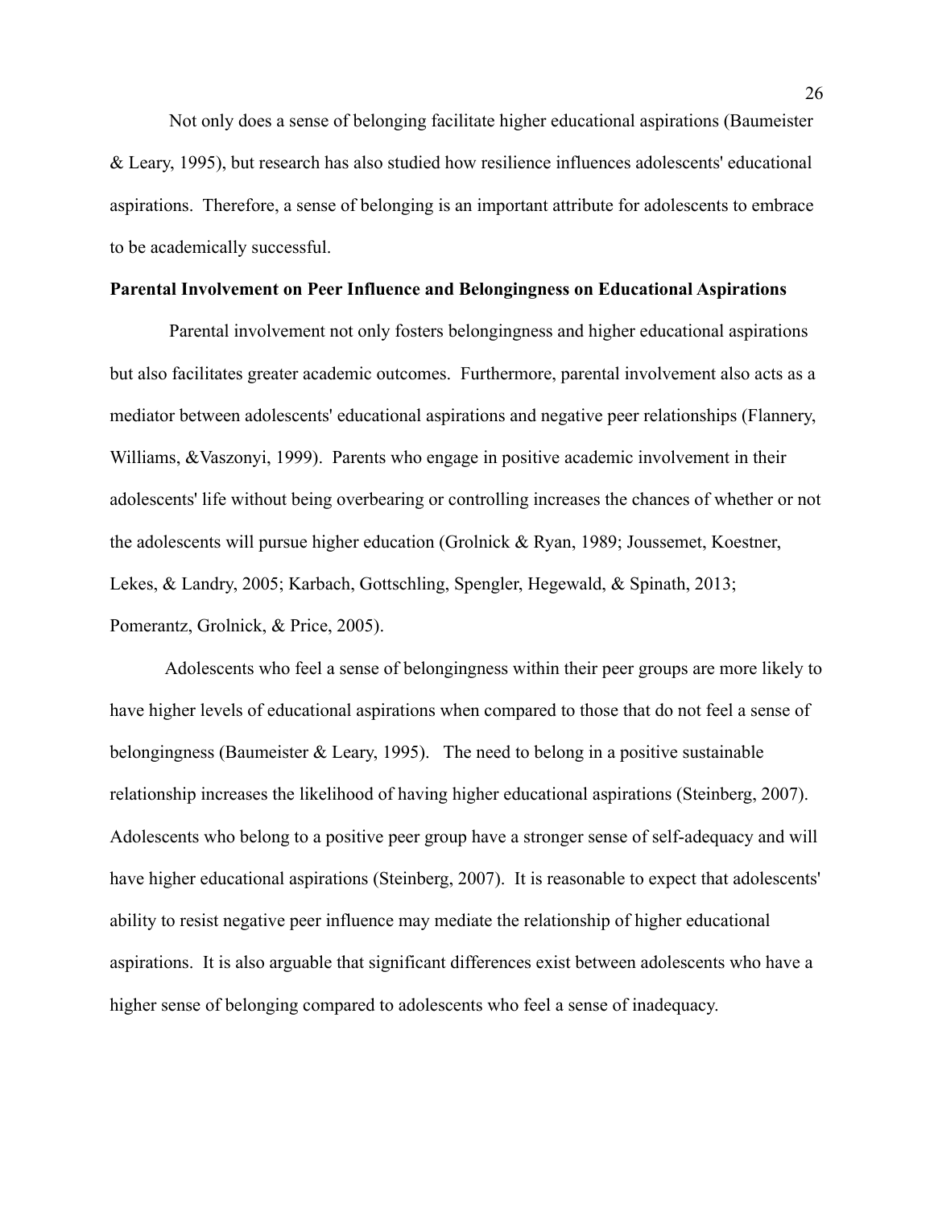Not only does a sense of belonging facilitate higher educational aspirations (Baumeister & Leary, 1995), but research has also studied how resilience influences adolescents' educational aspirations. Therefore, a sense of belonging is an important attribute for adolescents to embrace to be academically successful.

**Parental Involvement on Peer Influence and Belongingness on Educational Aspirations**

Parental involvement not only fosters belongingness and higher educational aspirations but also facilitates greater academic outcomes. Furthermore, parental involvement also acts as a mediator between adolescents' educational aspirations and negative peer relationships (Flannery, Williams, &Vaszonyi, 1999). Parents who engage in positive academic involvement in their adolescents' life without being overbearing or controlling increases the chances of whether or not the adolescents will pursue higher education (Grolnick & Ryan, 1989; Joussemet, Koestner, Lekes, & Landry, 2005; Karbach, Gottschling, Spengler, Hegewald, & Spinath, 2013; Pomerantz, Grolnick, & Price, 2005).

Adolescents who feel a sense of belongingness within their peer groups are more likely to have higher levels of educational aspirations when compared to those that do not feel a sense of belongingness (Baumeister & Leary, 1995). The need to belong in a positive sustainable relationship increases the likelihood of having higher educational aspirations (Steinberg, 2007). Adolescents who belong to a positive peer group have a stronger sense of self-adequacy and will have higher educational aspirations (Steinberg, 2007). It is reasonable to expect that adolescents' ability to resist negative peer influence may mediate the relationship of higher educational aspirations. It is also arguable that significant differences exist between adolescents who have a higher sense of belonging compared to adolescents who feel a sense of inadequacy.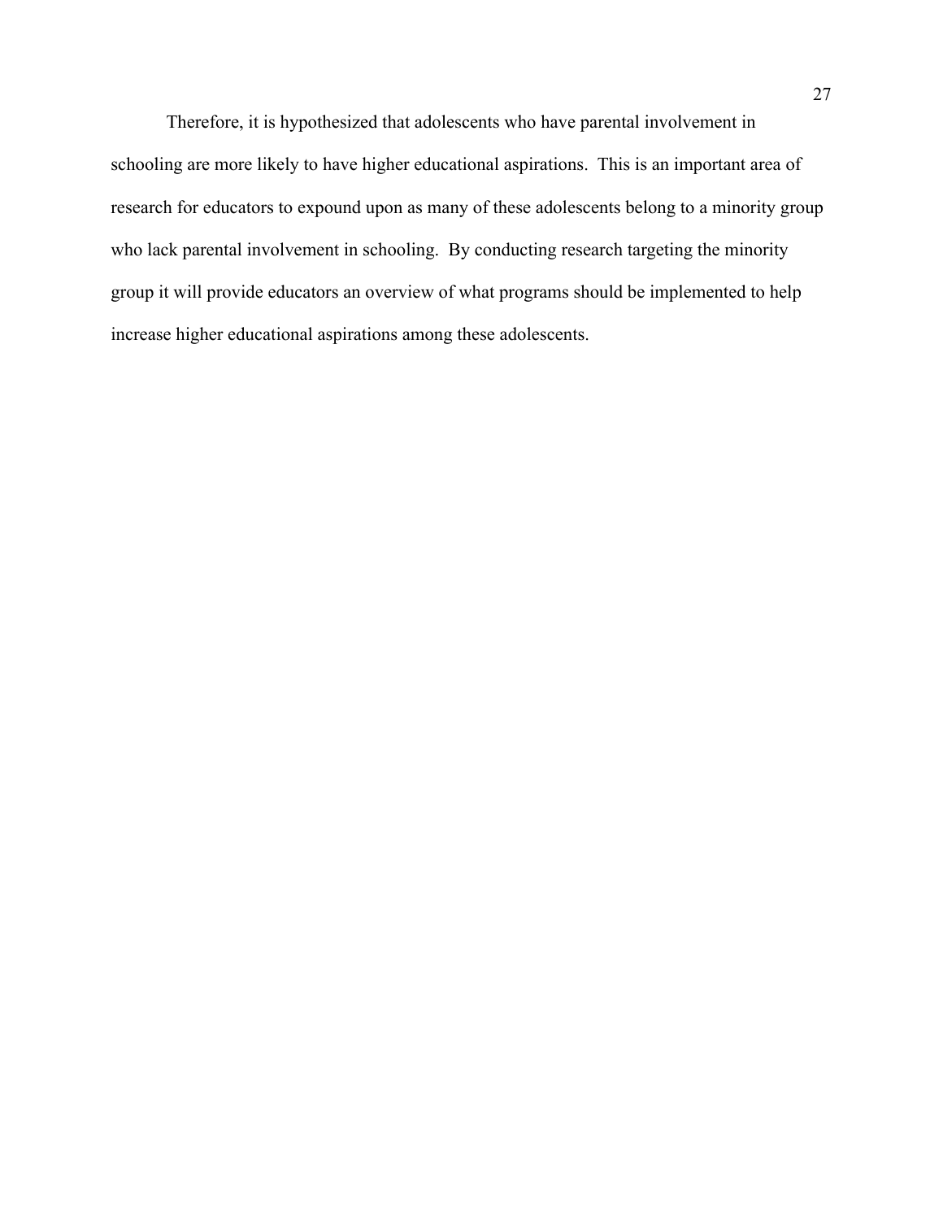Therefore, it is hypothesized that adolescents who have parental involvement in schooling are more likely to have higher educational aspirations. This is an important area of research for educators to expound upon as many of these adolescents belong to a minority group who lack parental involvement in schooling. By conducting research targeting the minority group it will provide educators an overview of what programs should be implemented to help increase higher educational aspirations among these adolescents.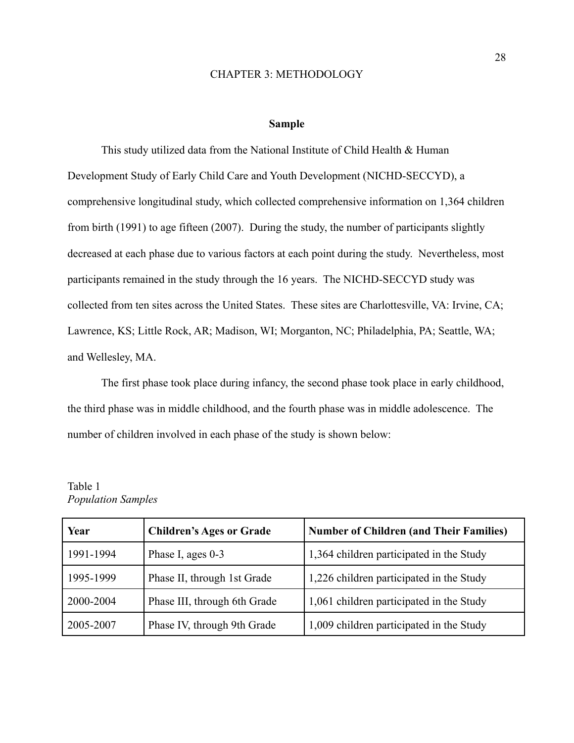# CHAPTER 3: METHODOLOGY

## Sample

This study utilized data from the National Institute of Child Health & Human Development Study of Early Child Care and Youth Development (NICHD-SECCYD), a comprehensive longitudinal study, which collected comprehensive information on 1,364 children from birth (1991) to age fifteen (2007). During the study, the number of participants slightly decreased at each phase due to various factors at each point during the study. Nevertheless, most participants remained in the study through the 16 years. The NICHD-SECCYD study was collected from ten sites across the United States. These sites are Charlottesville, VA: Irvine, CA; Lawrence, KS; Little Rock, AR; Madison, WI; Morganton, NC; Philadelphia, PA; Seattle, WA; and Wellesley, MA.

The first phase took place during infancy, the second phase took place in early childhood, the third phase was in middle childhood, and the fourth phase was in middle adolescence. The number of children involved in each phase of the study is shown below:

Table 1
*Population Samples*

| **Year** | **Children's Ages or Grade** | **Number of Children (and Their Families)** |
|---|---|---|
| 1991-1994 | Phase I, ages 0-3 | 1,364 children participated in the Study |
| 1995-1999 | Phase II, through 1st Grade | 1,226 children participated in the Study |
| 2000-2004 | Phase III, through 6th Grade | 1,061 children participated in the Study |
| 2005-2007 | Phase IV, through 9th Grade | 1,009 children participated in the Study |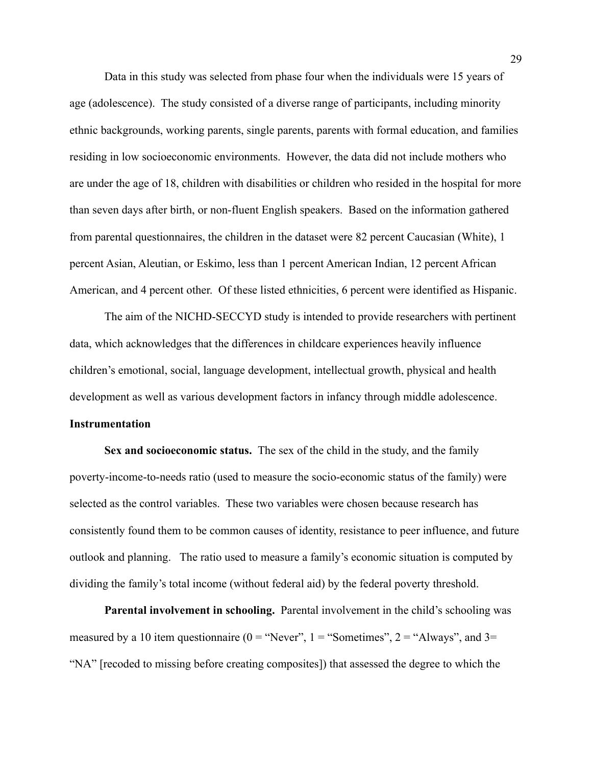Data in this study was selected from phase four when the individuals were 15 years of age (adolescence). The study consisted of a diverse range of participants, including minority ethnic backgrounds, working parents, single parents, parents with formal education, and families residing in low socioeconomic environments. However, the data did not include mothers who are under the age of 18, children with disabilities or children who resided in the hospital for more than seven days after birth, or non-fluent English speakers. Based on the information gathered from parental questionnaires, the children in the dataset were 82 percent Caucasian (White), 1 percent Asian, Aleutian, or Eskimo, less than 1 percent American Indian, 12 percent African American, and 4 percent other. Of these listed ethnicities, 6 percent were identified as Hispanic.

The aim of the NICHD-SECCYD study is intended to provide researchers with pertinent data, which acknowledges that the differences in childcare experiences heavily influence children's emotional, social, language development, intellectual growth, physical and health development as well as various development factors in infancy through middle adolescence.

## Instrumentation

**Sex and socioeconomic status.** The sex of the child in the study, and the family poverty-income-to-needs ratio (used to measure the socio-economic status of the family) were selected as the control variables. These two variables were chosen because research has consistently found them to be common causes of identity, resistance to peer influence, and future outlook and planning. The ratio used to measure a family's economic situation is computed by dividing the family's total income (without federal aid) by the federal poverty threshold.

**Parental involvement in schooling.** Parental involvement in the child's schooling was measured by a 10 item questionnaire (0 = "Never", 1 = "Sometimes", 2 = "Always", and 3= "NA" [recoded to missing before creating composites]) that assessed the degree to which the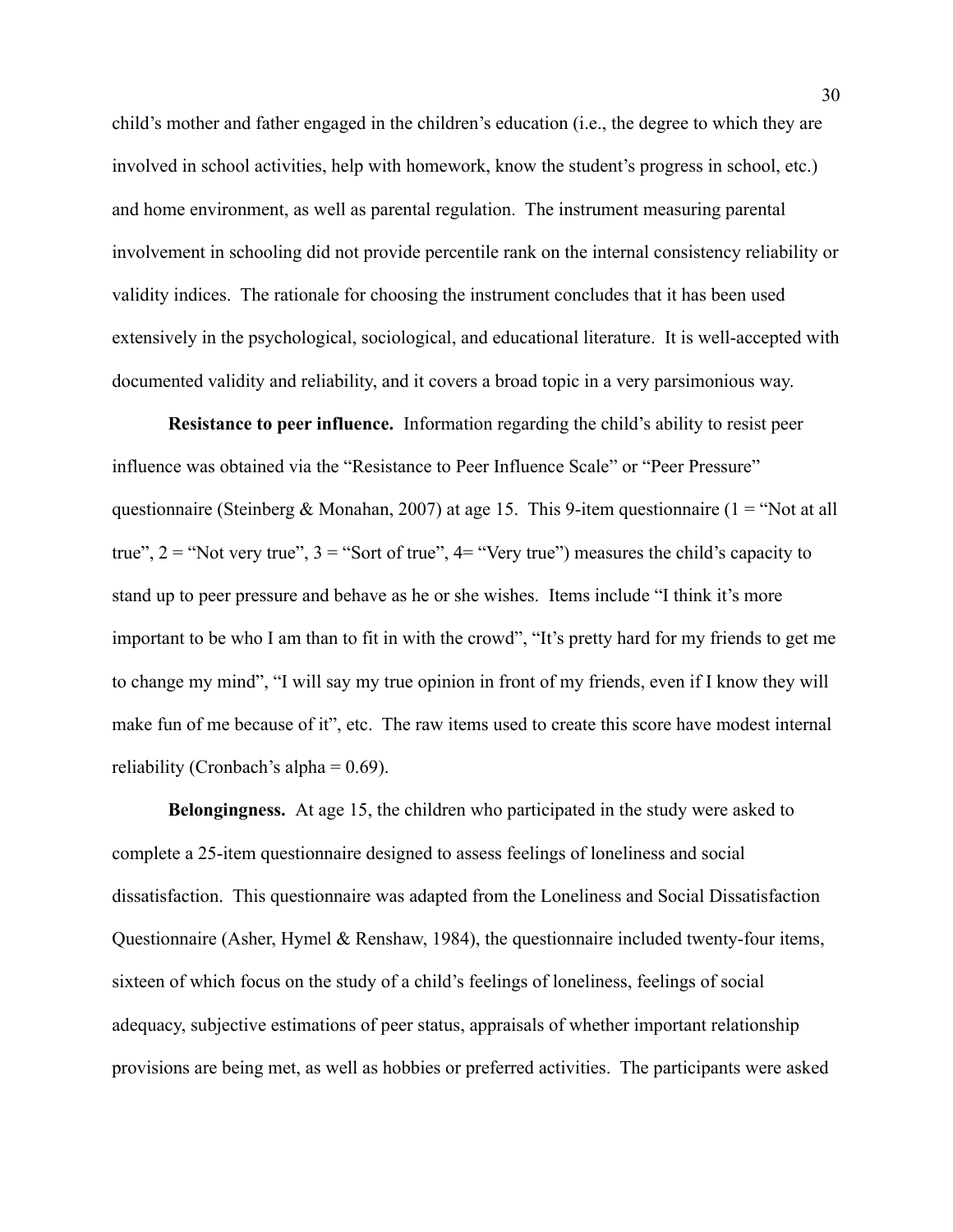child's mother and father engaged in the children's education (i.e., the degree to which they are involved in school activities, help with homework, know the student's progress in school, etc.) and home environment, as well as parental regulation. The instrument measuring parental involvement in schooling did not provide percentile rank on the internal consistency reliability or validity indices. The rationale for choosing the instrument concludes that it has been used extensively in the psychological, sociological, and educational literature. It is well-accepted with documented validity and reliability, and it covers a broad topic in a very parsimonious way.

**Resistance to peer influence.** Information regarding the child's ability to resist peer influence was obtained via the "Resistance to Peer Influence Scale" or "Peer Pressure" questionnaire (Steinberg & Monahan, 2007) at age 15. This 9-item questionnaire (1 = "Not at all true", 2 = "Not very true", 3 = "Sort of true", 4= "Very true") measures the child's capacity to stand up to peer pressure and behave as he or she wishes. Items include "I think it's more important to be who I am than to fit in with the crowd", "It's pretty hard for my friends to get me to change my mind", "I will say my true opinion in front of my friends, even if I know they will make fun of me because of it", etc. The raw items used to create this score have modest internal reliability (Cronbach's alpha = 0.69).

**Belongingness.** At age 15, the children who participated in the study were asked to complete a 25-item questionnaire designed to assess feelings of loneliness and social dissatisfaction. This questionnaire was adapted from the Loneliness and Social Dissatisfaction Questionnaire (Asher, Hymel & Renshaw, 1984), the questionnaire included twenty-four items, sixteen of which focus on the study of a child's feelings of loneliness, feelings of social adequacy, subjective estimations of peer status, appraisals of whether important relationship provisions are being met, as well as hobbies or preferred activities. The participants were asked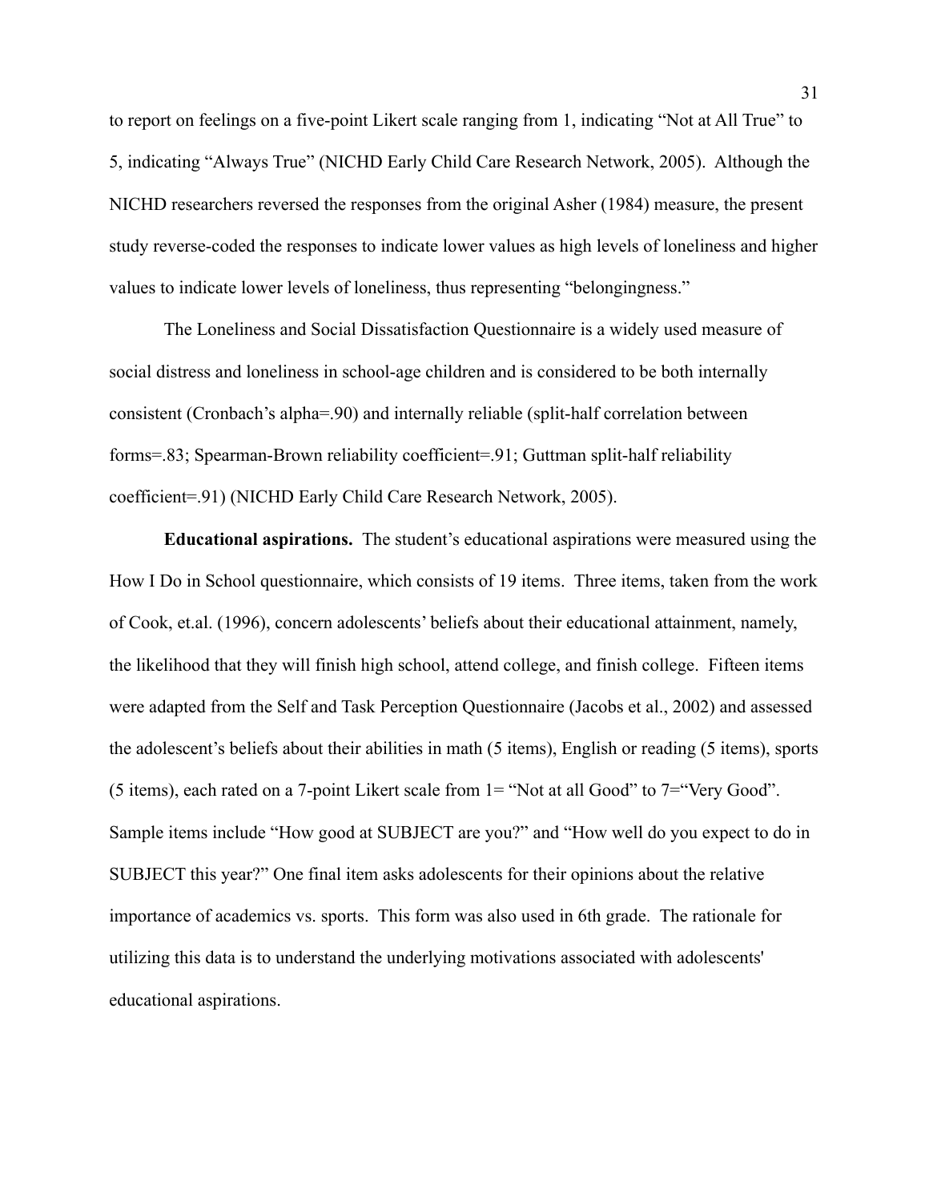to report on feelings on a five-point Likert scale ranging from 1, indicating “Not at All True” to 5, indicating “Always True” (NICHD Early Child Care Research Network, 2005). Although the NICHD researchers reversed the responses from the original Asher (1984) measure, the present study reverse-coded the responses to indicate lower values as high levels of loneliness and higher values to indicate lower levels of loneliness, thus representing “belongingness.”

The Loneliness and Social Dissatisfaction Questionnaire is a widely used measure of social distress and loneliness in school-age children and is considered to be both internally consistent (Cronbach’s alpha=.90) and internally reliable (split-half correlation between forms=.83; Spearman-Brown reliability coefficient=.91; Guttman split-half reliability coefficient=.91) (NICHD Early Child Care Research Network, 2005).

**Educational aspirations.** The student’s educational aspirations were measured using the How I Do in School questionnaire, which consists of 19 items. Three items, taken from the work of Cook, et.al. (1996), concern adolescents’ beliefs about their educational attainment, namely, the likelihood that they will finish high school, attend college, and finish college. Fifteen items were adapted from the Self and Task Perception Questionnaire (Jacobs et al., 2002) and assessed the adolescent’s beliefs about their abilities in math (5 items), English or reading (5 items), sports (5 items), each rated on a 7-point Likert scale from 1= “Not at all Good” to 7=“Very Good”. Sample items include “How good at SUBJECT are you?” and “How well do you expect to do in SUBJECT this year?” One final item asks adolescents for their opinions about the relative importance of academics vs. sports. This form was also used in 6th grade. The rationale for utilizing this data is to understand the underlying motivations associated with adolescents' educational aspirations.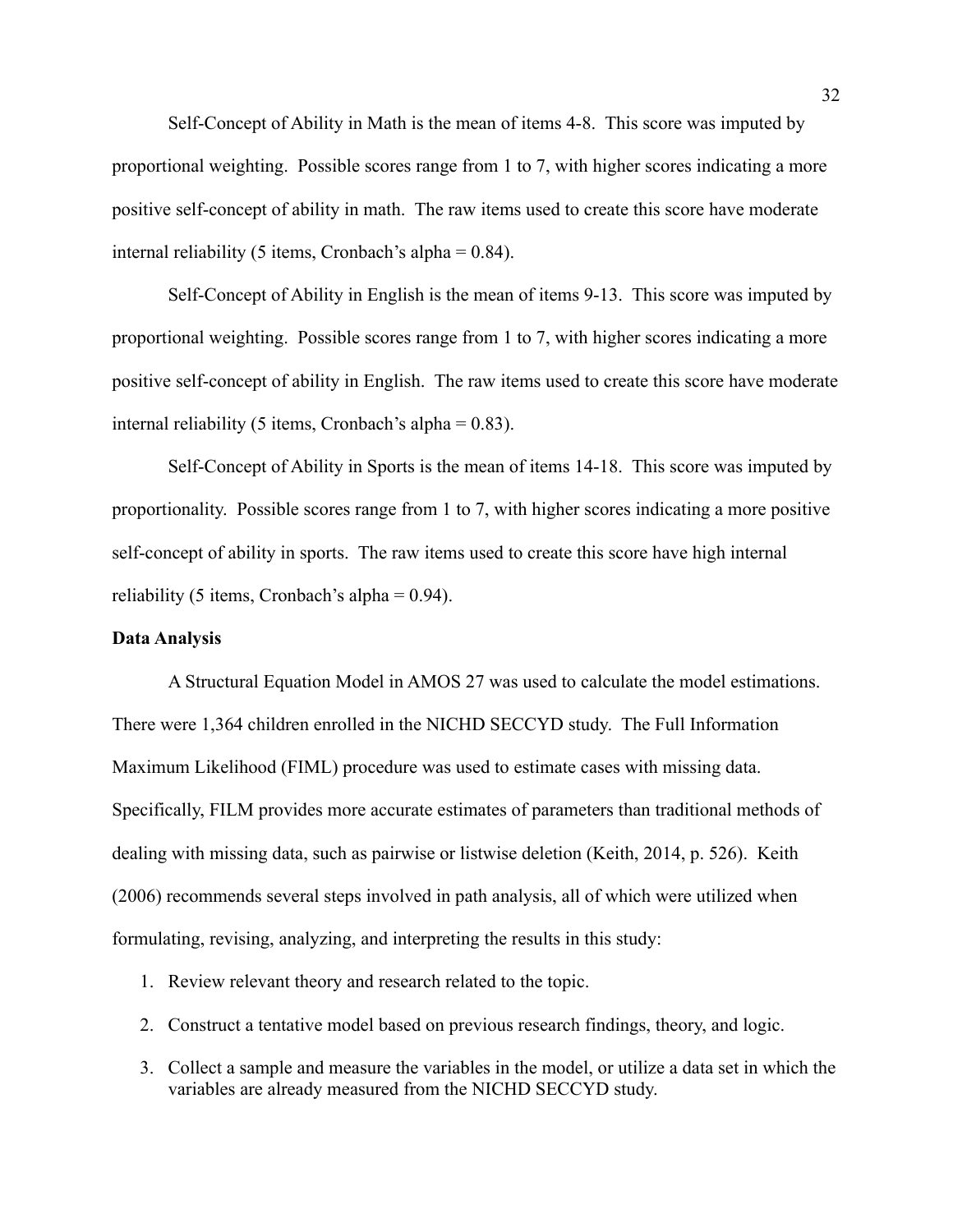Self-Concept of Ability in Math is the mean of items 4-8. This score was imputed by proportional weighting. Possible scores range from 1 to 7, with higher scores indicating a more positive self-concept of ability in math. The raw items used to create this score have moderate internal reliability (5 items, Cronbach's alpha = 0.84).

Self-Concept of Ability in English is the mean of items 9-13. This score was imputed by proportional weighting. Possible scores range from 1 to 7, with higher scores indicating a more positive self-concept of ability in English. The raw items used to create this score have moderate internal reliability (5 items, Cronbach's alpha = 0.83).

Self-Concept of Ability in Sports is the mean of items 14-18. This score was imputed by proportionality. Possible scores range from 1 to 7, with higher scores indicating a more positive self-concept of ability in sports. The raw items used to create this score have high internal reliability (5 items, Cronbach's alpha = 0.94).

**Data Analysis**

A Structural Equation Model in AMOS 27 was used to calculate the model estimations. There were 1,364 children enrolled in the NICHD SECCYD study. The Full Information Maximum Likelihood (FIML) procedure was used to estimate cases with missing data. Specifically, FILM provides more accurate estimates of parameters than traditional methods of dealing with missing data, such as pairwise or listwise deletion (Keith, 2014, p. 526). Keith (2006) recommends several steps involved in path analysis, all of which were utilized when formulating, revising, analyzing, and interpreting the results in this study:

1. Review relevant theory and research related to the topic.
2. Construct a tentative model based on previous research findings, theory, and logic.
3. Collect a sample and measure the variables in the model, or utilize a data set in which the variables are already measured from the NICHD SECCYD study.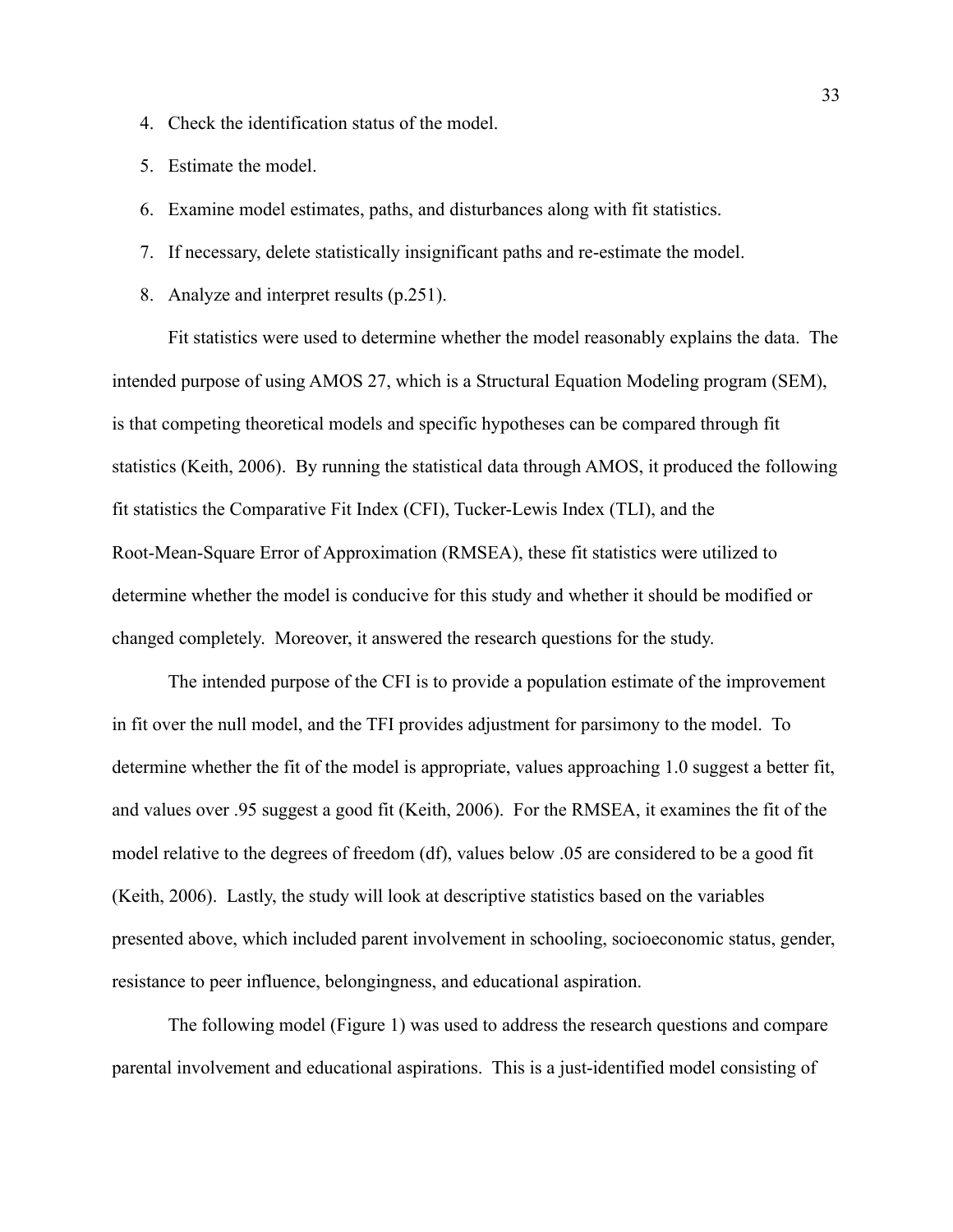4. Check the identification status of the model.
5. Estimate the model.
6. Examine model estimates, paths, and disturbances along with fit statistics.
7. If necessary, delete statistically insignificant paths and re-estimate the model.
8. Analyze and interpret results (p.251).

Fit statistics were used to determine whether the model reasonably explains the data. The intended purpose of using AMOS 27, which is a Structural Equation Modeling program (SEM), is that competing theoretical models and specific hypotheses can be compared through fit statistics (Keith, 2006). By running the statistical data through AMOS, it produced the following fit statistics the Comparative Fit Index (CFI), Tucker-Lewis Index (TLI), and the Root-Mean-Square Error of Approximation (RMSEA), these fit statistics were utilized to determine whether the model is conducive for this study and whether it should be modified or changed completely. Moreover, it answered the research questions for the study.

The intended purpose of the CFI is to provide a population estimate of the improvement in fit over the null model, and the TFI provides adjustment for parsimony to the model. To determine whether the fit of the model is appropriate, values approaching 1.0 suggest a better fit, and values over .95 suggest a good fit (Keith, 2006). For the RMSEA, it examines the fit of the model relative to the degrees of freedom (df), values below .05 are considered to be a good fit (Keith, 2006). Lastly, the study will look at descriptive statistics based on the variables presented above, which included parent involvement in schooling, socioeconomic status, gender, resistance to peer influence, belongingness, and educational aspiration.

The following model (Figure 1) was used to address the research questions and compare parental involvement and educational aspirations. This is a just-identified model consisting of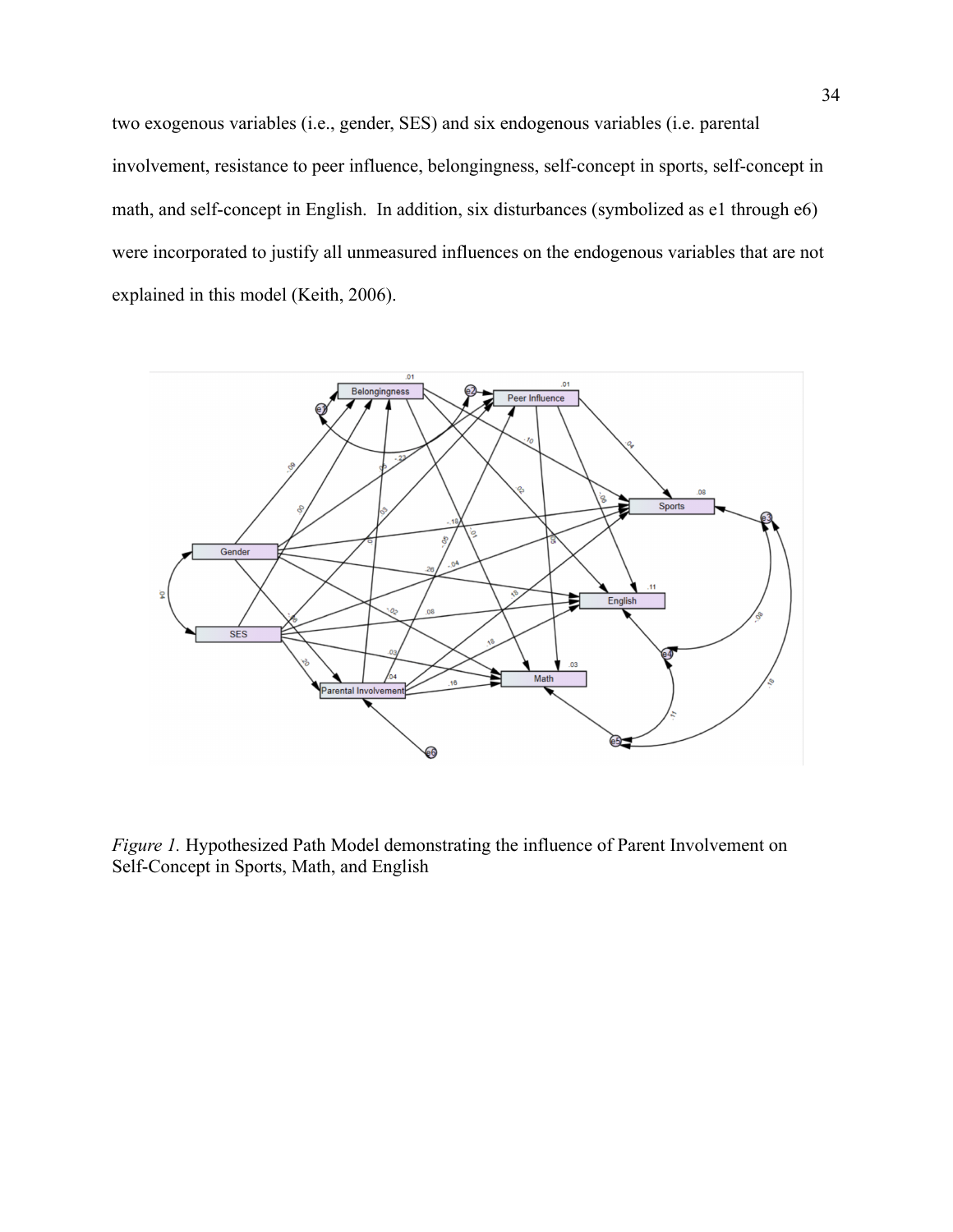two exogenous variables (i.e., gender, SES) and six endogenous variables (i.e. parental involvement, resistance to peer influence, belongingness, self-concept in sports, self-concept in math, and self-concept in English. In addition, six disturbances (symbolized as e1 through e6) were incorporated to justify all unmeasured influences on the endogenous variables that are not explained in this model (Keith, 2006).

*Figure 1.* Hypothesized Path Model demonstrating the influence of Parent Involvement on Self-Concept in Sports, Math, and English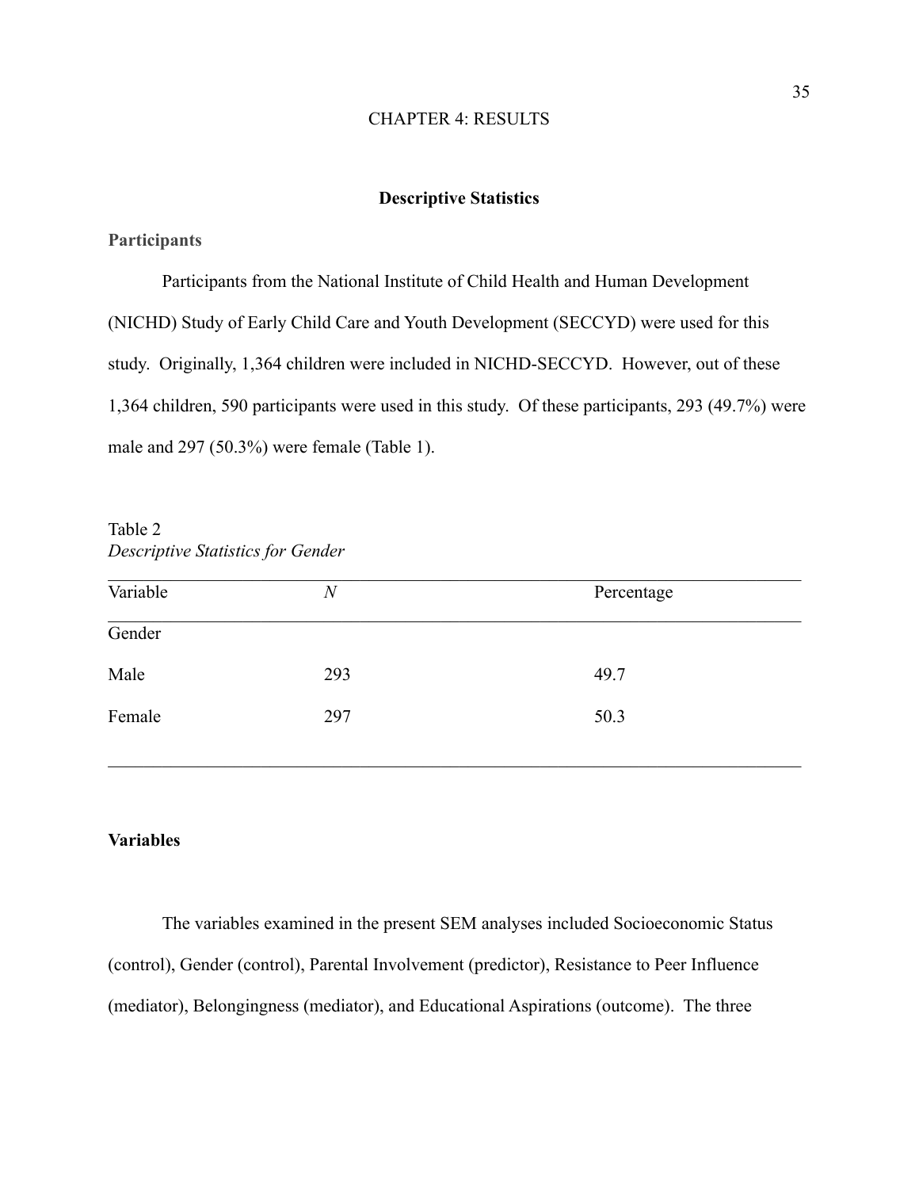# CHAPTER 4: RESULTS

## Descriptive Statistics

### Participants

Participants from the National Institute of Child Health and Human Development (NICHD) Study of Early Child Care and Youth Development (SECCYD) were used for this study. Originally, 1,364 children were included in NICHD-SECCYD. However, out of these 1,364 children, 590 participants were used in this study. Of these participants, 293 (49.7%) were male and 297 (50.3%) were female (Table 1).

Table 2
*Descriptive Statistics for Gender*

| Variable | *N* | Percentage |
|---|---|---|
| Gender | | |
| Male | 293 | 49.7 |
| Female | 297 | 50.3 |

### Variables

The variables examined in the present SEM analyses included Socioeconomic Status (control), Gender (control), Parental Involvement (predictor), Resistance to Peer Influence (mediator), Belongingness (mediator), and Educational Aspirations (outcome). The three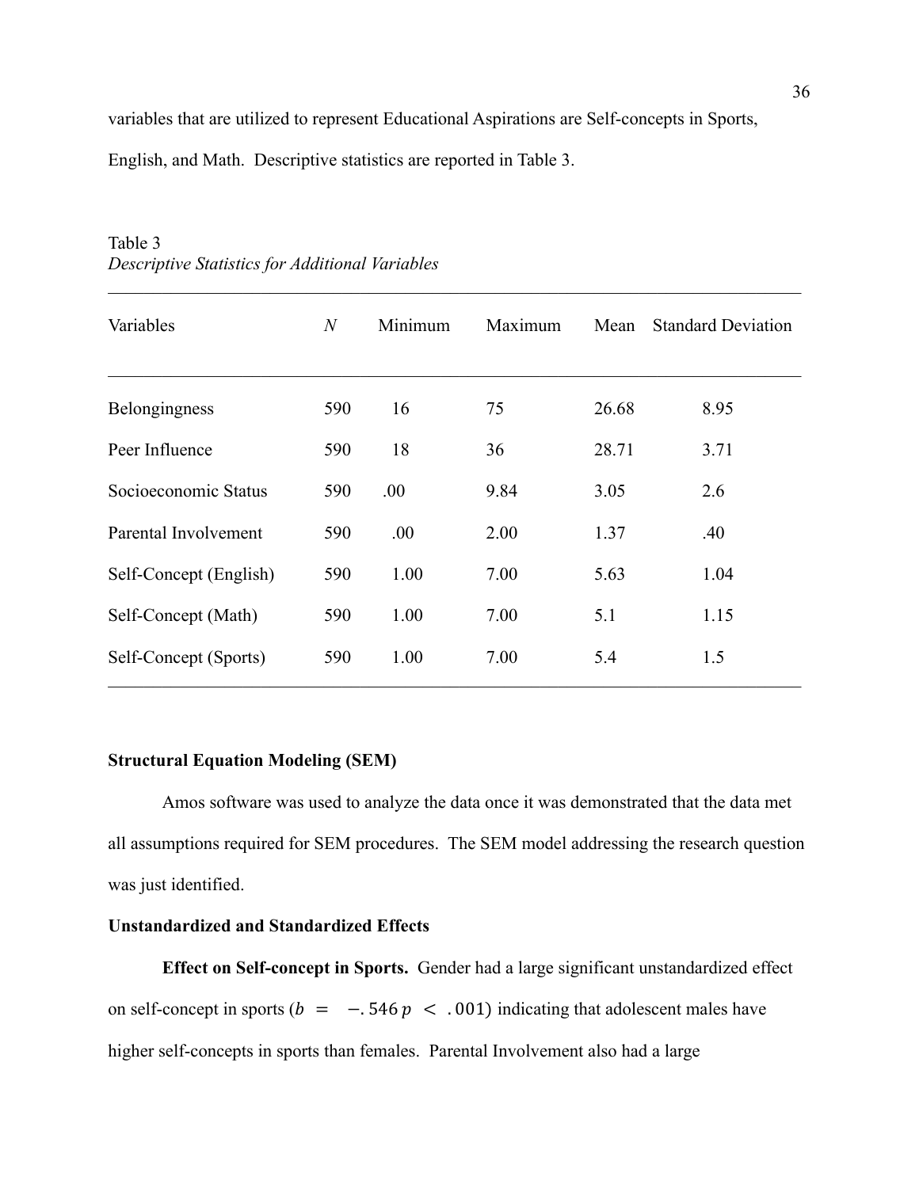variables that are utilized to represent Educational Aspirations are Self-concepts in Sports, English, and Math. Descriptive statistics are reported in Table 3.

Table 3
*Descriptive Statistics for Additional Variables*

| Variables | *N* | Minimum | Maximum | Mean | Standard Deviation |
|---|---|---|---|---|---|
| Belongingness | 590 | 16 | 75 | 26.68 | 8.95 |
| Peer Influence | 590 | 18 | 36 | 28.71 | 3.71 |
| Socioeconomic Status | 590 | .00 | 9.84 | 3.05 | 2.6 |
| Parental Involvement | 590 | .00 | 2.00 | 1.37 | .40 |
| Self-Concept (English) | 590 | 1.00 | 7.00 | 5.63 | 1.04 |
| Self-Concept (Math) | 590 | 1.00 | 7.00 | 5.1 | 1.15 |
| Self-Concept (Sports) | 590 | 1.00 | 7.00 | 5.4 | 1.5 |

**Structural Equation Modeling (SEM)**

Amos software was used to analyze the data once it was demonstrated that the data met all assumptions required for SEM procedures. The SEM model addressing the research question was just identified.

**Unstandardized and Standardized Effects**

**Effect on Self-concept in Sports.** Gender had a large significant unstandardized effect on self-concept in sports ($b = -.546\ p < .001$) indicating that adolescent males have higher self-concepts in sports than females. Parental Involvement also had a large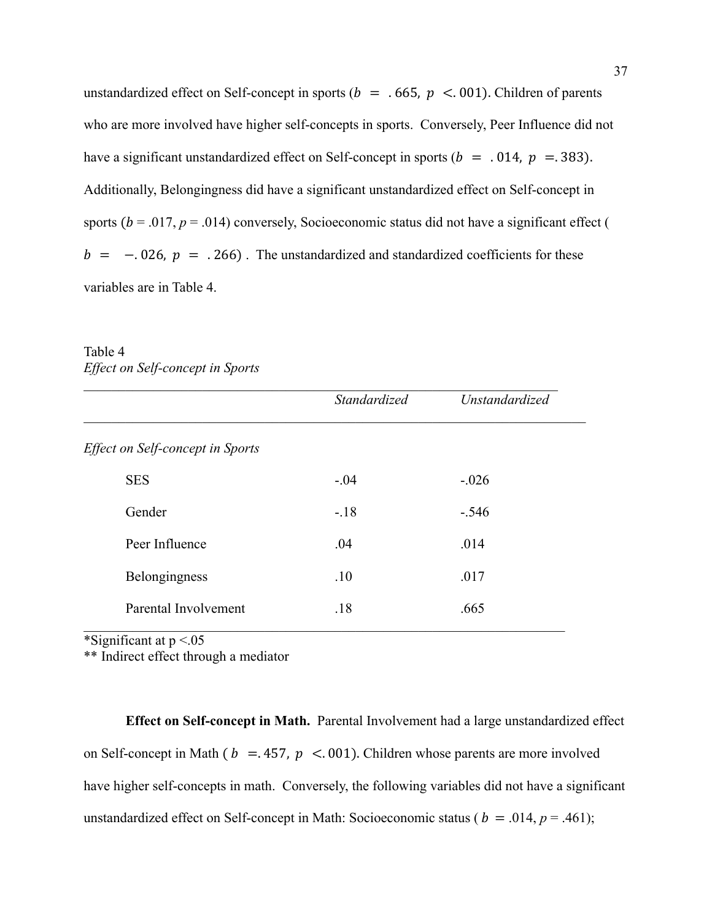unstandardized effect on Self-concept in sports ($b = .665,\ p < .001$). Children of parents who are more involved have higher self-concepts in sports. Conversely, Peer Influence did not have a significant unstandardized effect on Self-concept in sports ($b = .014,\ p = .383$). Additionally, Belongingness did have a significant unstandardized effect on Self-concept in sports ($b = .017$, $p = .014$) conversely, Socioeconomic status did not have a significant effect ($b = -.026,\ p = .266$). The unstandardized and standardized coefficients for these variables are in Table 4.

Table 4
*Effect on Self-concept in Sports*

| | *Standardized* | *Unstandardized* |
|---|---|---|
| *Effect on Self-concept in Sports* | | |
| SES | -.04 | -.026 |
| Gender | -.18 | -.546 |
| Peer Influence | .04 | .014 |
| Belongingness | .10 | .017 |
| Parental Involvement | .18 | .665 |

*Significant at p <.05
** Indirect effect through a mediator

**Effect on Self-concept in Math.** Parental Involvement had a large unstandardized effect on Self-concept in Math ($b = .457,\ p < .001$). Children whose parents are more involved have higher self-concepts in math. Conversely, the following variables did not have a significant unstandardized effect on Self-concept in Math: Socioeconomic status ($b = .014$, $p = .461$);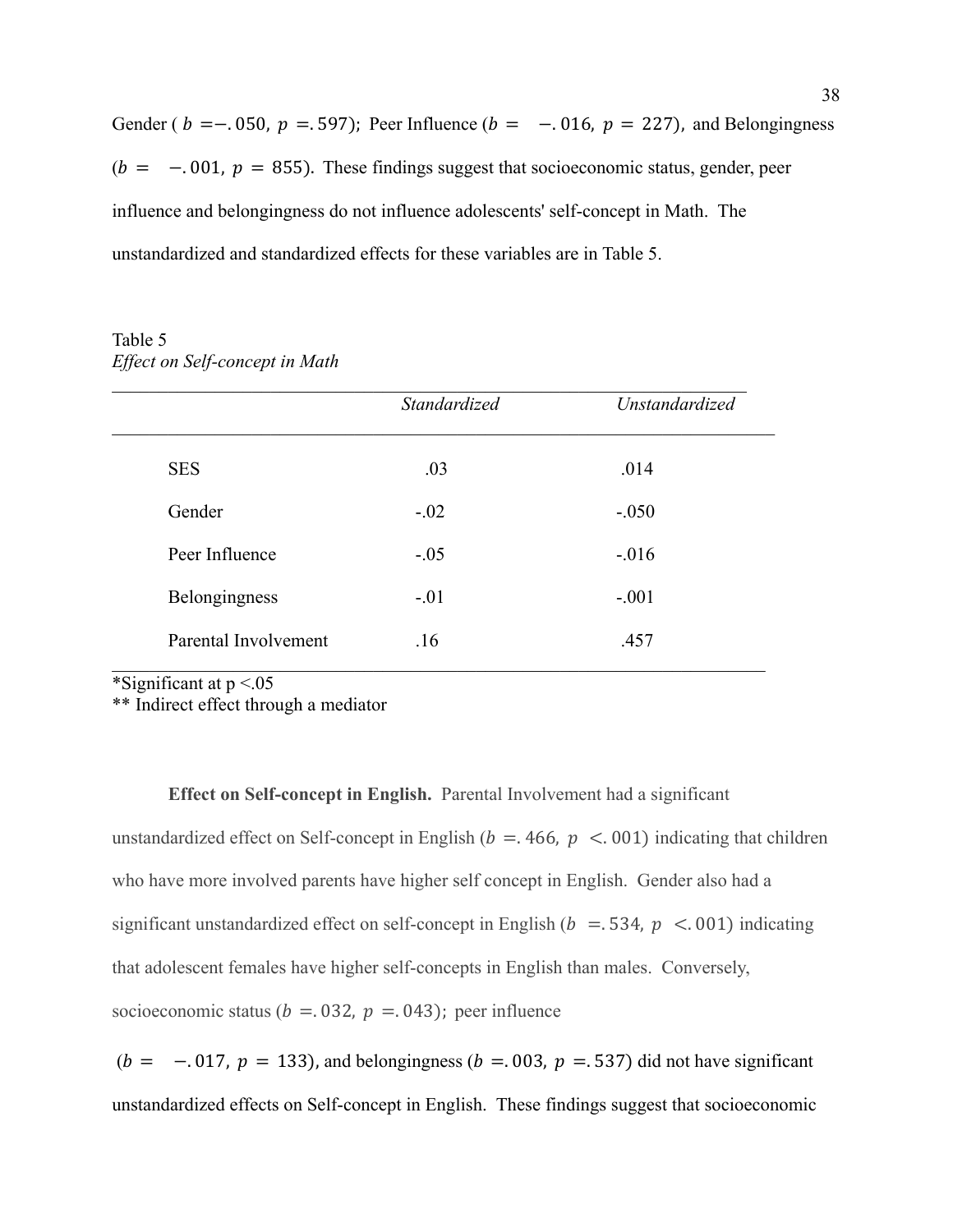Gender ( $b = -.050,\ p = .597$); Peer Influence ($b = \ -.016,\ p = 227$), and Belongingness ($b = \ -.001,\ p = 855$). These findings suggest that socioeconomic status, gender, peer influence and belongingness do not influence adolescents' self-concept in Math. The unstandardized and standardized effects for these variables are in Table 5.

Table 5
*Effect on Self-concept in Math*

| | *Standardized* | *Unstandardized* |
|---|---|---|
| SES | .03 | .014 |
| Gender | -.02 | -.050 |
| Peer Influence | -.05 | -.016 |
| Belongingness | -.01 | -.001 |
| Parental Involvement | .16 | .457 |

*Significant at p <.05
** Indirect effect through a mediator

**Effect on Self-concept in English.** Parental Involvement had a significant unstandardized effect on Self-concept in English ($b = .466,\ p\ < .001$) indicating that children who have more involved parents have higher self concept in English. Gender also had a significant unstandardized effect on self-concept in English ($b\ = .534,\ p\ < .001$) indicating that adolescent females have higher self-concepts in English than males. Conversely, socioeconomic status ($b = .032,\ p = .043$); peer influence ($b = \ -.017,\ p = 133$), and belongingness ($b = .003,\ p = .537$) did not have significant unstandardized effects on Self-concept in English. These findings suggest that socioeconomic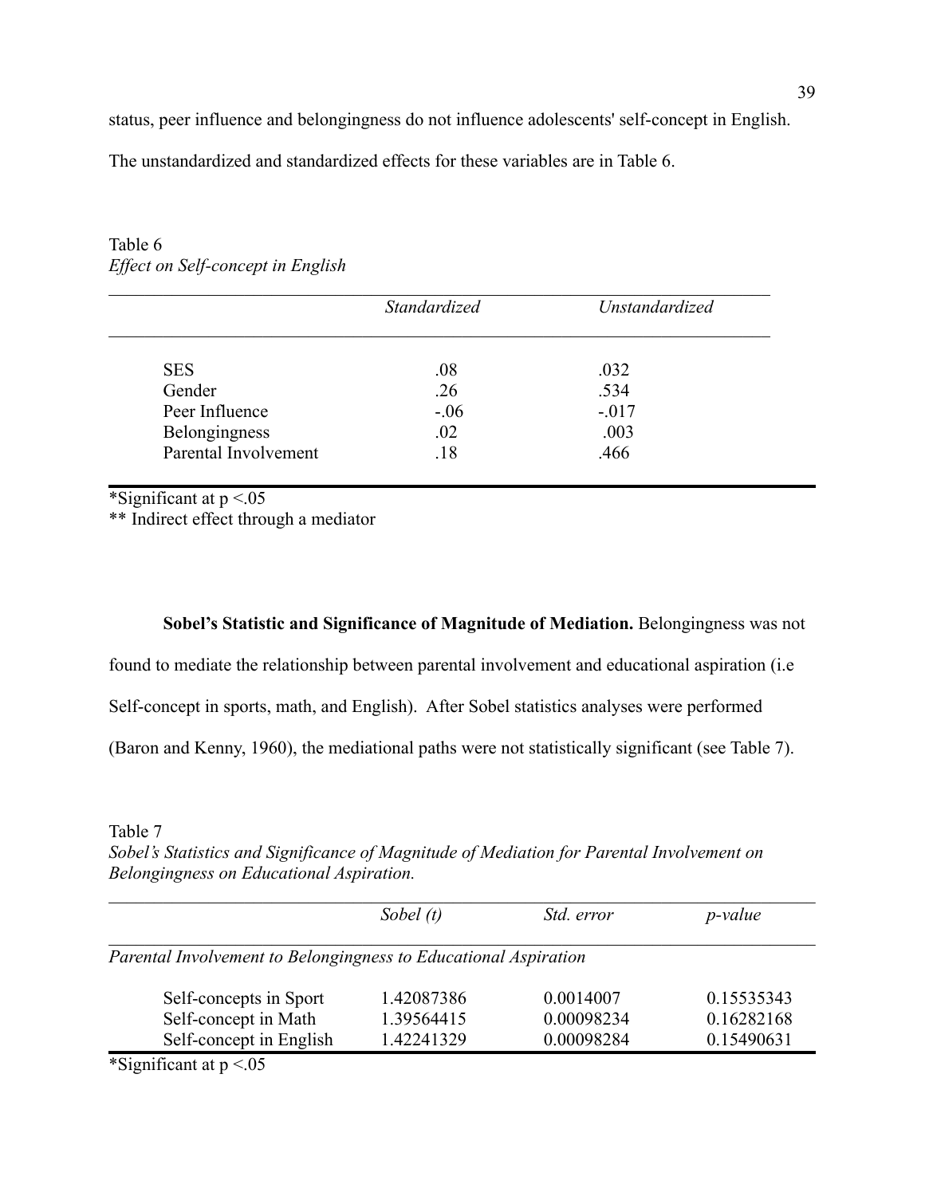status, peer influence and belongingness do not influence adolescents' self-concept in English. The unstandardized and standardized effects for these variables are in Table 6.

Table 6
*Effect on Self-concept in English*

| | *Standardized* | *Unstandardized* |
|---|---|---|
| SES | .08 | .032 |
| Gender | .26 | .534 |
| Peer Influence | -.06 | -.017 |
| Belongingness | .02 | .003 |
| Parental Involvement | .18 | .466 |

*Significant at $p < .05$
** Indirect effect through a mediator

**Sobel's Statistic and Significance of Magnitude of Mediation.** Belongingness was not found to mediate the relationship between parental involvement and educational aspiration (i.e Self-concept in sports, math, and English). After Sobel statistics analyses were performed (Baron and Kenny, 1960), the mediational paths were not statistically significant (see Table 7).

Table 7
*Sobel's Statistics and Significance of Magnitude of Mediation for Parental Involvement on Belongingness on Educational Aspiration.*

| | *Sobel (t)* | *Std. error* | *p-value* |
|---|---|---|---|
| *Parental Involvement to Belongingness to Educational Aspiration* | | | |
| Self-concepts in Sport | 1.42087386 | 0.0014007 | 0.15535343 |
| Self-concept in Math | 1.39564415 | 0.00098234 | 0.16282168 |
| Self-concept in English | 1.42241329 | 0.00098284 | 0.15490631 |

*Significant at $p < .05$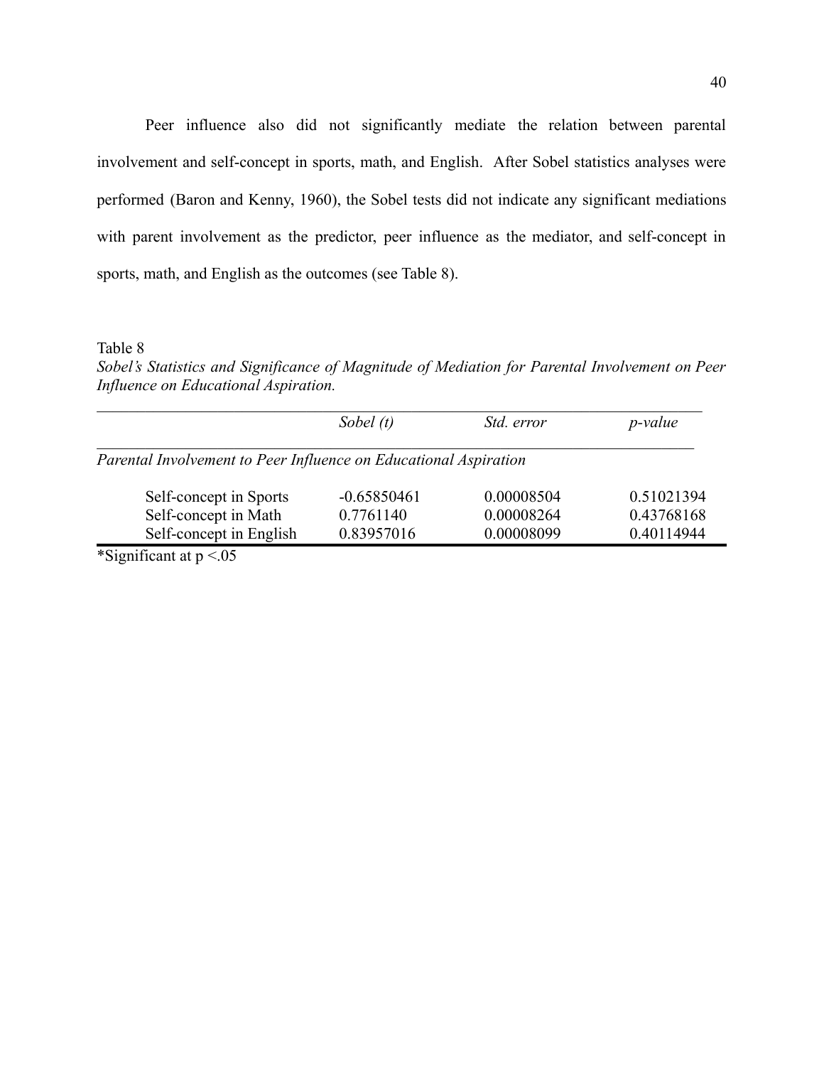Peer influence also did not significantly mediate the relation between parental involvement and self-concept in sports, math, and English. After Sobel statistics analyses were performed (Baron and Kenny, 1960), the Sobel tests did not indicate any significant mediations with parent involvement as the predictor, peer influence as the mediator, and self-concept in sports, math, and English as the outcomes (see Table 8).

Table 8

*Sobel's Statistics and Significance of Magnitude of Mediation for Parental Involvement on Peer Influence on Educational Aspiration.*

| | *Sobel (t)* | *Std. error* | *p-value* |
|---|---|---|---|
| *Parental Involvement to Peer Influence on Educational Aspiration* | | | |
| Self-concept in Sports | -0.65850461 | 0.00008504 | 0.51021394 |
| Self-concept in Math | 0.7761140 | 0.00008264 | 0.43768168 |
| Self-concept in English | 0.83957016 | 0.00008099 | 0.40114944 |

*Significant at $p < .05$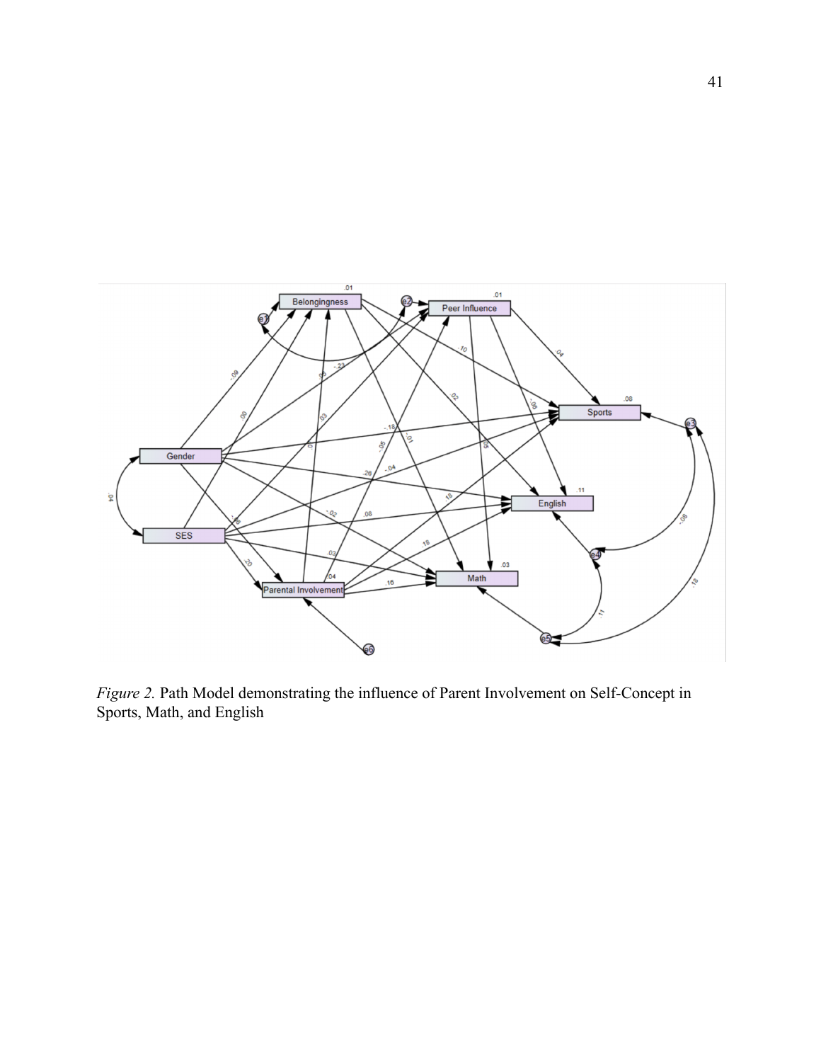*Figure 2.* Path Model demonstrating the influence of Parent Involvement on Self-Concept in Sports, Math, and English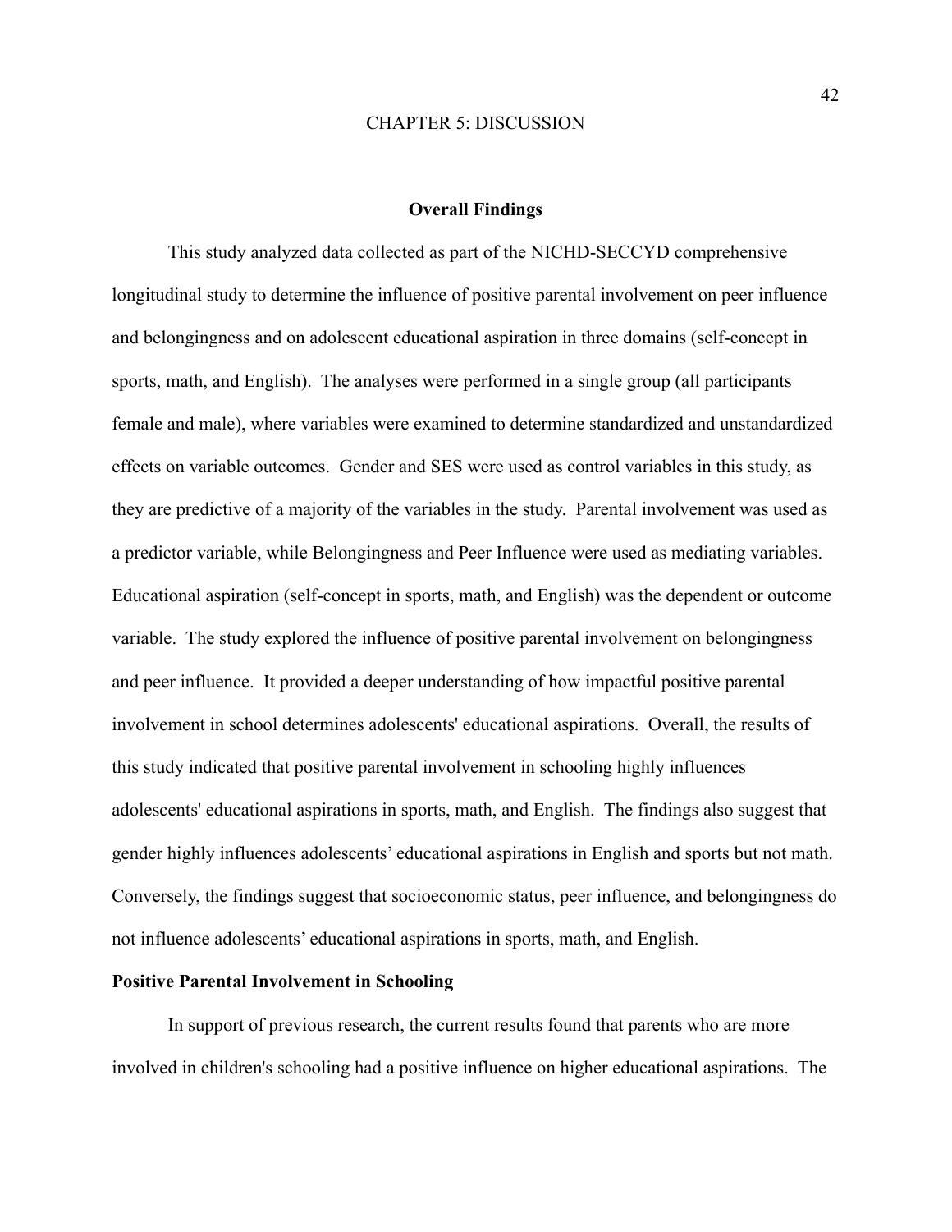# CHAPTER 5: DISCUSSION

## Overall Findings

This study analyzed data collected as part of the NICHD-SECCYD comprehensive longitudinal study to determine the influence of positive parental involvement on peer influence and belongingness and on adolescent educational aspiration in three domains (self-concept in sports, math, and English). The analyses were performed in a single group (all participants female and male), where variables were examined to determine standardized and unstandardized effects on variable outcomes. Gender and SES were used as control variables in this study, as they are predictive of a majority of the variables in the study. Parental involvement was used as a predictor variable, while Belongingness and Peer Influence were used as mediating variables. Educational aspiration (self-concept in sports, math, and English) was the dependent or outcome variable. The study explored the influence of positive parental involvement on belongingness and peer influence. It provided a deeper understanding of how impactful positive parental involvement in school determines adolescents' educational aspirations. Overall, the results of this study indicated that positive parental involvement in schooling highly influences adolescents' educational aspirations in sports, math, and English. The findings also suggest that gender highly influences adolescents' educational aspirations in English and sports but not math. Conversely, the findings suggest that socioeconomic status, peer influence, and belongingness do not influence adolescents' educational aspirations in sports, math, and English.

### Positive Parental Involvement in Schooling

In support of previous research, the current results found that parents who are more involved in children's schooling had a positive influence on higher educational aspirations. The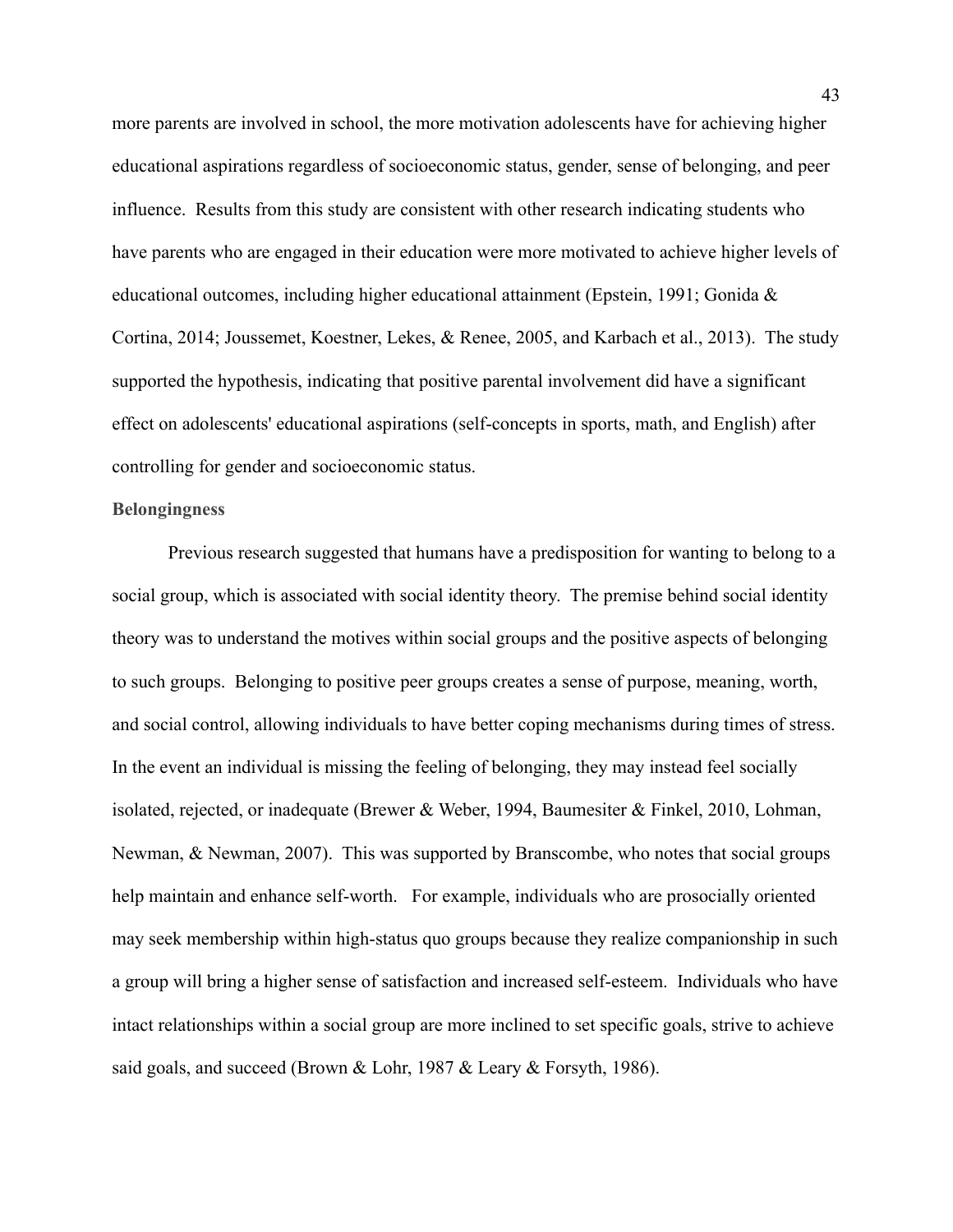more parents are involved in school, the more motivation adolescents have for achieving higher educational aspirations regardless of socioeconomic status, gender, sense of belonging, and peer influence. Results from this study are consistent with other research indicating students who have parents who are engaged in their education were more motivated to achieve higher levels of educational outcomes, including higher educational attainment (Epstein, 1991; Gonida & Cortina, 2014; Joussemet, Koestner, Lekes, & Renee, 2005, and Karbach et al., 2013). The study supported the hypothesis, indicating that positive parental involvement did have a significant effect on adolescents' educational aspirations (self-concepts in sports, math, and English) after controlling for gender and socioeconomic status.

**Belongingness**

Previous research suggested that humans have a predisposition for wanting to belong to a social group, which is associated with social identity theory. The premise behind social identity theory was to understand the motives within social groups and the positive aspects of belonging to such groups. Belonging to positive peer groups creates a sense of purpose, meaning, worth, and social control, allowing individuals to have better coping mechanisms during times of stress. In the event an individual is missing the feeling of belonging, they may instead feel socially isolated, rejected, or inadequate (Brewer & Weber, 1994, Baumesiter & Finkel, 2010, Lohman, Newman, & Newman, 2007). This was supported by Branscombe, who notes that social groups help maintain and enhance self-worth. For example, individuals who are prosocially oriented may seek membership within high-status quo groups because they realize companionship in such a group will bring a higher sense of satisfaction and increased self-esteem. Individuals who have intact relationships within a social group are more inclined to set specific goals, strive to achieve said goals, and succeed (Brown & Lohr, 1987 & Leary & Forsyth, 1986).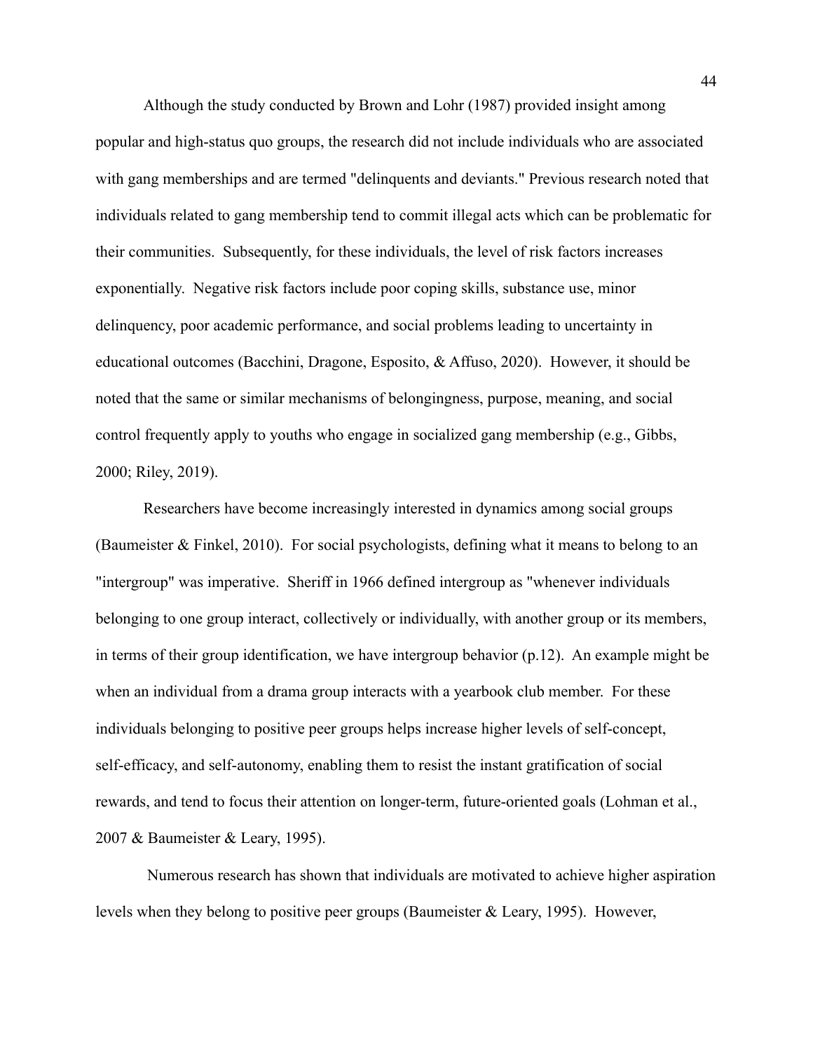Although the study conducted by Brown and Lohr (1987) provided insight among popular and high-status quo groups, the research did not include individuals who are associated with gang memberships and are termed "delinquents and deviants." Previous research noted that individuals related to gang membership tend to commit illegal acts which can be problematic for their communities. Subsequently, for these individuals, the level of risk factors increases exponentially. Negative risk factors include poor coping skills, substance use, minor delinquency, poor academic performance, and social problems leading to uncertainty in educational outcomes (Bacchini, Dragone, Esposito, & Affuso, 2020). However, it should be noted that the same or similar mechanisms of belongingness, purpose, meaning, and social control frequently apply to youths who engage in socialized gang membership (e.g., Gibbs, 2000; Riley, 2019).

Researchers have become increasingly interested in dynamics among social groups (Baumeister & Finkel, 2010). For social psychologists, defining what it means to belong to an "intergroup" was imperative. Sheriff in 1966 defined intergroup as "whenever individuals belonging to one group interact, collectively or individually, with another group or its members, in terms of their group identification, we have intergroup behavior (p.12). An example might be when an individual from a drama group interacts with a yearbook club member. For these individuals belonging to positive peer groups helps increase higher levels of self-concept, self-efficacy, and self-autonomy, enabling them to resist the instant gratification of social rewards, and tend to focus their attention on longer-term, future-oriented goals (Lohman et al., 2007 & Baumeister & Leary, 1995).

Numerous research has shown that individuals are motivated to achieve higher aspiration levels when they belong to positive peer groups (Baumeister & Leary, 1995). However,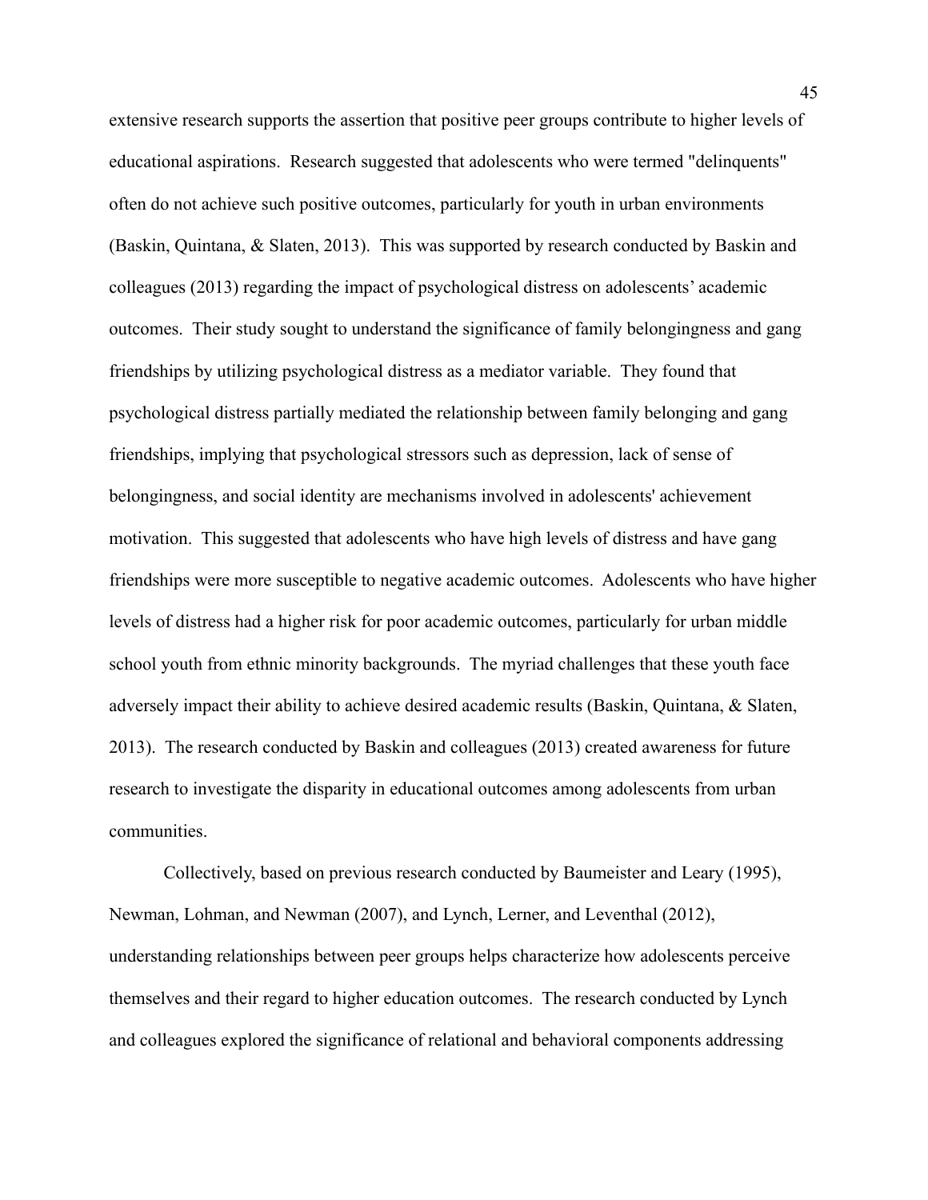extensive research supports the assertion that positive peer groups contribute to higher levels of educational aspirations. Research suggested that adolescents who were termed "delinquents" often do not achieve such positive outcomes, particularly for youth in urban environments (Baskin, Quintana, & Slaten, 2013). This was supported by research conducted by Baskin and colleagues (2013) regarding the impact of psychological distress on adolescents' academic outcomes. Their study sought to understand the significance of family belongingness and gang friendships by utilizing psychological distress as a mediator variable. They found that psychological distress partially mediated the relationship between family belonging and gang friendships, implying that psychological stressors such as depression, lack of sense of belongingness, and social identity are mechanisms involved in adolescents' achievement motivation. This suggested that adolescents who have high levels of distress and have gang friendships were more susceptible to negative academic outcomes. Adolescents who have higher levels of distress had a higher risk for poor academic outcomes, particularly for urban middle school youth from ethnic minority backgrounds. The myriad challenges that these youth face adversely impact their ability to achieve desired academic results (Baskin, Quintana, & Slaten, 2013). The research conducted by Baskin and colleagues (2013) created awareness for future research to investigate the disparity in educational outcomes among adolescents from urban communities.

Collectively, based on previous research conducted by Baumeister and Leary (1995), Newman, Lohman, and Newman (2007), and Lynch, Lerner, and Leventhal (2012), understanding relationships between peer groups helps characterize how adolescents perceive themselves and their regard to higher education outcomes. The research conducted by Lynch and colleagues explored the significance of relational and behavioral components addressing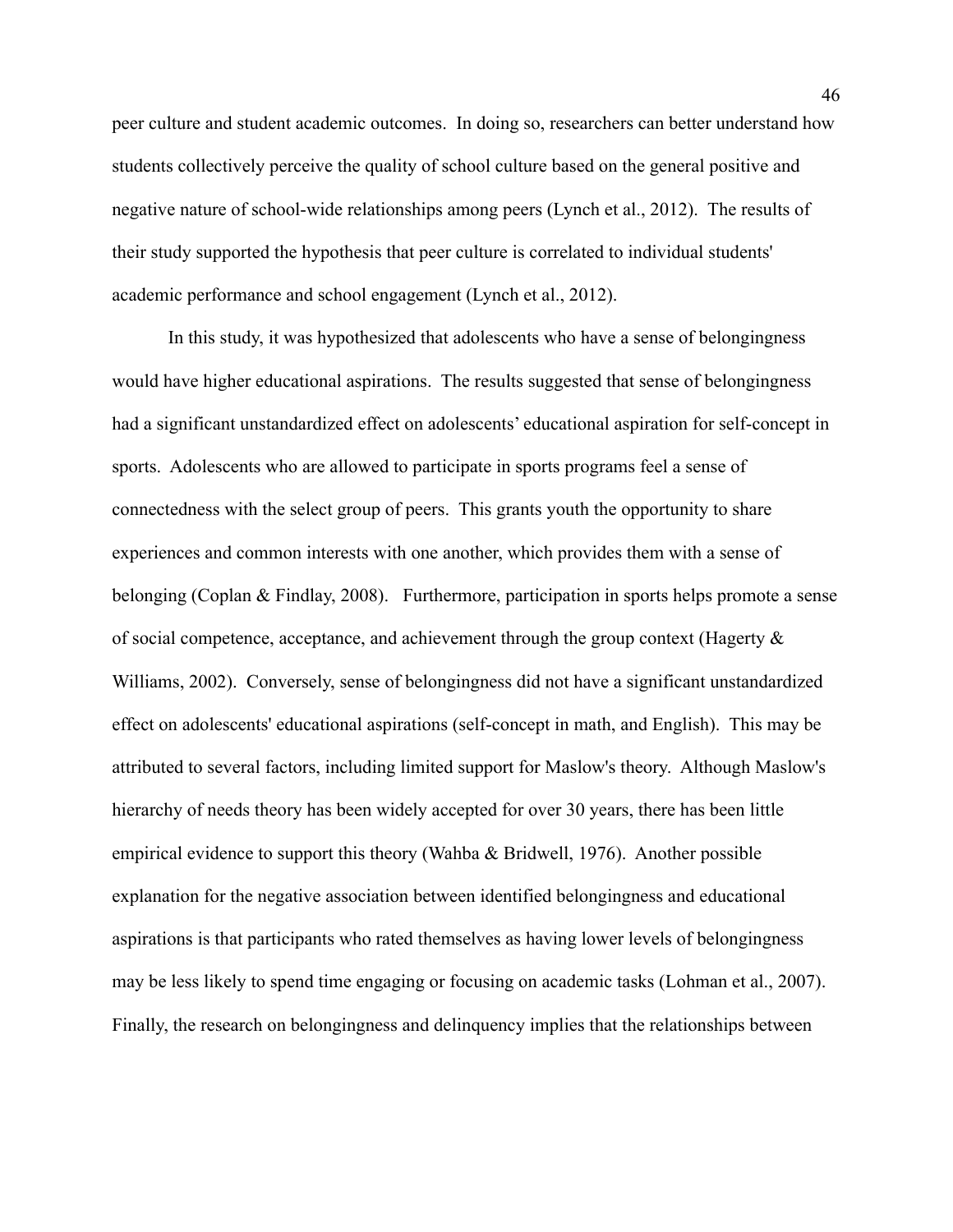peer culture and student academic outcomes. In doing so, researchers can better understand how students collectively perceive the quality of school culture based on the general positive and negative nature of school-wide relationships among peers (Lynch et al., 2012). The results of their study supported the hypothesis that peer culture is correlated to individual students' academic performance and school engagement (Lynch et al., 2012).

In this study, it was hypothesized that adolescents who have a sense of belongingness would have higher educational aspirations. The results suggested that sense of belongingness had a significant unstandardized effect on adolescents' educational aspiration for self-concept in sports. Adolescents who are allowed to participate in sports programs feel a sense of connectedness with the select group of peers. This grants youth the opportunity to share experiences and common interests with one another, which provides them with a sense of belonging (Coplan & Findlay, 2008). Furthermore, participation in sports helps promote a sense of social competence, acceptance, and achievement through the group context (Hagerty & Williams, 2002). Conversely, sense of belongingness did not have a significant unstandardized effect on adolescents' educational aspirations (self-concept in math, and English). This may be attributed to several factors, including limited support for Maslow's theory. Although Maslow's hierarchy of needs theory has been widely accepted for over 30 years, there has been little empirical evidence to support this theory (Wahba & Bridwell, 1976). Another possible explanation for the negative association between identified belongingness and educational aspirations is that participants who rated themselves as having lower levels of belongingness may be less likely to spend time engaging or focusing on academic tasks (Lohman et al., 2007). Finally, the research on belongingness and delinquency implies that the relationships between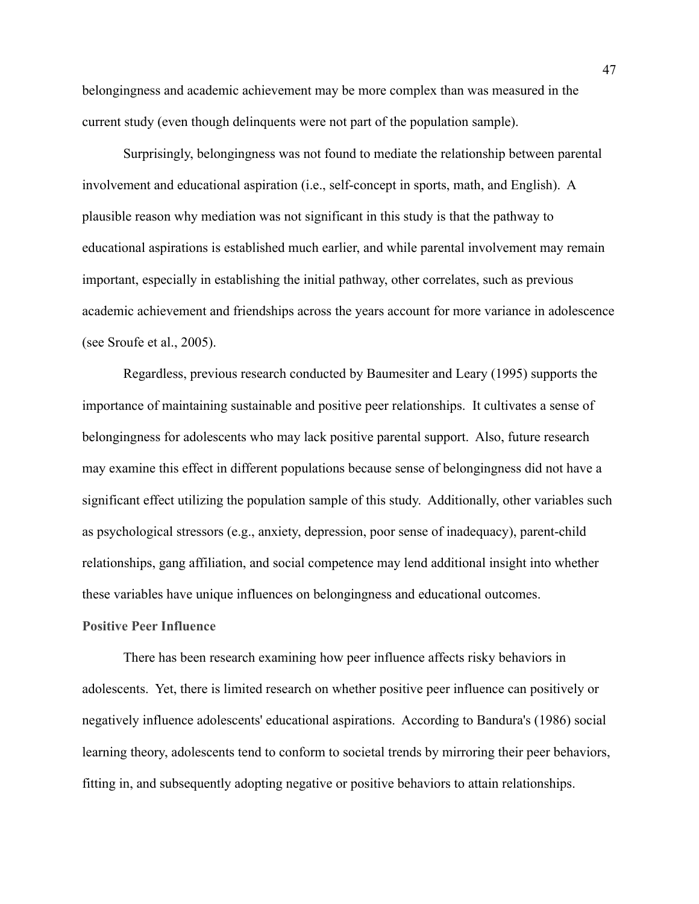belongingness and academic achievement may be more complex than was measured in the current study (even though delinquents were not part of the population sample).

Surprisingly, belongingness was not found to mediate the relationship between parental involvement and educational aspiration (i.e., self-concept in sports, math, and English). A plausible reason why mediation was not significant in this study is that the pathway to educational aspirations is established much earlier, and while parental involvement may remain important, especially in establishing the initial pathway, other correlates, such as previous academic achievement and friendships across the years account for more variance in adolescence (see Sroufe et al., 2005).

Regardless, previous research conducted by Baumesiter and Leary (1995) supports the importance of maintaining sustainable and positive peer relationships. It cultivates a sense of belongingness for adolescents who may lack positive parental support. Also, future research may examine this effect in different populations because sense of belongingness did not have a significant effect utilizing the population sample of this study. Additionally, other variables such as psychological stressors (e.g., anxiety, depression, poor sense of inadequacy), parent-child relationships, gang affiliation, and social competence may lend additional insight into whether these variables have unique influences on belongingness and educational outcomes.

### Positive Peer Influence

There has been research examining how peer influence affects risky behaviors in adolescents. Yet, there is limited research on whether positive peer influence can positively or negatively influence adolescents' educational aspirations. According to Bandura's (1986) social learning theory, adolescents tend to conform to societal trends by mirroring their peer behaviors, fitting in, and subsequently adopting negative or positive behaviors to attain relationships.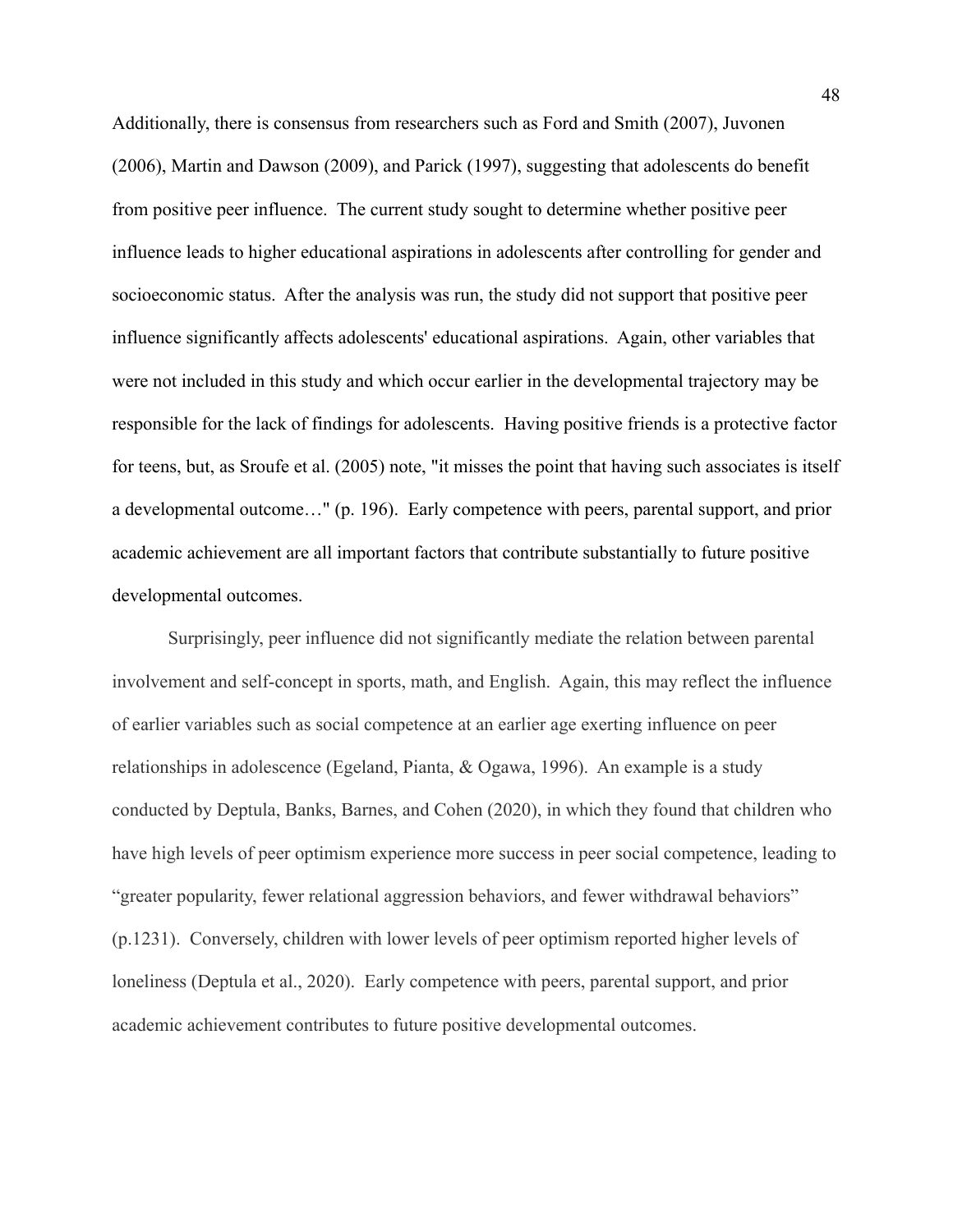Additionally, there is consensus from researchers such as Ford and Smith (2007), Juvonen (2006), Martin and Dawson (2009), and Parick (1997), suggesting that adolescents do benefit from positive peer influence. The current study sought to determine whether positive peer influence leads to higher educational aspirations in adolescents after controlling for gender and socioeconomic status. After the analysis was run, the study did not support that positive peer influence significantly affects adolescents' educational aspirations. Again, other variables that were not included in this study and which occur earlier in the developmental trajectory may be responsible for the lack of findings for adolescents. Having positive friends is a protective factor for teens, but, as Sroufe et al. (2005) note, "it misses the point that having such associates is itself a developmental outcome…" (p. 196). Early competence with peers, parental support, and prior academic achievement are all important factors that contribute substantially to future positive developmental outcomes.

Surprisingly, peer influence did not significantly mediate the relation between parental involvement and self-concept in sports, math, and English. Again, this may reflect the influence of earlier variables such as social competence at an earlier age exerting influence on peer relationships in adolescence (Egeland, Pianta, & Ogawa, 1996). An example is a study conducted by Deptula, Banks, Barnes, and Cohen (2020), in which they found that children who have high levels of peer optimism experience more success in peer social competence, leading to "greater popularity, fewer relational aggression behaviors, and fewer withdrawal behaviors" (p.1231). Conversely, children with lower levels of peer optimism reported higher levels of loneliness (Deptula et al., 2020). Early competence with peers, parental support, and prior academic achievement contributes to future positive developmental outcomes.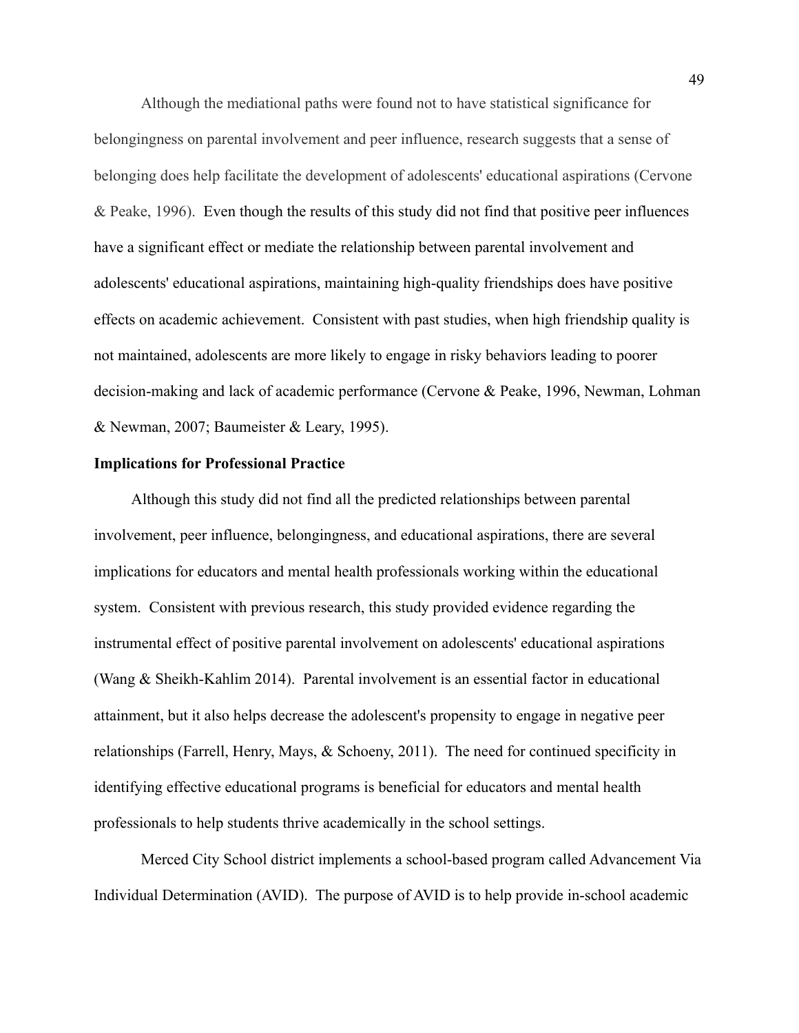Although the mediational paths were found not to have statistical significance for belongingness on parental involvement and peer influence, research suggests that a sense of belonging does help facilitate the development of adolescents' educational aspirations (Cervone & Peake, 1996). Even though the results of this study did not find that positive peer influences have a significant effect or mediate the relationship between parental involvement and adolescents' educational aspirations, maintaining high-quality friendships does have positive effects on academic achievement. Consistent with past studies, when high friendship quality is not maintained, adolescents are more likely to engage in risky behaviors leading to poorer decision-making and lack of academic performance (Cervone & Peake, 1996, Newman, Lohman & Newman, 2007; Baumeister & Leary, 1995).

**Implications for Professional Practice**

Although this study did not find all the predicted relationships between parental involvement, peer influence, belongingness, and educational aspirations, there are several implications for educators and mental health professionals working within the educational system. Consistent with previous research, this study provided evidence regarding the instrumental effect of positive parental involvement on adolescents' educational aspirations (Wang & Sheikh-Kahlim 2014). Parental involvement is an essential factor in educational attainment, but it also helps decrease the adolescent's propensity to engage in negative peer relationships (Farrell, Henry, Mays, & Schoeny, 2011). The need for continued specificity in identifying effective educational programs is beneficial for educators and mental health professionals to help students thrive academically in the school settings.

Merced City School district implements a school-based program called Advancement Via Individual Determination (AVID). The purpose of AVID is to help provide in-school academic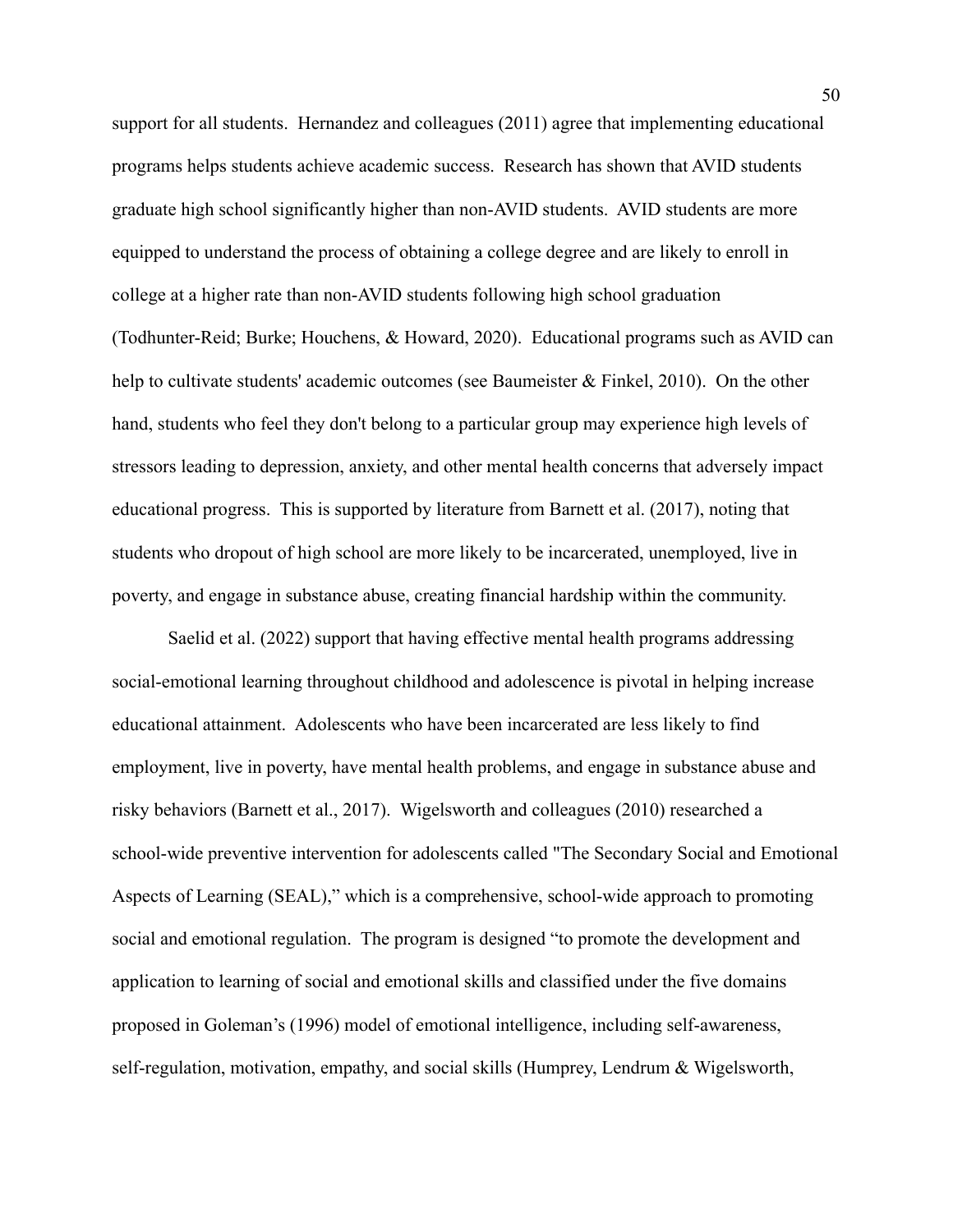support for all students. Hernandez and colleagues (2011) agree that implementing educational programs helps students achieve academic success. Research has shown that AVID students graduate high school significantly higher than non-AVID students. AVID students are more equipped to understand the process of obtaining a college degree and are likely to enroll in college at a higher rate than non-AVID students following high school graduation (Todhunter-Reid; Burke; Houchens, & Howard, 2020). Educational programs such as AVID can help to cultivate students' academic outcomes (see Baumeister & Finkel, 2010). On the other hand, students who feel they don't belong to a particular group may experience high levels of stressors leading to depression, anxiety, and other mental health concerns that adversely impact educational progress. This is supported by literature from Barnett et al. (2017), noting that students who dropout of high school are more likely to be incarcerated, unemployed, live in poverty, and engage in substance abuse, creating financial hardship within the community.

Saelid et al. (2022) support that having effective mental health programs addressing social-emotional learning throughout childhood and adolescence is pivotal in helping increase educational attainment. Adolescents who have been incarcerated are less likely to find employment, live in poverty, have mental health problems, and engage in substance abuse and risky behaviors (Barnett et al., 2017). Wigelsworth and colleagues (2010) researched a school-wide preventive intervention for adolescents called "The Secondary Social and Emotional Aspects of Learning (SEAL)," which is a comprehensive, school-wide approach to promoting social and emotional regulation. The program is designed "to promote the development and application to learning of social and emotional skills and classified under the five domains proposed in Goleman's (1996) model of emotional intelligence, including self-awareness, self-regulation, motivation, empathy, and social skills (Humprey, Lendrum & Wigelsworth,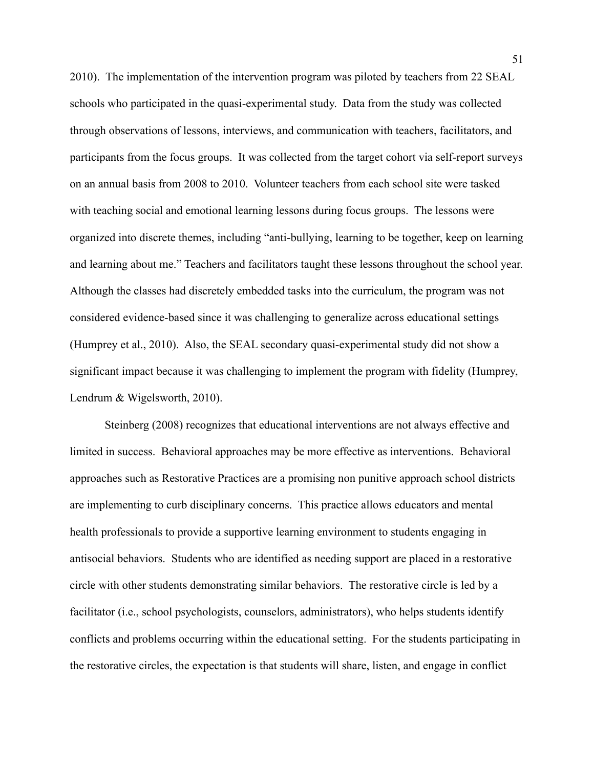2010). The implementation of the intervention program was piloted by teachers from 22 SEAL schools who participated in the quasi-experimental study. Data from the study was collected through observations of lessons, interviews, and communication with teachers, facilitators, and participants from the focus groups. It was collected from the target cohort via self-report surveys on an annual basis from 2008 to 2010. Volunteer teachers from each school site were tasked with teaching social and emotional learning lessons during focus groups. The lessons were organized into discrete themes, including "anti-bullying, learning to be together, keep on learning and learning about me." Teachers and facilitators taught these lessons throughout the school year. Although the classes had discretely embedded tasks into the curriculum, the program was not considered evidence-based since it was challenging to generalize across educational settings (Humprey et al., 2010). Also, the SEAL secondary quasi-experimental study did not show a significant impact because it was challenging to implement the program with fidelity (Humprey, Lendrum & Wigelsworth, 2010).

Steinberg (2008) recognizes that educational interventions are not always effective and limited in success. Behavioral approaches may be more effective as interventions. Behavioral approaches such as Restorative Practices are a promising non punitive approach school districts are implementing to curb disciplinary concerns. This practice allows educators and mental health professionals to provide a supportive learning environment to students engaging in antisocial behaviors. Students who are identified as needing support are placed in a restorative circle with other students demonstrating similar behaviors. The restorative circle is led by a facilitator (i.e., school psychologists, counselors, administrators), who helps students identify conflicts and problems occurring within the educational setting. For the students participating in the restorative circles, the expectation is that students will share, listen, and engage in conflict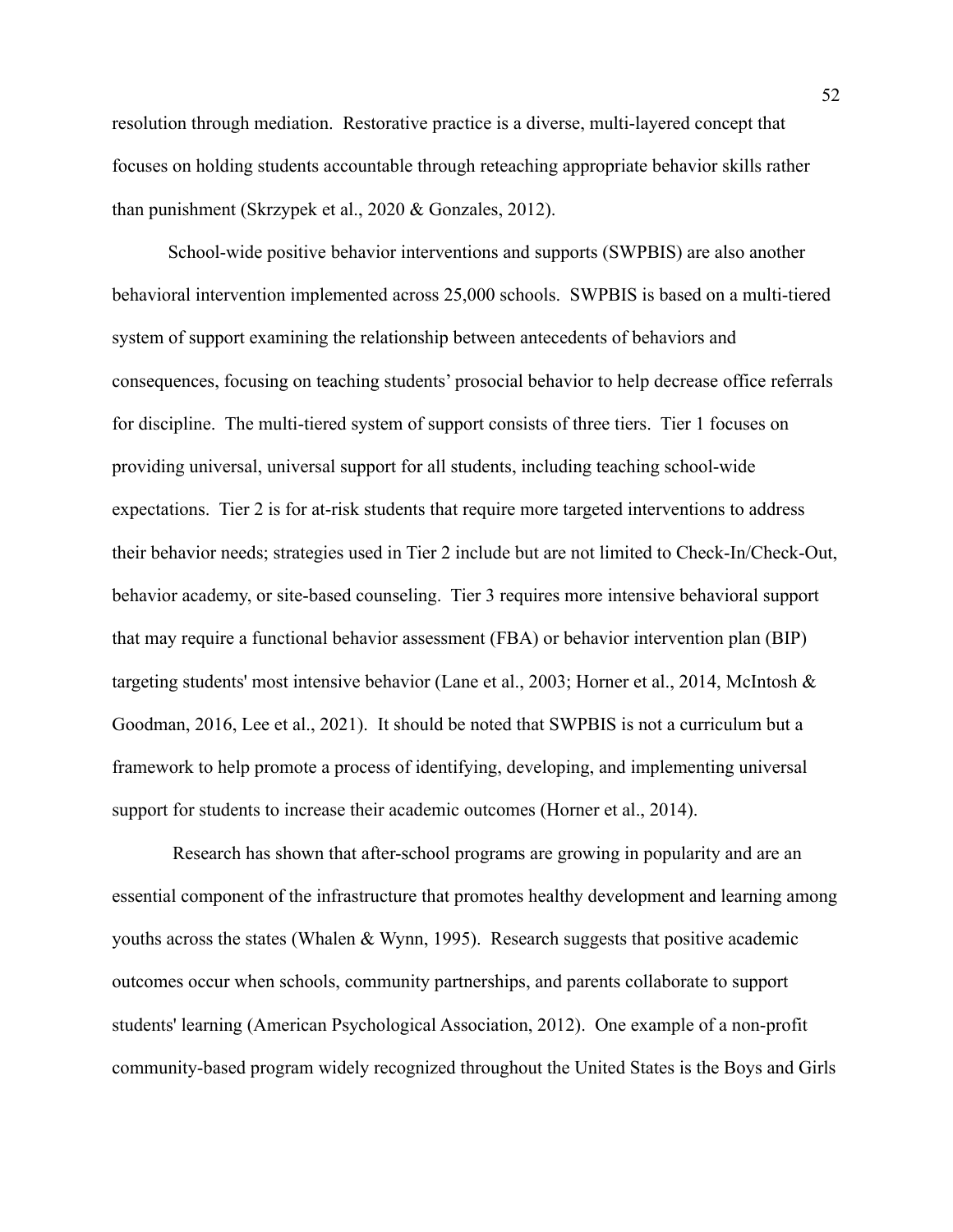resolution through mediation. Restorative practice is a diverse, multi-layered concept that focuses on holding students accountable through reteaching appropriate behavior skills rather than punishment (Skrzypek et al., 2020 & Gonzales, 2012).

School-wide positive behavior interventions and supports (SWPBIS) are also another behavioral intervention implemented across 25,000 schools. SWPBIS is based on a multi-tiered system of support examining the relationship between antecedents of behaviors and consequences, focusing on teaching students' prosocial behavior to help decrease office referrals for discipline. The multi-tiered system of support consists of three tiers. Tier 1 focuses on providing universal, universal support for all students, including teaching school-wide expectations. Tier 2 is for at-risk students that require more targeted interventions to address their behavior needs; strategies used in Tier 2 include but are not limited to Check-In/Check-Out, behavior academy, or site-based counseling. Tier 3 requires more intensive behavioral support that may require a functional behavior assessment (FBA) or behavior intervention plan (BIP) targeting students' most intensive behavior (Lane et al., 2003; Horner et al., 2014, McIntosh & Goodman, 2016, Lee et al., 2021). It should be noted that SWPBIS is not a curriculum but a framework to help promote a process of identifying, developing, and implementing universal support for students to increase their academic outcomes (Horner et al., 2014).

Research has shown that after-school programs are growing in popularity and are an essential component of the infrastructure that promotes healthy development and learning among youths across the states (Whalen & Wynn, 1995). Research suggests that positive academic outcomes occur when schools, community partnerships, and parents collaborate to support students' learning (American Psychological Association, 2012). One example of a non-profit community-based program widely recognized throughout the United States is the Boys and Girls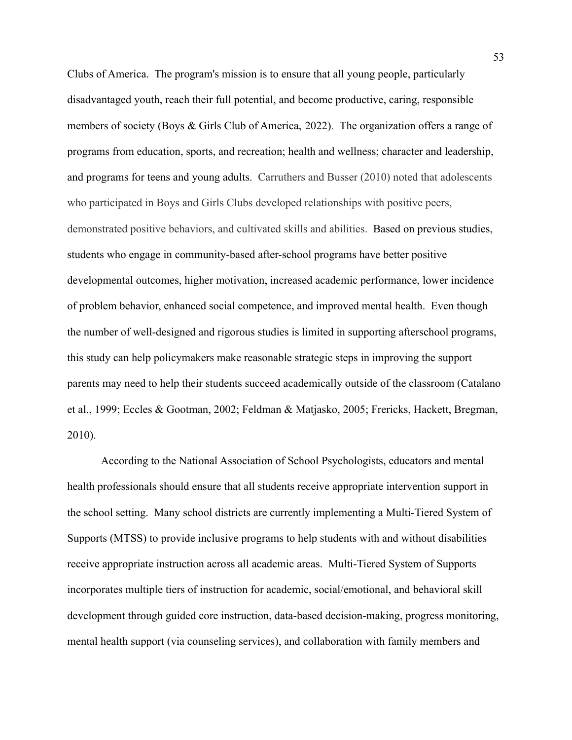Clubs of America. The program's mission is to ensure that all young people, particularly disadvantaged youth, reach their full potential, and become productive, caring, responsible members of society (Boys & Girls Club of America, 2022). The organization offers a range of programs from education, sports, and recreation; health and wellness; character and leadership, and programs for teens and young adults. Carruthers and Busser (2010) noted that adolescents who participated in Boys and Girls Clubs developed relationships with positive peers, demonstrated positive behaviors, and cultivated skills and abilities. Based on previous studies, students who engage in community-based after-school programs have better positive developmental outcomes, higher motivation, increased academic performance, lower incidence of problem behavior, enhanced social competence, and improved mental health. Even though the number of well-designed and rigorous studies is limited in supporting afterschool programs, this study can help policymakers make reasonable strategic steps in improving the support parents may need to help their students succeed academically outside of the classroom (Catalano et al., 1999; Eccles & Gootman, 2002; Feldman & Matjasko, 2005; Frericks, Hackett, Bregman, 2010).

According to the National Association of School Psychologists, educators and mental health professionals should ensure that all students receive appropriate intervention support in the school setting. Many school districts are currently implementing a Multi-Tiered System of Supports (MTSS) to provide inclusive programs to help students with and without disabilities receive appropriate instruction across all academic areas. Multi-Tiered System of Supports incorporates multiple tiers of instruction for academic, social/emotional, and behavioral skill development through guided core instruction, data-based decision-making, progress monitoring, mental health support (via counseling services), and collaboration with family members and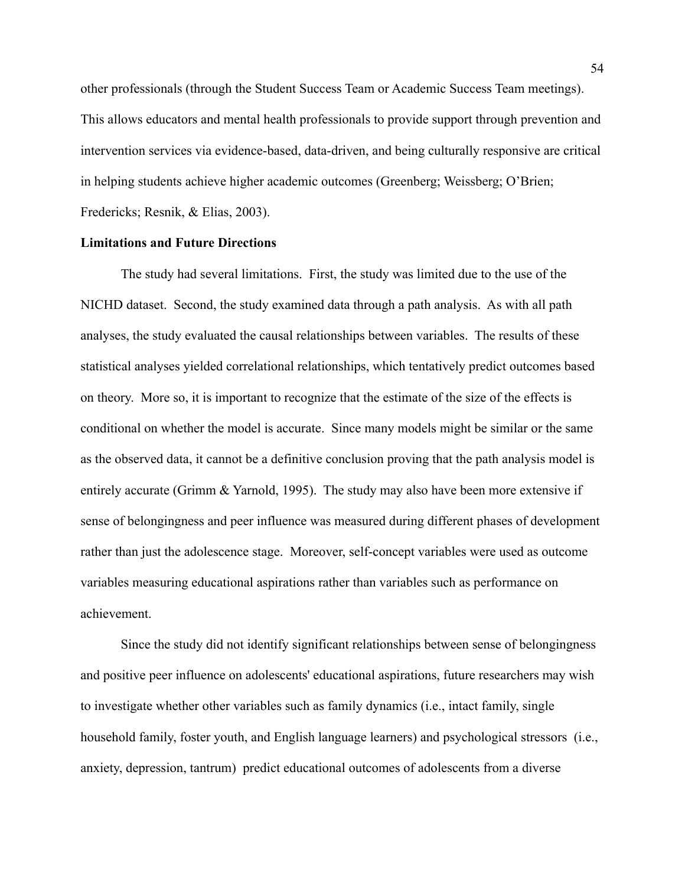other professionals (through the Student Success Team or Academic Success Team meetings). This allows educators and mental health professionals to provide support through prevention and intervention services via evidence-based, data-driven, and being culturally responsive are critical in helping students achieve higher academic outcomes (Greenberg; Weissberg; O'Brien; Fredericks; Resnik, & Elias, 2003).

**Limitations and Future Directions**

The study had several limitations. First, the study was limited due to the use of the NICHD dataset. Second, the study examined data through a path analysis. As with all path analyses, the study evaluated the causal relationships between variables. The results of these statistical analyses yielded correlational relationships, which tentatively predict outcomes based on theory. More so, it is important to recognize that the estimate of the size of the effects is conditional on whether the model is accurate. Since many models might be similar or the same as the observed data, it cannot be a definitive conclusion proving that the path analysis model is entirely accurate (Grimm & Yarnold, 1995). The study may also have been more extensive if sense of belongingness and peer influence was measured during different phases of development rather than just the adolescence stage. Moreover, self-concept variables were used as outcome variables measuring educational aspirations rather than variables such as performance on achievement.

Since the study did not identify significant relationships between sense of belongingness and positive peer influence on adolescents' educational aspirations, future researchers may wish to investigate whether other variables such as family dynamics (i.e., intact family, single household family, foster youth, and English language learners) and psychological stressors (i.e., anxiety, depression, tantrum) predict educational outcomes of adolescents from a diverse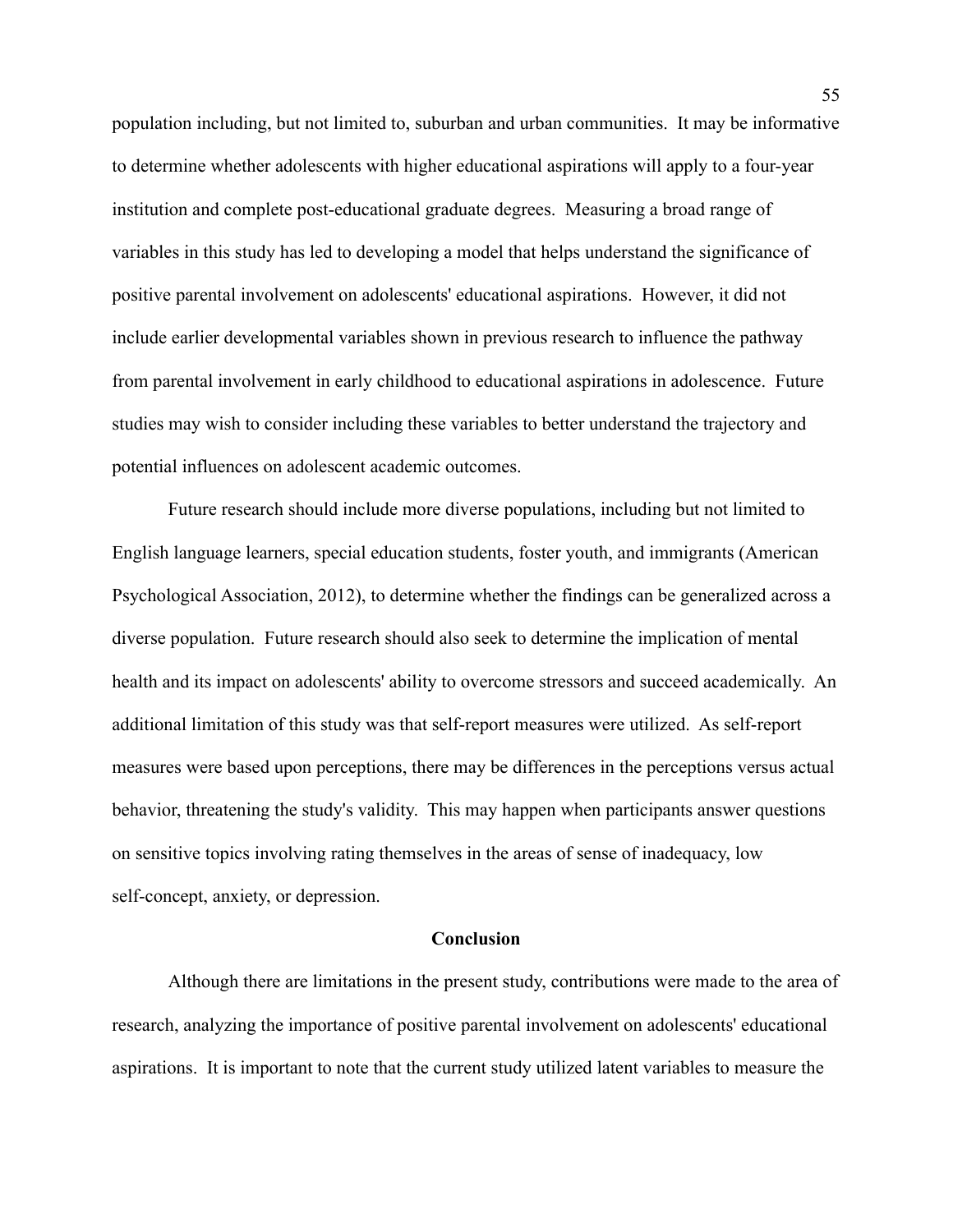population including, but not limited to, suburban and urban communities. It may be informative to determine whether adolescents with higher educational aspirations will apply to a four-year institution and complete post-educational graduate degrees. Measuring a broad range of variables in this study has led to developing a model that helps understand the significance of positive parental involvement on adolescents' educational aspirations. However, it did not include earlier developmental variables shown in previous research to influence the pathway from parental involvement in early childhood to educational aspirations in adolescence. Future studies may wish to consider including these variables to better understand the trajectory and potential influences on adolescent academic outcomes.

Future research should include more diverse populations, including but not limited to English language learners, special education students, foster youth, and immigrants (American Psychological Association, 2012), to determine whether the findings can be generalized across a diverse population. Future research should also seek to determine the implication of mental health and its impact on adolescents' ability to overcome stressors and succeed academically. An additional limitation of this study was that self-report measures were utilized. As self-report measures were based upon perceptions, there may be differences in the perceptions versus actual behavior, threatening the study's validity. This may happen when participants answer questions on sensitive topics involving rating themselves in the areas of sense of inadequacy, low self-concept, anxiety, or depression.

## Conclusion

Although there are limitations in the present study, contributions were made to the area of research, analyzing the importance of positive parental involvement on adolescents' educational aspirations. It is important to note that the current study utilized latent variables to measure the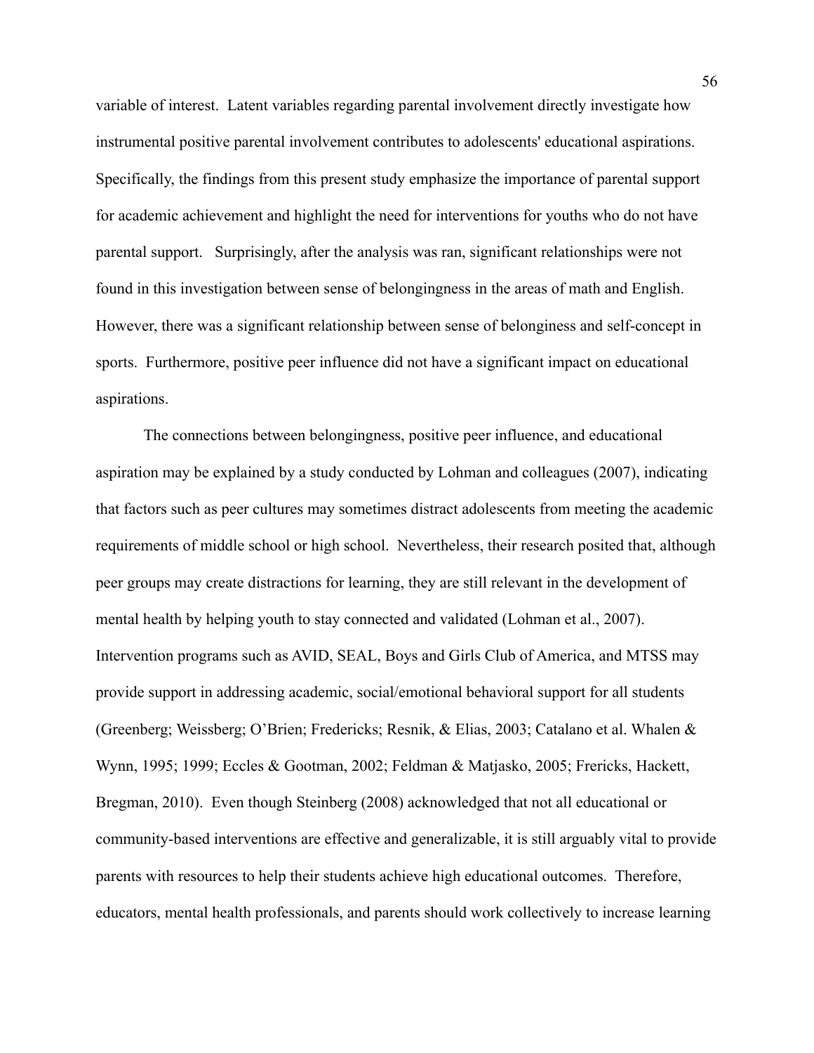variable of interest. Latent variables regarding parental involvement directly investigate how instrumental positive parental involvement contributes to adolescents' educational aspirations. Specifically, the findings from this present study emphasize the importance of parental support for academic achievement and highlight the need for interventions for youths who do not have parental support. Surprisingly, after the analysis was ran, significant relationships were not found in this investigation between sense of belongingness in the areas of math and English. However, there was a significant relationship between sense of belonginess and self-concept in sports. Furthermore, positive peer influence did not have a significant impact on educational aspirations.

The connections between belongingness, positive peer influence, and educational aspiration may be explained by a study conducted by Lohman and colleagues (2007), indicating that factors such as peer cultures may sometimes distract adolescents from meeting the academic requirements of middle school or high school. Nevertheless, their research posited that, although peer groups may create distractions for learning, they are still relevant in the development of mental health by helping youth to stay connected and validated (Lohman et al., 2007). Intervention programs such as AVID, SEAL, Boys and Girls Club of America, and MTSS may provide support in addressing academic, social/emotional behavioral support for all students (Greenberg; Weissberg; O'Brien; Fredericks; Resnik, & Elias, 2003; Catalano et al. Whalen & Wynn, 1995; 1999; Eccles & Gootman, 2002; Feldman & Matjasko, 2005; Frericks, Hackett, Bregman, 2010). Even though Steinberg (2008) acknowledged that not all educational or community-based interventions are effective and generalizable, it is still arguably vital to provide parents with resources to help their students achieve high educational outcomes. Therefore, educators, mental health professionals, and parents should work collectively to increase learning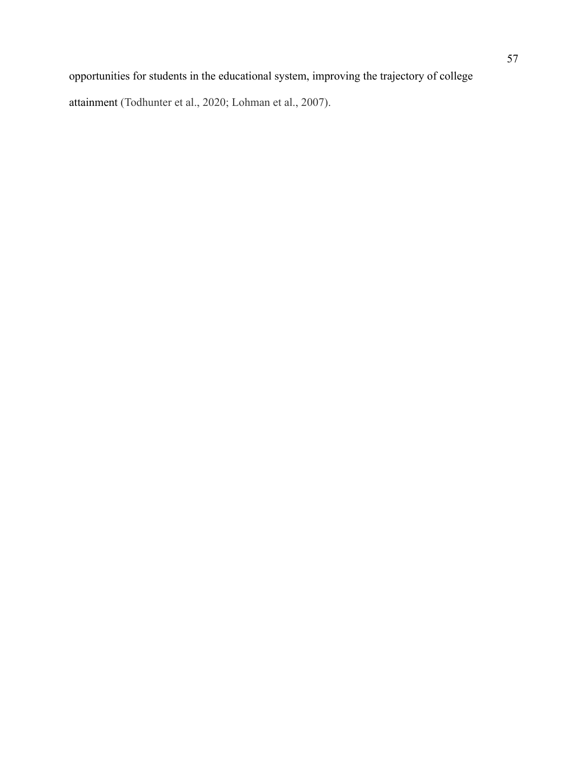opportunities for students in the educational system, improving the trajectory of college attainment (Todhunter et al., 2020; Lohman et al., 2007).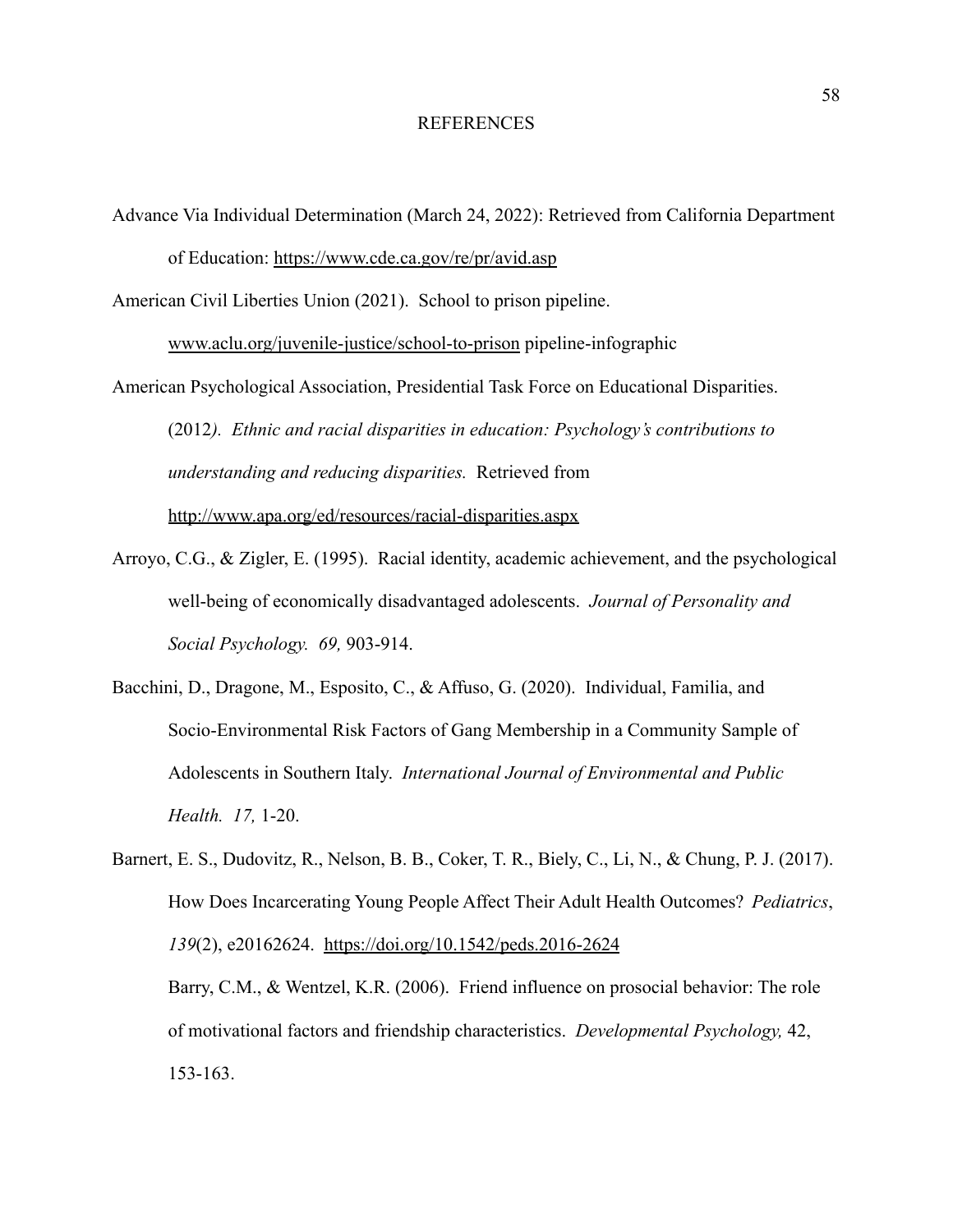# REFERENCES

Advance Via Individual Determination (March 24, 2022): Retrieved from California Department of Education: https://www.cde.ca.gov/re/pr/avid.asp

American Civil Liberties Union (2021). School to prison pipeline. www.aclu.org/juvenile-justice/school-to-prison pipeline-infographic

American Psychological Association, Presidential Task Force on Educational Disparities. (2012*). Ethnic and racial disparities in education: Psychology's contributions to understanding and reducing disparities.* Retrieved from http://www.apa.org/ed/resources/racial-disparities.aspx

Arroyo, C.G., & Zigler, E. (1995). Racial identity, academic achievement, and the psychological well-being of economically disadvantaged adolescents. *Journal of Personality and Social Psychology. 69,* 903-914.

Bacchini, D., Dragone, M., Esposito, C., & Affuso, G. (2020). Individual, Familia, and Socio-Environmental Risk Factors of Gang Membership in a Community Sample of Adolescents in Southern Italy. *International Journal of Environmental and Public Health. 17,* 1-20.

Barnert, E. S., Dudovitz, R., Nelson, B. B., Coker, T. R., Biely, C., Li, N., & Chung, P. J. (2017). How Does Incarcerating Young People Affect Their Adult Health Outcomes? *Pediatrics*, *139*(2), e20162624. https://doi.org/10.1542/peds.2016-2624

Barry, C.M., & Wentzel, K.R. (2006). Friend influence on prosocial behavior: The role of motivational factors and friendship characteristics. *Developmental Psychology,* 42, 153-163.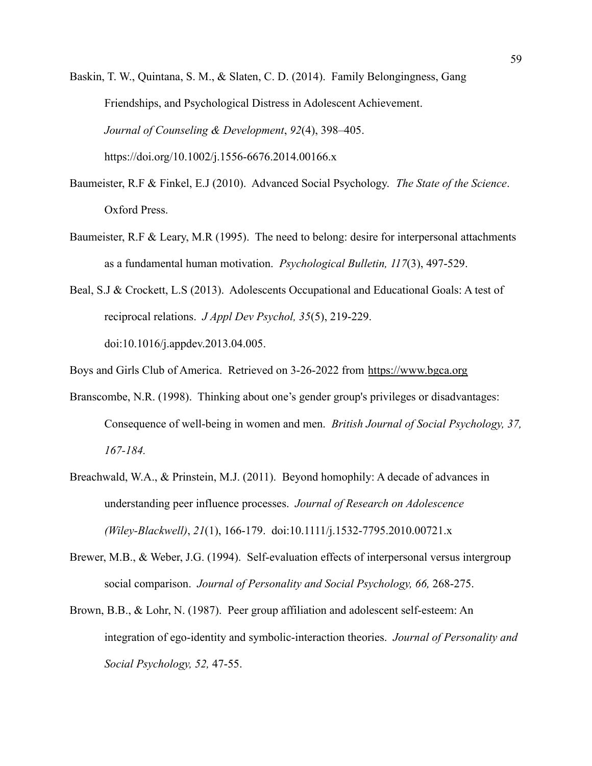Baskin, T. W., Quintana, S. M., & Slaten, C. D. (2014). Family Belongingness, Gang Friendships, and Psychological Distress in Adolescent Achievement. *Journal of Counseling & Development*, *92*(4), 398–405. https://doi.org/10.1002/j.1556-6676.2014.00166.x

Baumeister, R.F & Finkel, E.J (2010). Advanced Social Psychology. *The State of the Science*. Oxford Press.

Baumeister, R.F & Leary, M.R (1995). The need to belong: desire for interpersonal attachments as a fundamental human motivation. *Psychological Bulletin, 117*(3), 497-529.

Beal, S.J & Crockett, L.S (2013). Adolescents Occupational and Educational Goals: A test of reciprocal relations. *J Appl Dev Psychol, 35*(5), 219-229. doi:10.1016/j.appdev.2013.04.005.

Boys and Girls Club of America. Retrieved on 3-26-2022 from https://www.bgca.org

Branscombe, N.R. (1998). Thinking about one's gender group's privileges or disadvantages: Consequence of well-being in women and men. *British Journal of Social Psychology, 37, 167-184.*

Breachwald, W.A., & Prinstein, M.J. (2011). Beyond homophily: A decade of advances in understanding peer influence processes. *Journal of Research on Adolescence (Wiley-Blackwell)*, *21*(1), 166-179. doi:10.1111/j.1532-7795.2010.00721.x

Brewer, M.B., & Weber, J.G. (1994). Self-evaluation effects of interpersonal versus intergroup social comparison. *Journal of Personality and Social Psychology, 66,* 268-275.

Brown, B.B., & Lohr, N. (1987). Peer group affiliation and adolescent self-esteem: An integration of ego-identity and symbolic-interaction theories. *Journal of Personality and Social Psychology, 52,* 47-55.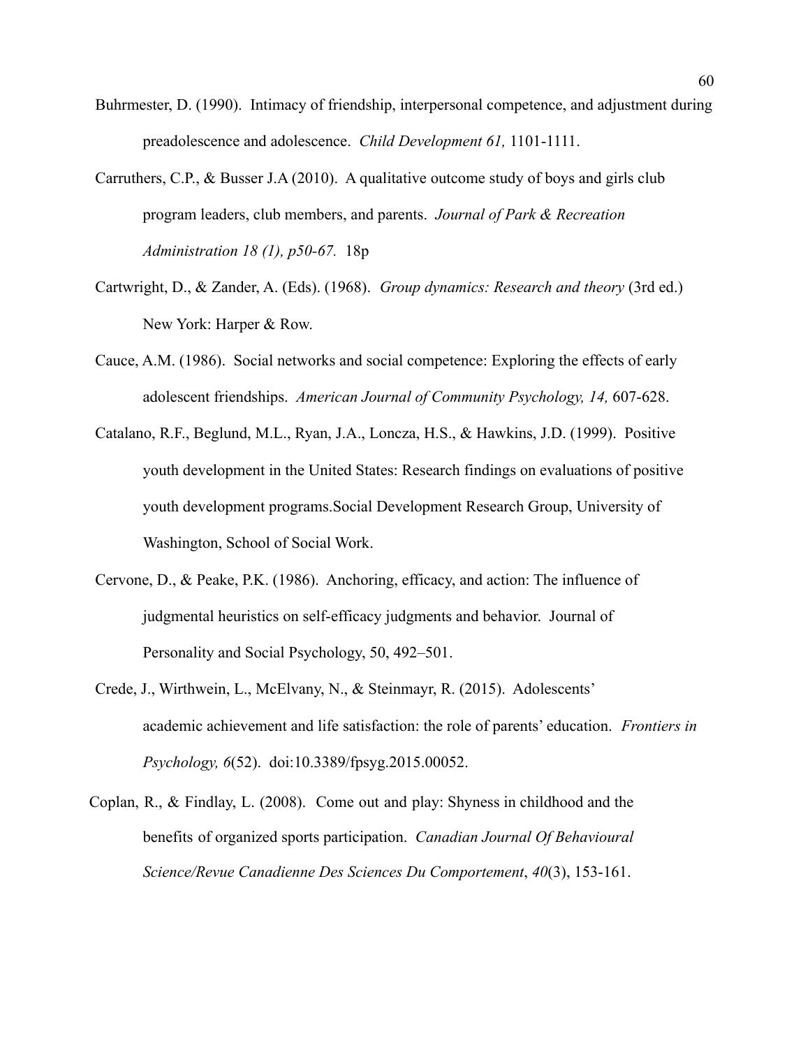Buhrmester, D. (1990). Intimacy of friendship, interpersonal competence, and adjustment during preadolescence and adolescence. *Child Development 61,* 1101-1111.

Carruthers, C.P., & Busser J.A (2010). A qualitative outcome study of boys and girls club program leaders, club members, and parents. *Journal of Park & Recreation Administration 18 (1), p50-67.* 18p

Cartwright, D., & Zander, A. (Eds). (1968). *Group dynamics: Research and theory* (3rd ed.) New York: Harper & Row.

Cauce, A.M. (1986). Social networks and social competence: Exploring the effects of early adolescent friendships. *American Journal of Community Psychology, 14,* 607-628.

Catalano, R.F., Beglund, M.L., Ryan, J.A., Loncza, H.S., & Hawkins, J.D. (1999). Positive youth development in the United States: Research findings on evaluations of positive youth development programs.Social Development Research Group, University of Washington, School of Social Work.

Cervone, D., & Peake, P.K. (1986). Anchoring, efficacy, and action: The influence of judgmental heuristics on self-efficacy judgments and behavior. Journal of Personality and Social Psychology, 50, 492–501.

Crede, J., Wirthwein, L., McElvany, N., & Steinmayr, R. (2015). Adolescents' academic achievement and life satisfaction: the role of parents' education. *Frontiers in Psychology, 6*(52). doi:10.3389/fpsyg.2015.00052.

Coplan, R., & Findlay, L. (2008). Come out and play: Shyness in childhood and the benefits of organized sports participation. *Canadian Journal Of Behavioural Science/Revue Canadienne Des Sciences Du Comportement*, *40*(3), 153-161.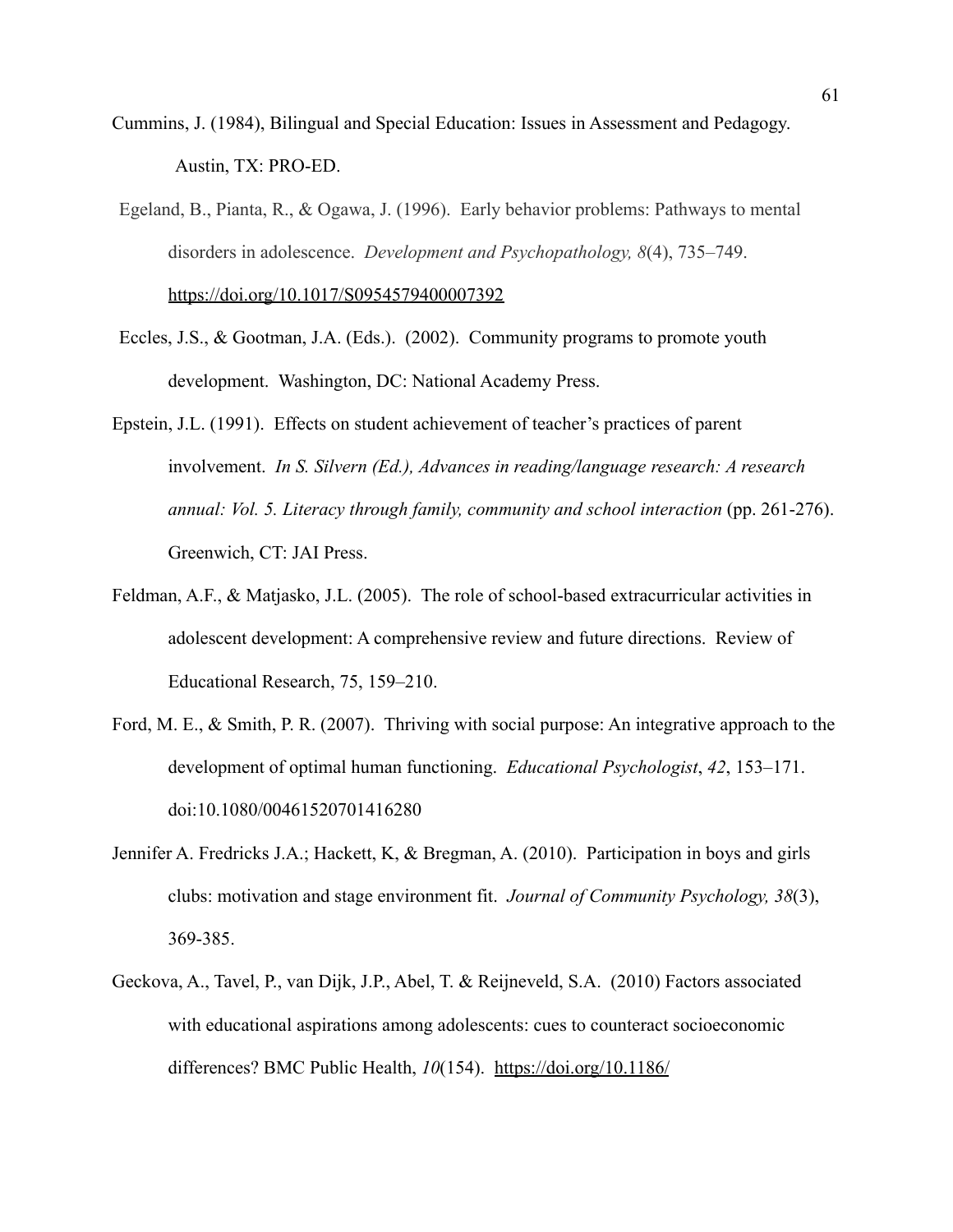Cummins, J. (1984), Bilingual and Special Education: Issues in Assessment and Pedagogy. Austin, TX: PRO-ED.

Egeland, B., Pianta, R., & Ogawa, J. (1996). Early behavior problems: Pathways to mental disorders in adolescence. *Development and Psychopathology, 8*(4), 735–749. https://doi.org/10.1017/S0954579400007392

Eccles, J.S., & Gootman, J.A. (Eds.). (2002). Community programs to promote youth development. Washington, DC: National Academy Press.

Epstein, J.L. (1991). Effects on student achievement of teacher's practices of parent involvement. *In S. Silvern (Ed.), Advances in reading/language research: A research annual: Vol. 5. Literacy through family, community and school interaction* (pp. 261-276). Greenwich, CT: JAI Press.

Feldman, A.F., & Matjasko, J.L. (2005). The role of school-based extracurricular activities in adolescent development: A comprehensive review and future directions. Review of Educational Research, 75, 159–210.

Ford, M. E., & Smith, P. R. (2007). Thriving with social purpose: An integrative approach to the development of optimal human functioning. *Educational Psychologist*, *42*, 153–171. doi:10.1080/00461520701416280

Jennifer A. Fredricks J.A.; Hackett, K, & Bregman, A. (2010). Participation in boys and girls clubs: motivation and stage environment fit. *Journal of Community Psychology, 38*(3), 369-385.

Geckova, A., Tavel, P., van Dijk, J.P., Abel, T. & Reijneveld, S.A. (2010) Factors associated with educational aspirations among adolescents: cues to counteract socioeconomic differences? BMC Public Health, *10*(154). https://doi.org/10.1186/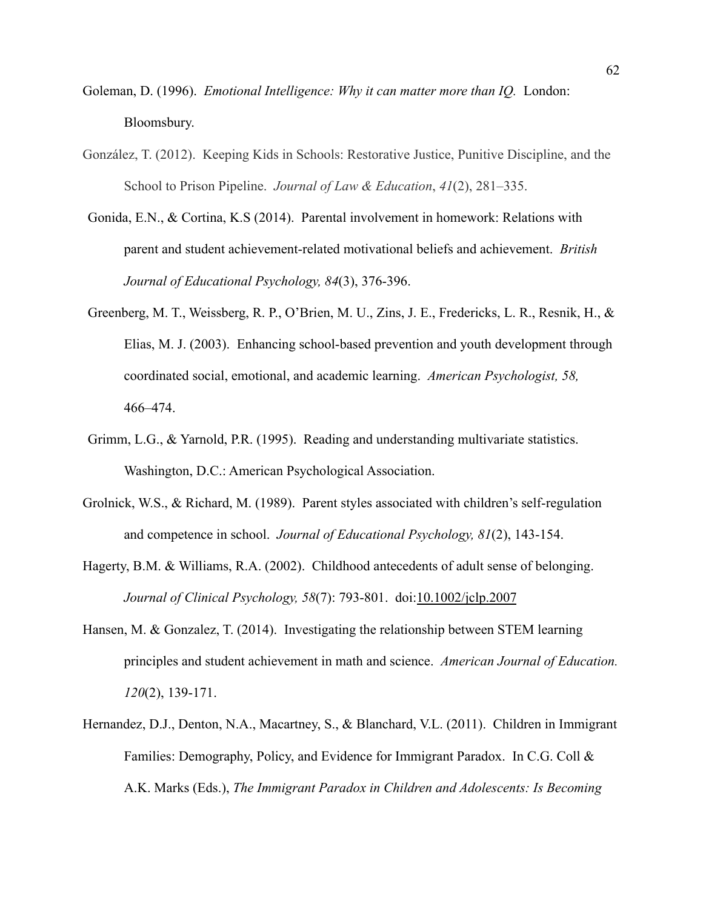Goleman, D. (1996). *Emotional Intelligence: Why it can matter more than IQ.* London: Bloomsbury.

González, T. (2012). Keeping Kids in Schools: Restorative Justice, Punitive Discipline, and the School to Prison Pipeline. *Journal of Law & Education*, *41*(2), 281–335.

Gonida, E.N., & Cortina, K.S (2014). Parental involvement in homework: Relations with parent and student achievement-related motivational beliefs and achievement. *British Journal of Educational Psychology, 84*(3), 376-396.

Greenberg, M. T., Weissberg, R. P., O'Brien, M. U., Zins, J. E., Fredericks, L. R., Resnik, H., & Elias, M. J. (2003). Enhancing school-based prevention and youth development through coordinated social, emotional, and academic learning. *American Psychologist, 58,* 466–474.

Grimm, L.G., & Yarnold, P.R. (1995). Reading and understanding multivariate statistics. Washington, D.C.: American Psychological Association.

Grolnick, W.S., & Richard, M. (1989). Parent styles associated with children's self-regulation and competence in school. *Journal of Educational Psychology, 81*(2), 143-154.

Hagerty, B.M. & Williams, R.A. (2002). Childhood antecedents of adult sense of belonging. *Journal of Clinical Psychology, 58*(7): 793-801. doi:10.1002/jclp.2007

Hansen, M. & Gonzalez, T. (2014). Investigating the relationship between STEM learning principles and student achievement in math and science. *American Journal of Education. 120*(2), 139-171.

Hernandez, D.J., Denton, N.A., Macartney, S., & Blanchard, V.L. (2011). Children in Immigrant Families: Demography, Policy, and Evidence for Immigrant Paradox. In C.G. Coll & A.K. Marks (Eds.), *The Immigrant Paradox in Children and Adolescents: Is Becoming*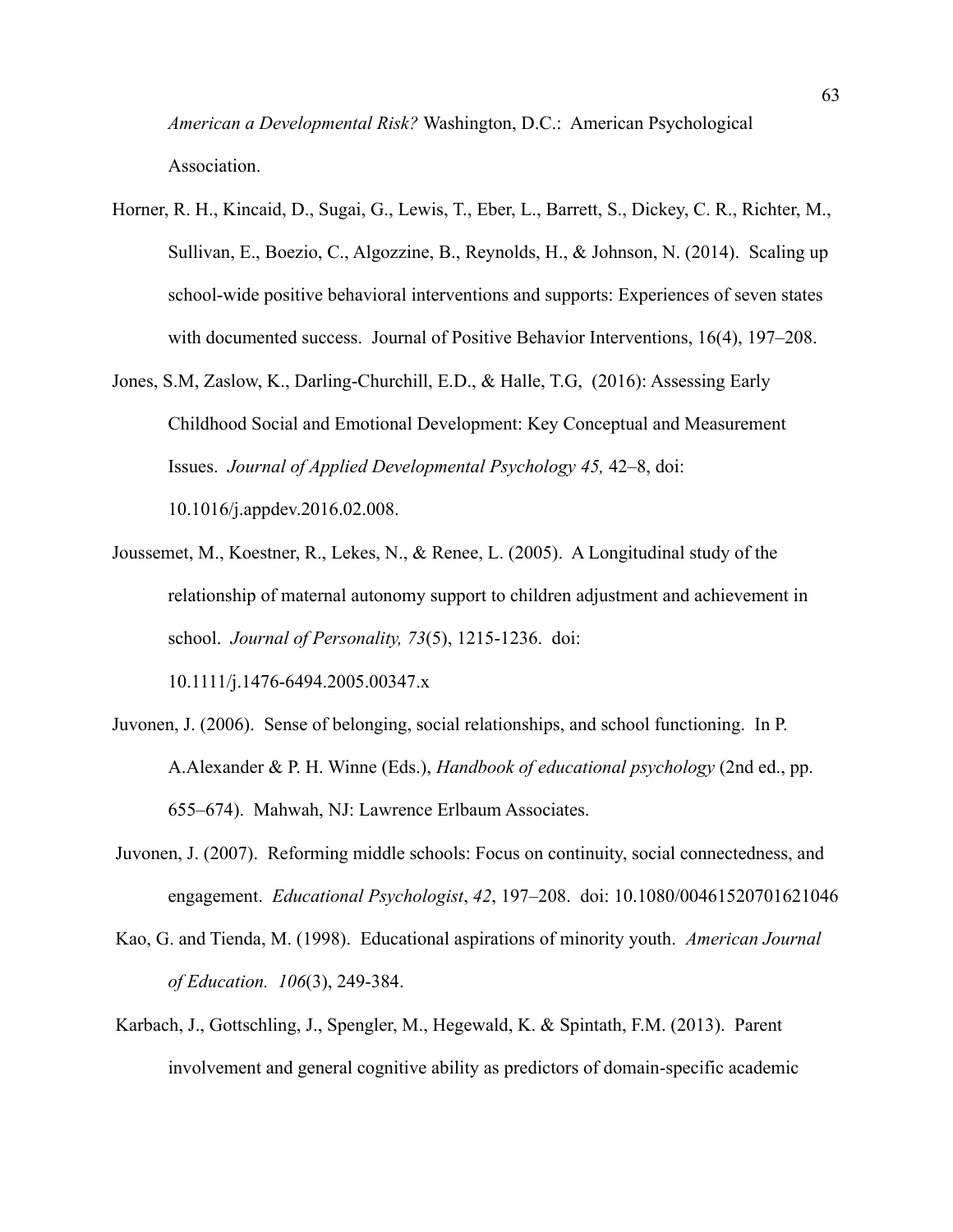*American a Developmental Risk?* Washington, D.C.: American Psychological Association.

Horner, R. H., Kincaid, D., Sugai, G., Lewis, T., Eber, L., Barrett, S., Dickey, C. R., Richter, M., Sullivan, E., Boezio, C., Algozzine, B., Reynolds, H., & Johnson, N. (2014). Scaling up school-wide positive behavioral interventions and supports: Experiences of seven states with documented success. Journal of Positive Behavior Interventions, 16(4), 197–208.

Jones, S.M, Zaslow, K., Darling-Churchill, E.D., & Halle, T.G, (2016): Assessing Early Childhood Social and Emotional Development: Key Conceptual and Measurement Issues. *Journal of Applied Developmental Psychology 45,* 42–8, doi: 10.1016/j.appdev.2016.02.008.

Joussemet, M., Koestner, R., Lekes, N., & Renee, L. (2005). A Longitudinal study of the relationship of maternal autonomy support to children adjustment and achievement in school. *Journal of Personality, 73*(5), 1215-1236. doi: 10.1111/j.1476-6494.2005.00347.x

Juvonen, J. (2006). Sense of belonging, social relationships, and school functioning. In P. A.Alexander & P. H. Winne (Eds.), *Handbook of educational psychology* (2nd ed., pp. 655–674). Mahwah, NJ: Lawrence Erlbaum Associates.

Juvonen, J. (2007). Reforming middle schools: Focus on continuity, social connectedness, and engagement. *Educational Psychologist*, *42*, 197–208. doi: 10.1080/00461520701621046

Kao, G. and Tienda, M. (1998). Educational aspirations of minority youth. *American Journal of Education. 106*(3), 249-384.

Karbach, J., Gottschling, J., Spengler, M., Hegewald, K. & Spintath, F.M. (2013). Parent involvement and general cognitive ability as predictors of domain-specific academic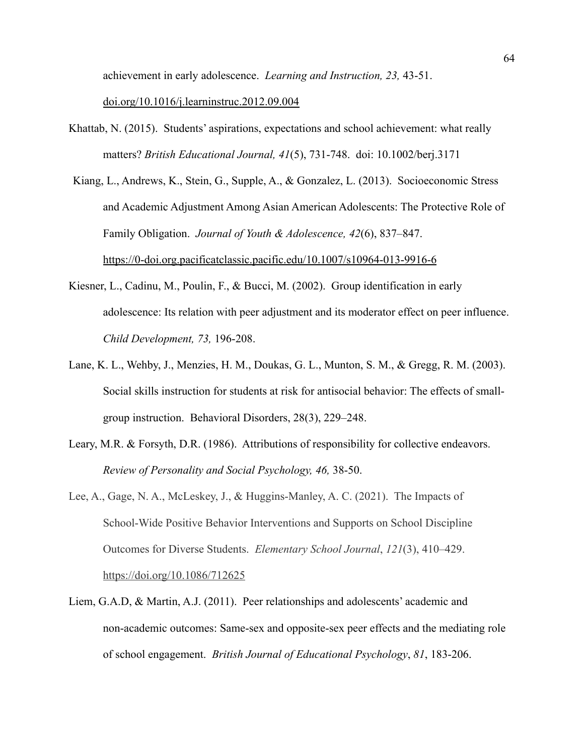achievement in early adolescence. *Learning and Instruction, 23,* 43-51. doi.org/10.1016/j.learninstruc.2012.09.004

Khattab, N. (2015). Students' aspirations, expectations and school achievement: what really matters? *British Educational Journal, 41*(5), 731-748. doi: 10.1002/berj.3171

Kiang, L., Andrews, K., Stein, G., Supple, A., & Gonzalez, L. (2013). Socioeconomic Stress and Academic Adjustment Among Asian American Adolescents: The Protective Role of Family Obligation. *Journal of Youth & Adolescence, 42*(6), 837–847. https://0-doi.org.pacificatclassic.pacific.edu/10.1007/s10964-013-9916-6

Kiesner, L., Cadinu, M., Poulin, F., & Bucci, M. (2002). Group identification in early adolescence: Its relation with peer adjustment and its moderator effect on peer influence. *Child Development, 73,* 196-208.

Lane, K. L., Wehby, J., Menzies, H. M., Doukas, G. L., Munton, S. M., & Gregg, R. M. (2003). Social skills instruction for students at risk for antisocial behavior: The effects of small-group instruction. Behavioral Disorders, 28(3), 229–248.

Leary, M.R. & Forsyth, D.R. (1986). Attributions of responsibility for collective endeavors. *Review of Personality and Social Psychology, 46,* 38-50.

Lee, A., Gage, N. A., McLeskey, J., & Huggins-Manley, A. C. (2021). The Impacts of School-Wide Positive Behavior Interventions and Supports on School Discipline Outcomes for Diverse Students. *Elementary School Journal*, *121*(3), 410–429. https://doi.org/10.1086/712625

Liem, G.A.D, & Martin, A.J. (2011). Peer relationships and adolescents' academic and non-academic outcomes: Same-sex and opposite-sex peer effects and the mediating role of school engagement. *British Journal of Educational Psychology*, *81*, 183-206.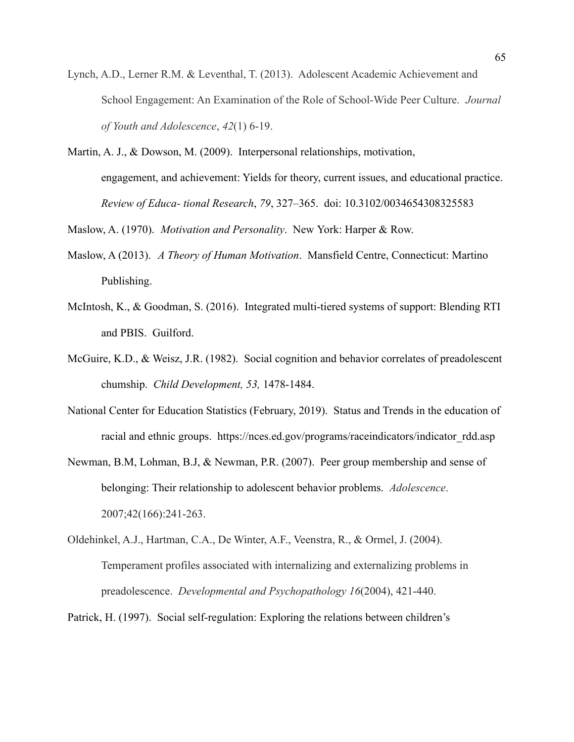Lynch, A.D., Lerner R.M. & Leventhal, T. (2013). Adolescent Academic Achievement and School Engagement: An Examination of the Role of School-Wide Peer Culture. *Journal of Youth and Adolescence*, *42*(1) 6-19.

Martin, A. J., & Dowson, M. (2009). Interpersonal relationships, motivation, engagement, and achievement: Yields for theory, current issues, and educational practice. *Review of Educa- tional Research*, *79*, 327–365. doi: 10.3102/0034654308325583

Maslow, A. (1970). *Motivation and Personality*. New York: Harper & Row.

Maslow, A (2013). *A Theory of Human Motivation*. Mansfield Centre, Connecticut: Martino Publishing.

McIntosh, K., & Goodman, S. (2016). Integrated multi-tiered systems of support: Blending RTI and PBIS. Guilford.

McGuire, K.D., & Weisz, J.R. (1982). Social cognition and behavior correlates of preadolescent chumship. *Child Development, 53,* 1478-1484.

National Center for Education Statistics (February, 2019). Status and Trends in the education of racial and ethnic groups. https://nces.ed.gov/programs/raceindicators/indicator_rdd.asp

Newman, B.M, Lohman, B.J, & Newman, P.R. (2007). Peer group membership and sense of belonging: Their relationship to adolescent behavior problems. *Adolescence*. 2007;42(166):241-263.

Oldehinkel, A.J., Hartman, C.A., De Winter, A.F., Veenstra, R., & Ormel, J. (2004). Temperament profiles associated with internalizing and externalizing problems in preadolescence. *Developmental and Psychopathology 16*(2004), 421-440.

Patrick, H. (1997). Social self-regulation: Exploring the relations between children's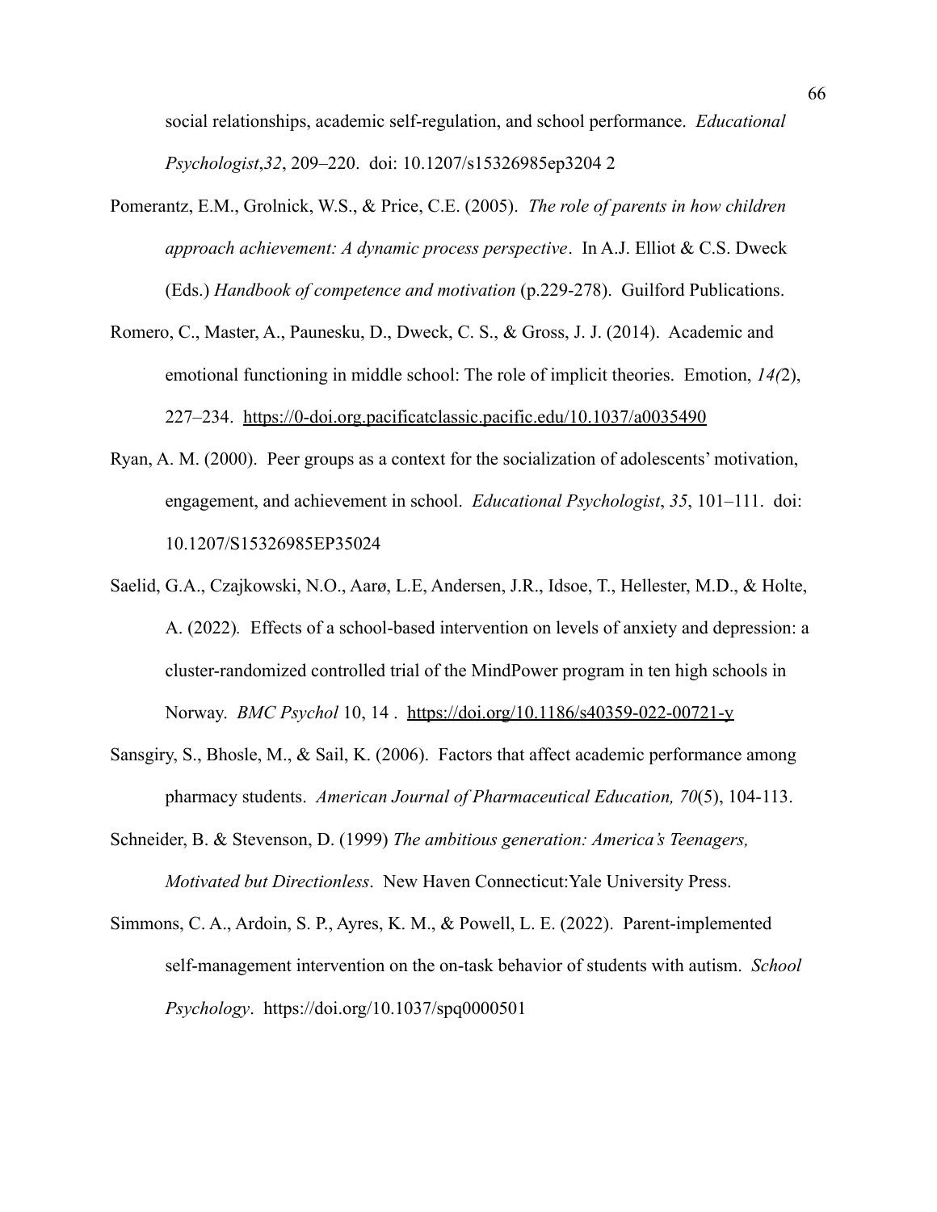social relationships, academic self-regulation, and school performance. *Educational Psychologist*,*32*, 209–220. doi: 10.1207/s15326985ep3204 2

Pomerantz, E.M., Grolnick, W.S., & Price, C.E. (2005). *The role of parents in how children approach achievement: A dynamic process perspective*. In A.J. Elliot & C.S. Dweck (Eds.) *Handbook of competence and motivation* (p.229-278). Guilford Publications.

Romero, C., Master, A., Paunesku, D., Dweck, C. S., & Gross, J. J. (2014). Academic and emotional functioning in middle school: The role of implicit theories. Emotion, *14(*2), 227–234. https://0-doi.org.pacificatclassic.pacific.edu/10.1037/a0035490

Ryan, A. M. (2000). Peer groups as a context for the socialization of adolescents' motivation, engagement, and achievement in school. *Educational Psychologist*, *35*, 101–111. doi: 10.1207/S15326985EP35024

Saelid, G.A., Czajkowski, N.O., Aarø, L.E, Andersen, J.R., Idsoe, T., Hellester, M.D., & Holte, A. (2022). Effects of a school-based intervention on levels of anxiety and depression: a cluster-randomized controlled trial of the MindPower program in ten high schools in Norway. *BMC Psychol* 10, 14 . https://doi.org/10.1186/s40359-022-00721-y

Sansgiry, S., Bhosle, M., & Sail, K. (2006). Factors that affect academic performance among pharmacy students. *American Journal of Pharmaceutical Education, 70*(5), 104-113.

Schneider, B. & Stevenson, D. (1999) *The ambitious generation: America's Teenagers, Motivated but Directionless*. New Haven Connecticut:Yale University Press.

Simmons, C. A., Ardoin, S. P., Ayres, K. M., & Powell, L. E. (2022). Parent-implemented self-management intervention on the on-task behavior of students with autism. *School Psychology*. https://doi.org/10.1037/spq0000501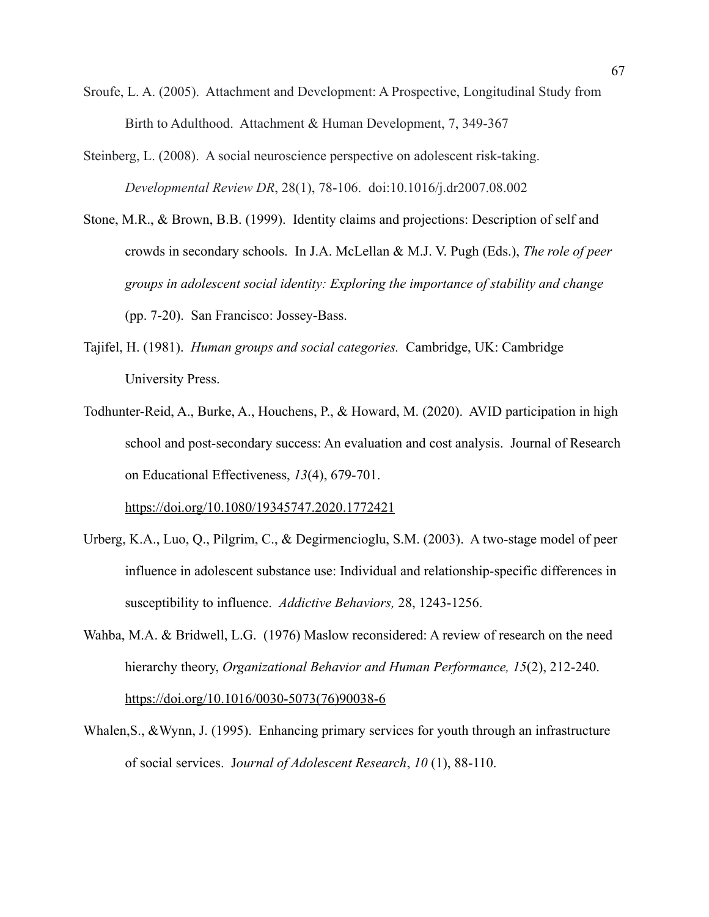Sroufe, L. A. (2005). Attachment and Development: A Prospective, Longitudinal Study from Birth to Adulthood. Attachment & Human Development, 7, 349-367

Steinberg, L. (2008). A social neuroscience perspective on adolescent risk-taking. *Developmental Review DR*, 28(1), 78-106. doi:10.1016/j.dr2007.08.002

Stone, M.R., & Brown, B.B. (1999). Identity claims and projections: Description of self and crowds in secondary schools. In J.A. McLellan & M.J. V. Pugh (Eds.), *The role of peer groups in adolescent social identity: Exploring the importance of stability and change* (pp. 7-20). San Francisco: Jossey-Bass.

Tajifel, H. (1981). *Human groups and social categories.* Cambridge, UK: Cambridge University Press.

Todhunter-Reid, A., Burke, A., Houchens, P., & Howard, M. (2020). AVID participation in high school and post-secondary success: An evaluation and cost analysis. Journal of Research on Educational Effectiveness, *13*(4), 679-701. https://doi.org/10.1080/19345747.2020.1772421

Urberg, K.A., Luo, Q., Pilgrim, C., & Degirmencioglu, S.M. (2003). A two-stage model of peer influence in adolescent substance use: Individual and relationship-specific differences in susceptibility to influence. *Addictive Behaviors,* 28, 1243-1256.

Wahba, M.A. & Bridwell, L.G. (1976) Maslow reconsidered: A review of research on the need hierarchy theory, *Organizational Behavior and Human Performance, 15*(2), 212-240. https://doi.org/10.1016/0030-5073(76)90038-6

Whalen,S., &Wynn, J. (1995). Enhancing primary services for youth through an infrastructure of social services. J*ournal of Adolescent Research*, *10* (1), 88-110.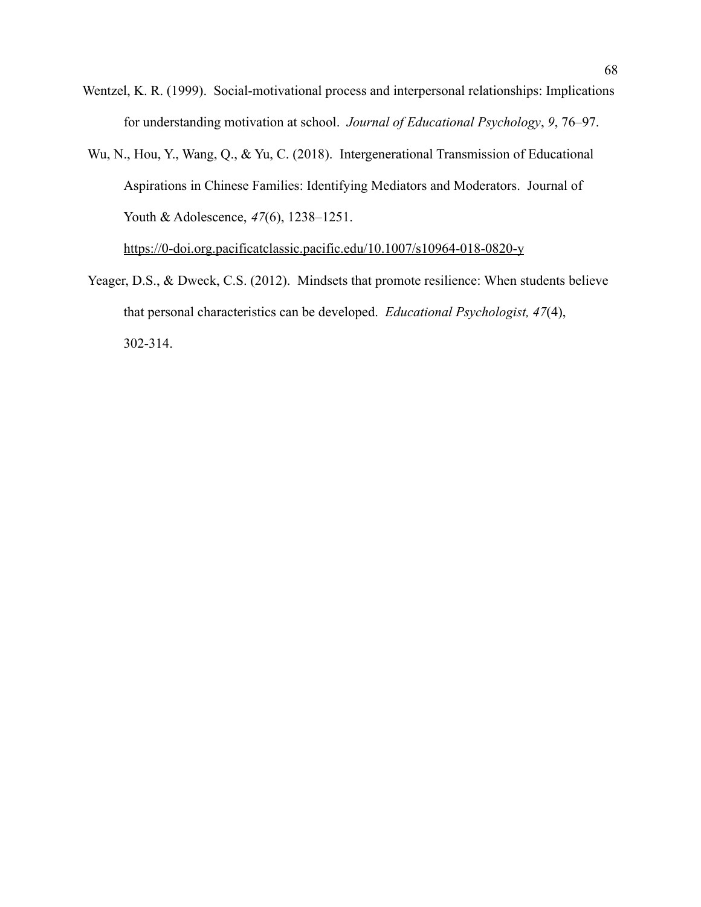Wentzel, K. R. (1999). Social-motivational process and interpersonal relationships: Implications for understanding motivation at school. *Journal of Educational Psychology*, *9*, 76–97.

Wu, N., Hou, Y., Wang, Q., & Yu, C. (2018). Intergenerational Transmission of Educational Aspirations in Chinese Families: Identifying Mediators and Moderators. Journal of Youth & Adolescence, *47*(6), 1238–1251. https://0-doi.org.pacificatclassic.pacific.edu/10.1007/s10964-018-0820-y

Yeager, D.S., & Dweck, C.S. (2012). Mindsets that promote resilience: When students believe that personal characteristics can be developed. *Educational Psychologist, 47*(4), 302-314.